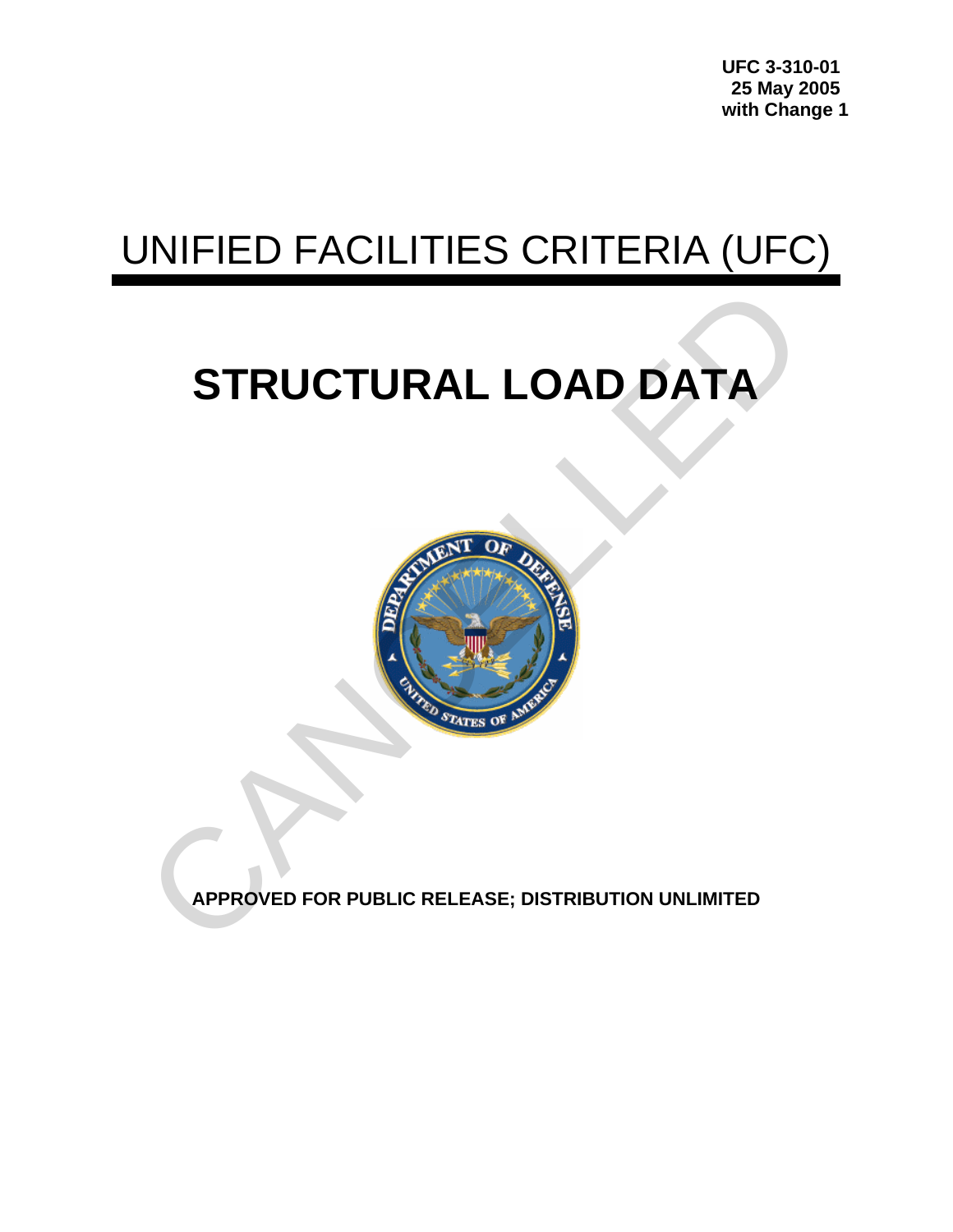**UFC 3-310-01**
**25 May 2005**
**with Change 1**

# UNIFIED FACILITIES CRITERIA (UFC)

# STRUCTURAL LOAD DATA

**APPROVED FOR PUBLIC RELEASE; DISTRIBUTION UNLIMITED**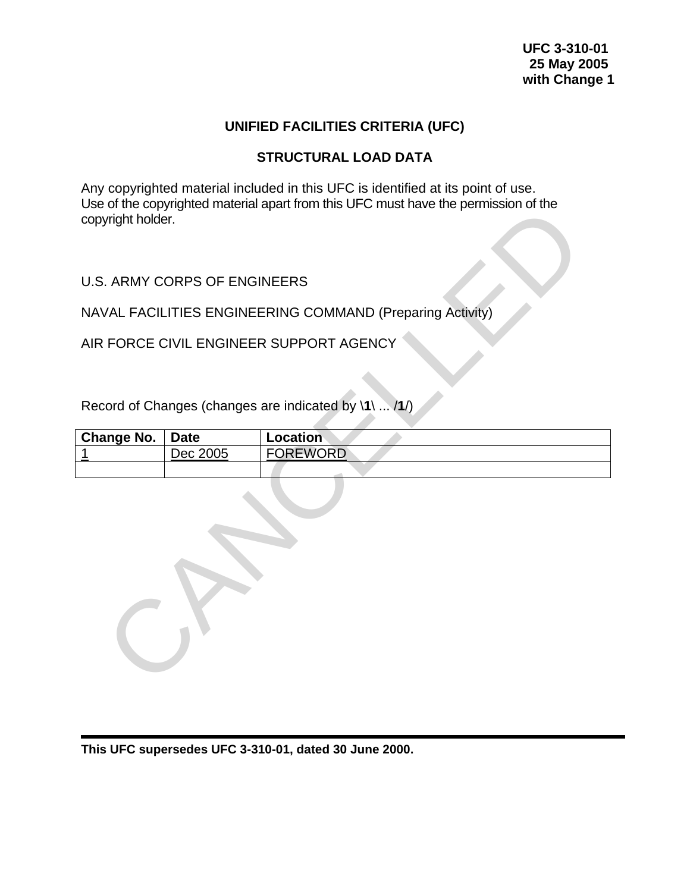**UFC 3-310-01**
**25 May 2005**
**with Change 1**

# UNIFIED FACILITIES CRITERIA (UFC)

## STRUCTURAL LOAD DATA

Any copyrighted material included in this UFC is identified at its point of use. Use of the copyrighted material apart from this UFC must have the permission of the copyright holder.

U.S. ARMY CORPS OF ENGINEERS

NAVAL FACILITIES ENGINEERING COMMAND (Preparing Activity)

AIR FORCE CIVIL ENGINEER SUPPORT AGENCY

Record of Changes (changes are indicated by **\1\** ... **/1/**)

| Change No. | Date | Location |
|---|---|---|
| 1 | Dec 2005 | FOREWORD |
| | | |

CANCELLED

**This UFC supersedes UFC 3-310-01, dated 30 June 2000.**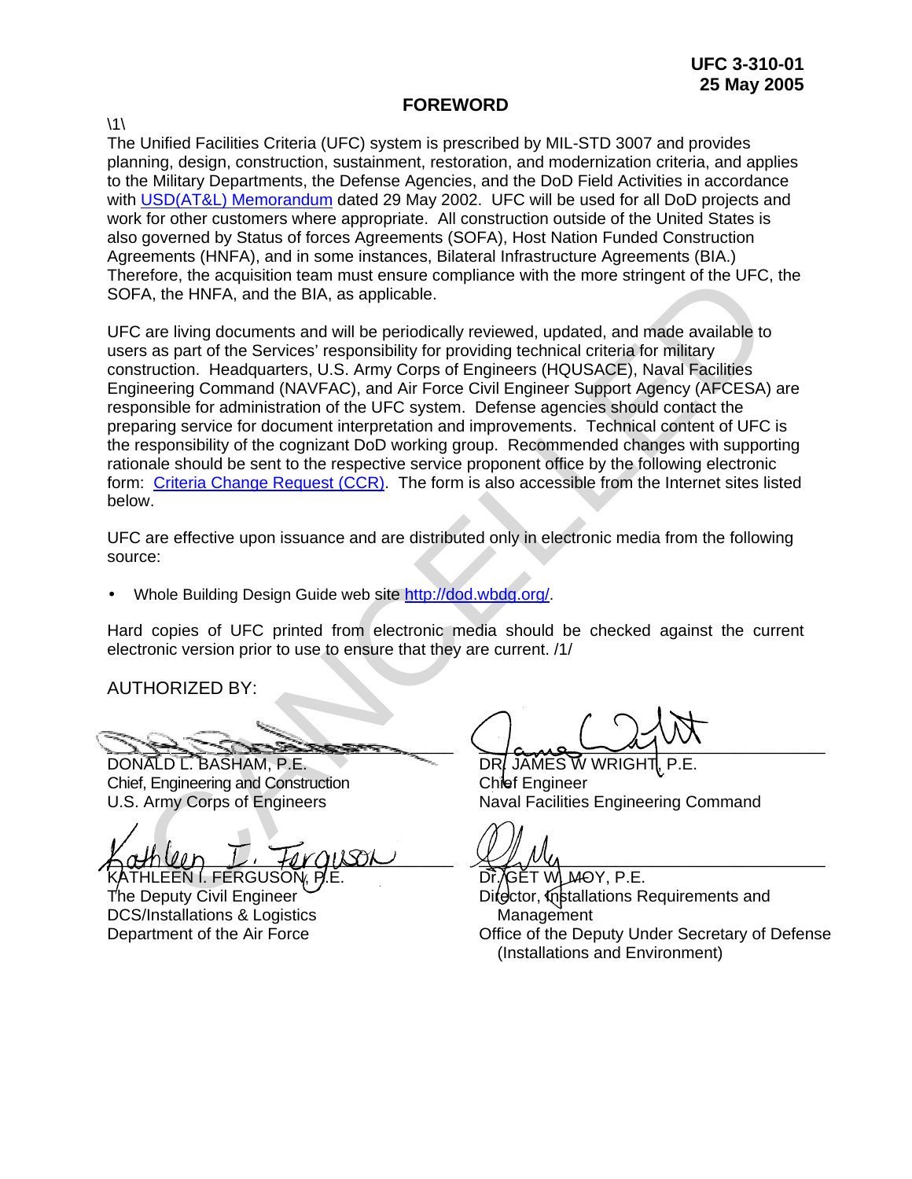UFC 3-310-01
25 May 2005

# FOREWORD

\1\
The Unified Facilities Criteria (UFC) system is prescribed by MIL-STD 3007 and provides planning, design, construction, sustainment, restoration, and modernization criteria, and applies to the Military Departments, the Defense Agencies, and the DoD Field Activities in accordance with USD(AT&L) Memorandum dated 29 May 2002. UFC will be used for all DoD projects and work for other customers where appropriate. All construction outside of the United States is also governed by Status of forces Agreements (SOFA), Host Nation Funded Construction Agreements (HNFA), and in some instances, Bilateral Infrastructure Agreements (BIA.) Therefore, the acquisition team must ensure compliance with the more stringent of the UFC, the SOFA, the HNFA, and the BIA, as applicable.

UFC are living documents and will be periodically reviewed, updated, and made available to users as part of the Services' responsibility for providing technical criteria for military construction. Headquarters, U.S. Army Corps of Engineers (HQUSACE), Naval Facilities Engineering Command (NAVFAC), and Air Force Civil Engineer Support Agency (AFCESA) are responsible for administration of the UFC system. Defense agencies should contact the preparing service for document interpretation and improvements. Technical content of UFC is the responsibility of the cognizant DoD working group. Recommended changes with supporting rationale should be sent to the respective service proponent office by the following electronic form: Criteria Change Request (CCR). The form is also accessible from the Internet sites listed below.

UFC are effective upon issuance and are distributed only in electronic media from the following source:

- Whole Building Design Guide web site http://dod.wbdg.org/.

Hard copies of UFC printed from electronic media should be checked against the current electronic version prior to use to ensure that they are current. /1/

AUTHORIZED BY:

DONALD L. BASHAM, P.E.
Chief, Engineering and Construction
U.S. Army Corps of Engineers

DR. JAMES W WRIGHT, P.E.
Chief Engineer
Naval Facilities Engineering Command

KATHLEEN I. FERGUSON, P.E.
The Deputy Civil Engineer
DCS/Installations & Logistics
Department of the Air Force

Dr. GET W. MOY, P.E.
Director, Installations Requirements and Management
Office of the Deputy Under Secretary of Defense (Installations and Environment)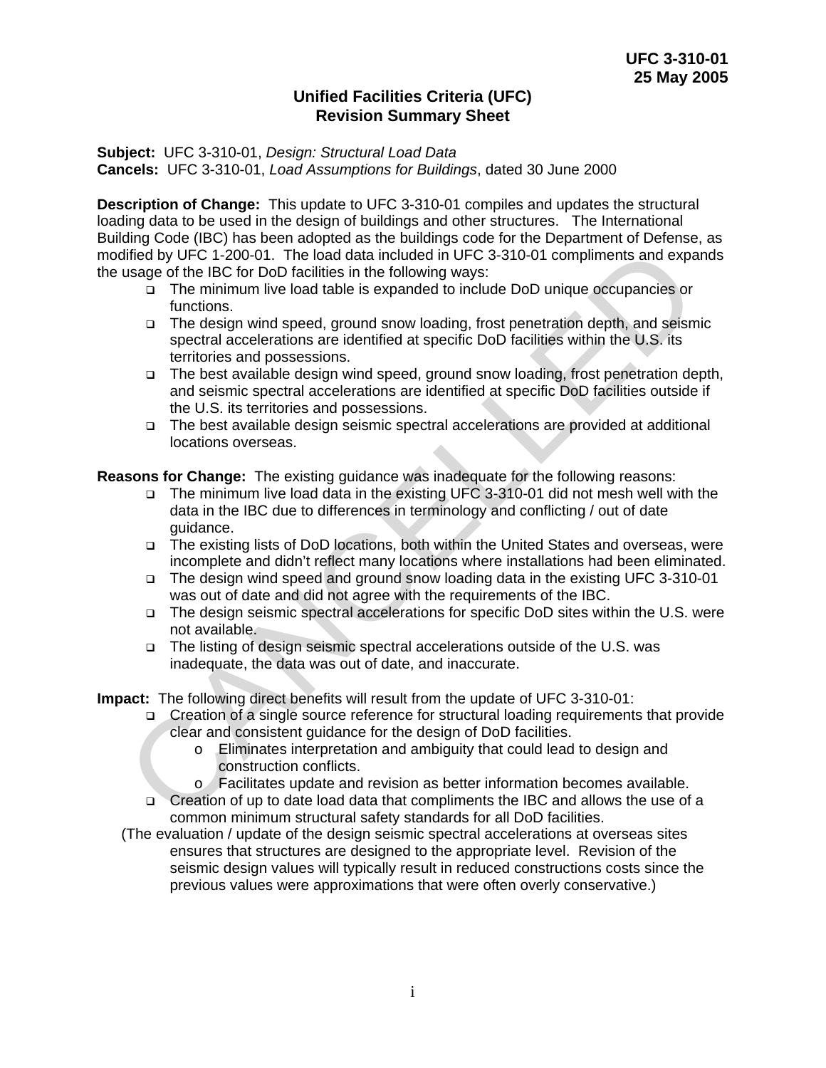# Unified Facilities Criteria (UFC)
# Revision Summary Sheet

**Subject:** UFC 3-310-01, *Design: Structural Load Data*
**Cancels:** UFC 3-310-01, *Load Assumptions for Buildings*, dated 30 June 2000

**Description of Change:** This update to UFC 3-310-01 compiles and updates the structural loading data to be used in the design of buildings and other structures. The International Building Code (IBC) has been adopted as the buildings code for the Department of Defense, as modified by UFC 1-200-01. The load data included in UFC 3-310-01 compliments and expands the usage of the IBC for DoD facilities in the following ways:

- The minimum live load table is expanded to include DoD unique occupancies or functions.
- The design wind speed, ground snow loading, frost penetration depth, and seismic spectral accelerations are identified at specific DoD facilities within the U.S. its territories and possessions.
- The best available design wind speed, ground snow loading, frost penetration depth, and seismic spectral accelerations are identified at specific DoD facilities outside if the U.S. its territories and possessions.
- The best available design seismic spectral accelerations are provided at additional locations overseas.

**Reasons for Change:** The existing guidance was inadequate for the following reasons:

- The minimum live load data in the existing UFC 3-310-01 did not mesh well with the data in the IBC due to differences in terminology and conflicting / out of date guidance.
- The existing lists of DoD locations, both within the United States and overseas, were incomplete and didn't reflect many locations where installations had been eliminated.
- The design wind speed and ground snow loading data in the existing UFC 3-310-01 was out of date and did not agree with the requirements of the IBC.
- The design seismic spectral accelerations for specific DoD sites within the U.S. were not available.
- The listing of design seismic spectral accelerations outside of the U.S. was inadequate, the data was out of date, and inaccurate.

**Impact:** The following direct benefits will result from the update of UFC 3-310-01:

- Creation of a single source reference for structural loading requirements that provide clear and consistent guidance for the design of DoD facilities.
  - Eliminates interpretation and ambiguity that could lead to design and construction conflicts.
  - Facilitates update and revision as better information becomes available.
- Creation of up to date load data that compliments the IBC and allows the use of a common minimum structural safety standards for all DoD facilities.

(The evaluation / update of the design seismic spectral accelerations at overseas sites ensures that structures are designed to the appropriate level. Revision of the seismic design values will typically result in reduced constructions costs since the previous values were approximations that were often overly conservative.)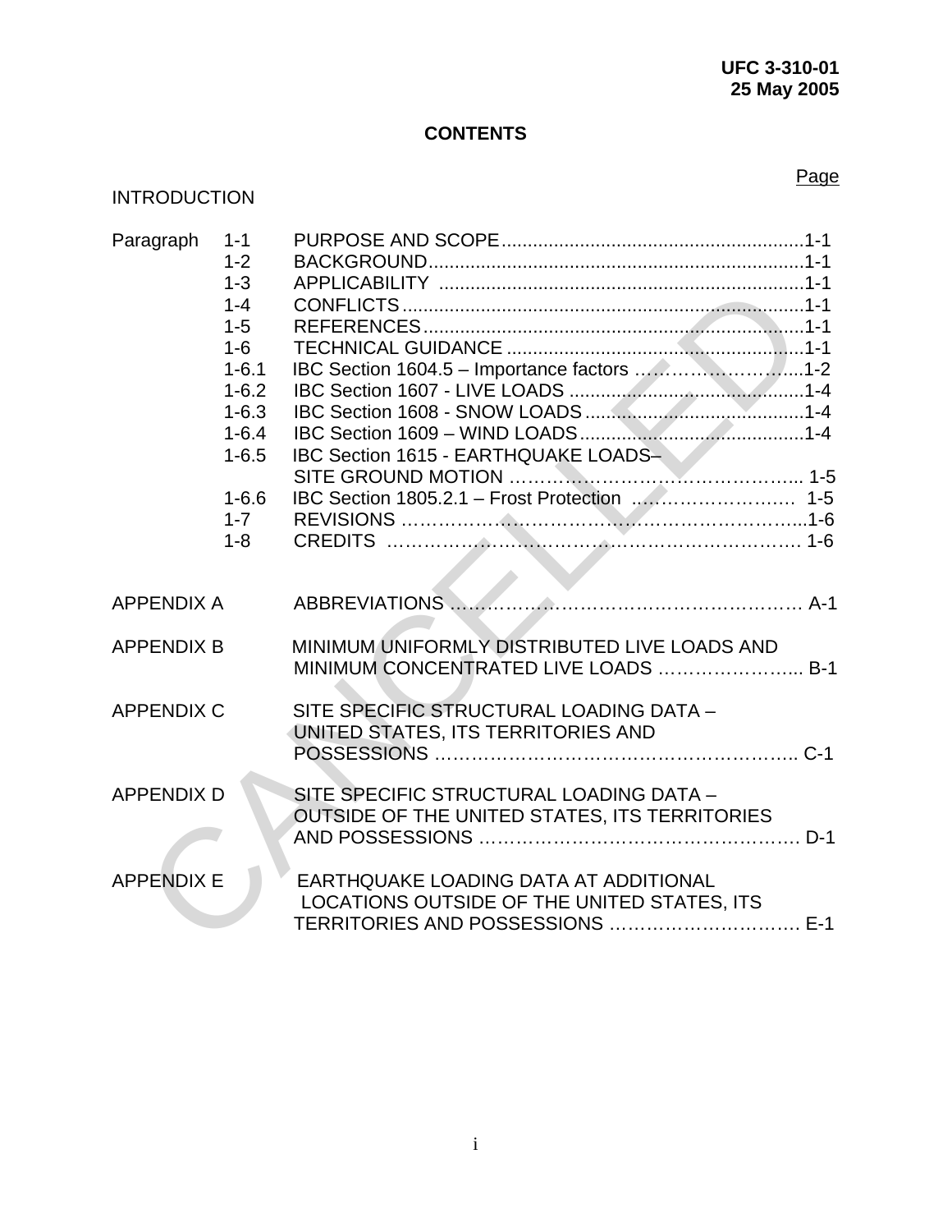# CONTENTS

Page

INTRODUCTION

| | | | |
|---|---|---|---|
| Paragraph | 1-1 | PURPOSE AND SCOPE | 1-1 |
| | 1-2 | BACKGROUND | 1-1 |
| | 1-3 | APPLICABILITY | 1-1 |
| | 1-4 | CONFLICTS | 1-1 |
| | 1-5 | REFERENCES | 1-1 |
| | 1-6 | TECHNICAL GUIDANCE | 1-1 |
| | 1-6.1 | IBC Section 1604.5 – Importance factors | 1-2 |
| | 1-6.2 | IBC Section 1607 - LIVE LOADS | 1-4 |
| | 1-6.3 | IBC Section 1608 - SNOW LOADS | 1-4 |
| | 1-6.4 | IBC Section 1609 – WIND LOADS | 1-4 |
| | 1-6.5 | IBC Section 1615 - EARTHQUAKE LOADS– SITE GROUND MOTION | 1-5 |
| | 1-6.6 | IBC Section 1805.2.1 – Frost Protection | 1-5 |
| | 1-7 | REVISIONS | 1-6 |
| | 1-8 | CREDITS | 1-6 |

| | | |
|---|---|---|
| APPENDIX A | ABBREVIATIONS | A-1 |
| APPENDIX B | MINIMUM UNIFORMLY DISTRIBUTED LIVE LOADS AND MINIMUM CONCENTRATED LIVE LOADS | B-1 |
| APPENDIX C | SITE SPECIFIC STRUCTURAL LOADING DATA – UNITED STATES, ITS TERRITORIES AND POSSESSIONS | C-1 |
| APPENDIX D | SITE SPECIFIC STRUCTURAL LOADING DATA – OUTSIDE OF THE UNITED STATES, ITS TERRITORIES AND POSSESSIONS | D-1 |
| APPENDIX E | EARTHQUAKE LOADING DATA AT ADDITIONAL LOCATIONS OUTSIDE OF THE UNITED STATES, ITS TERRITORIES AND POSSESSIONS | E-1 |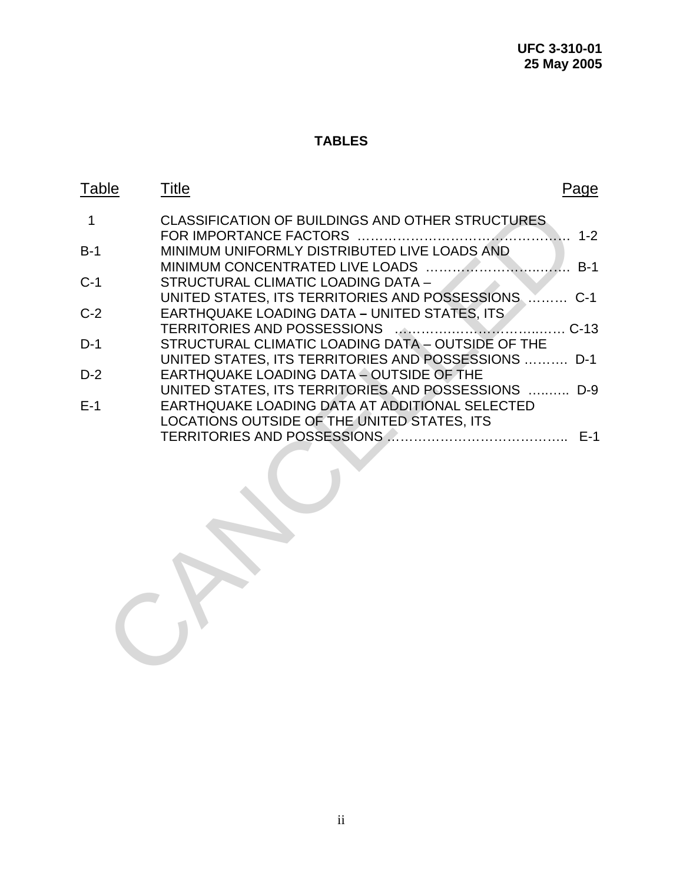## TABLES

| Table | Title | Page |
|---|---|---|
| 1 | CLASSIFICATION OF BUILDINGS AND OTHER STRUCTURES FOR IMPORTANCE FACTORS | 1-2 |
| B-1 | MINIMUM UNIFORMLY DISTRIBUTED LIVE LOADS AND MINIMUM CONCENTRATED LIVE LOADS | B-1 |
| C-1 | STRUCTURAL CLIMATIC LOADING DATA – UNITED STATES, ITS TERRITORIES AND POSSESSIONS | C-1 |
| C-2 | EARTHQUAKE LOADING DATA – UNITED STATES, ITS TERRITORIES AND POSSESSIONS | C-13 |
| D-1 | STRUCTURAL CLIMATIC LOADING DATA – OUTSIDE OF THE UNITED STATES, ITS TERRITORIES AND POSSESSIONS | D-1 |
| D-2 | EARTHQUAKE LOADING DATA – OUTSIDE OF THE UNITED STATES, ITS TERRITORIES AND POSSESSIONS | D-9 |
| E-1 | EARTHQUAKE LOADING DATA AT ADDITIONAL SELECTED LOCATIONS OUTSIDE OF THE UNITED STATES, ITS TERRITORIES AND POSSESSIONS | E-1 |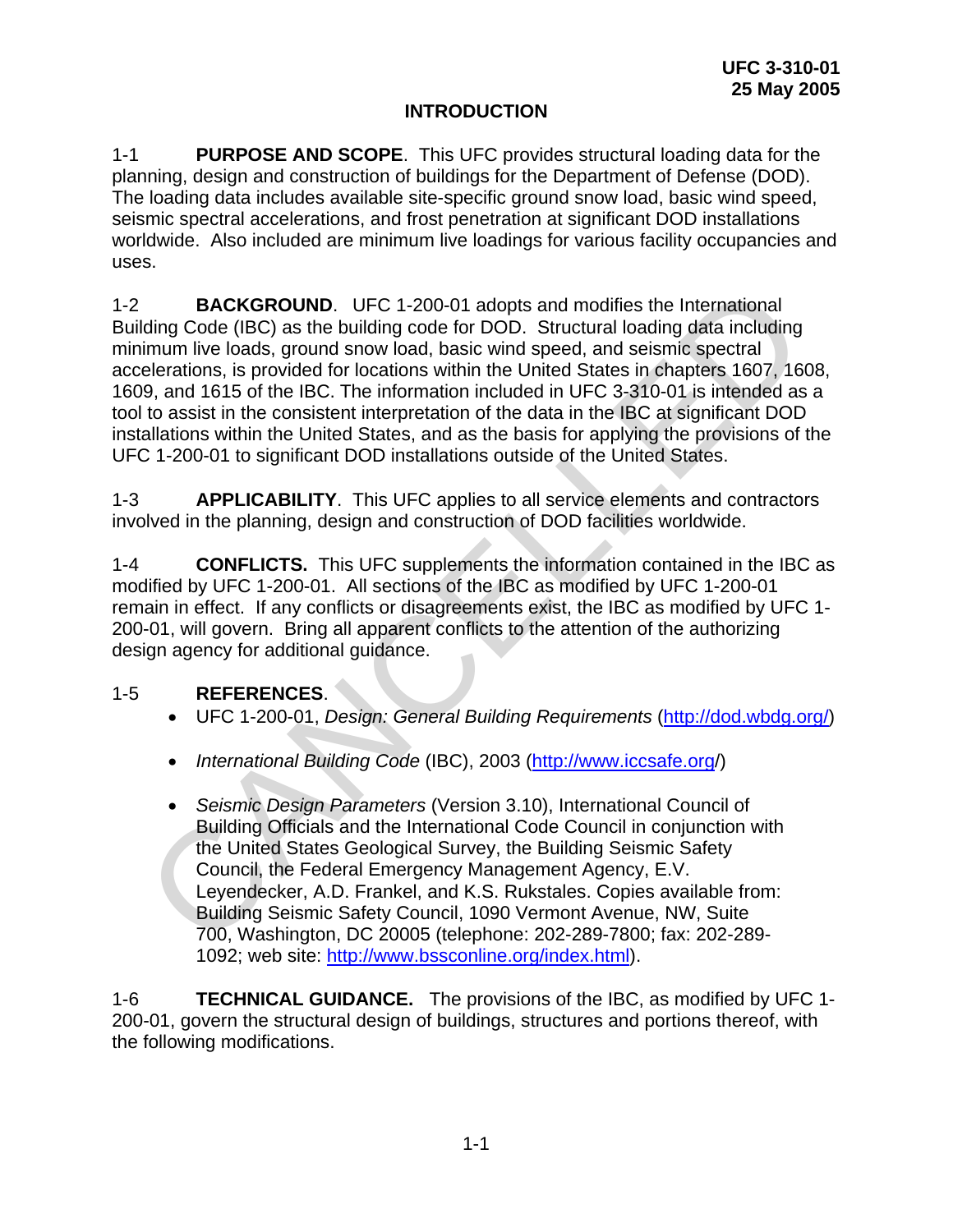# INTRODUCTION

1-1 **PURPOSE AND SCOPE**. This UFC provides structural loading data for the planning, design and construction of buildings for the Department of Defense (DOD). The loading data includes available site-specific ground snow load, basic wind speed, seismic spectral accelerations, and frost penetration at significant DOD installations worldwide. Also included are minimum live loadings for various facility occupancies and uses.

1-2 **BACKGROUND**. UFC 1-200-01 adopts and modifies the International Building Code (IBC) as the building code for DOD. Structural loading data including minimum live loads, ground snow load, basic wind speed, and seismic spectral accelerations, is provided for locations within the United States in chapters 1607, 1608, 1609, and 1615 of the IBC. The information included in UFC 3-310-01 is intended as a tool to assist in the consistent interpretation of the data in the IBC at significant DOD installations within the United States, and as the basis for applying the provisions of the UFC 1-200-01 to significant DOD installations outside of the United States.

1-3 **APPLICABILITY**. This UFC applies to all service elements and contractors involved in the planning, design and construction of DOD facilities worldwide.

1-4 **CONFLICTS.** This UFC supplements the information contained in the IBC as modified by UFC 1-200-01. All sections of the IBC as modified by UFC 1-200-01 remain in effect. If any conflicts or disagreements exist, the IBC as modified by UFC 1-200-01, will govern. Bring all apparent conflicts to the attention of the authorizing design agency for additional guidance.

1-5 **REFERENCES**.

- UFC 1-200-01, *Design: General Building Requirements* (http://dod.wbdg.org/)
- *International Building Code* (IBC), 2003 (http://www.iccsafe.org/)
- *Seismic Design Parameters* (Version 3.10), International Council of Building Officials and the International Code Council in conjunction with the United States Geological Survey, the Building Seismic Safety Council, the Federal Emergency Management Agency, E.V. Leyendecker, A.D. Frankel, and K.S. Rukstales. Copies available from: Building Seismic Safety Council, 1090 Vermont Avenue, NW, Suite 700, Washington, DC 20005 (telephone: 202-289-7800; fax: 202-289-1092; web site: http://www.bssconline.org/index.html).

1-6 **TECHNICAL GUIDANCE.** The provisions of the IBC, as modified by UFC 1-200-01, govern the structural design of buildings, structures and portions thereof, with the following modifications.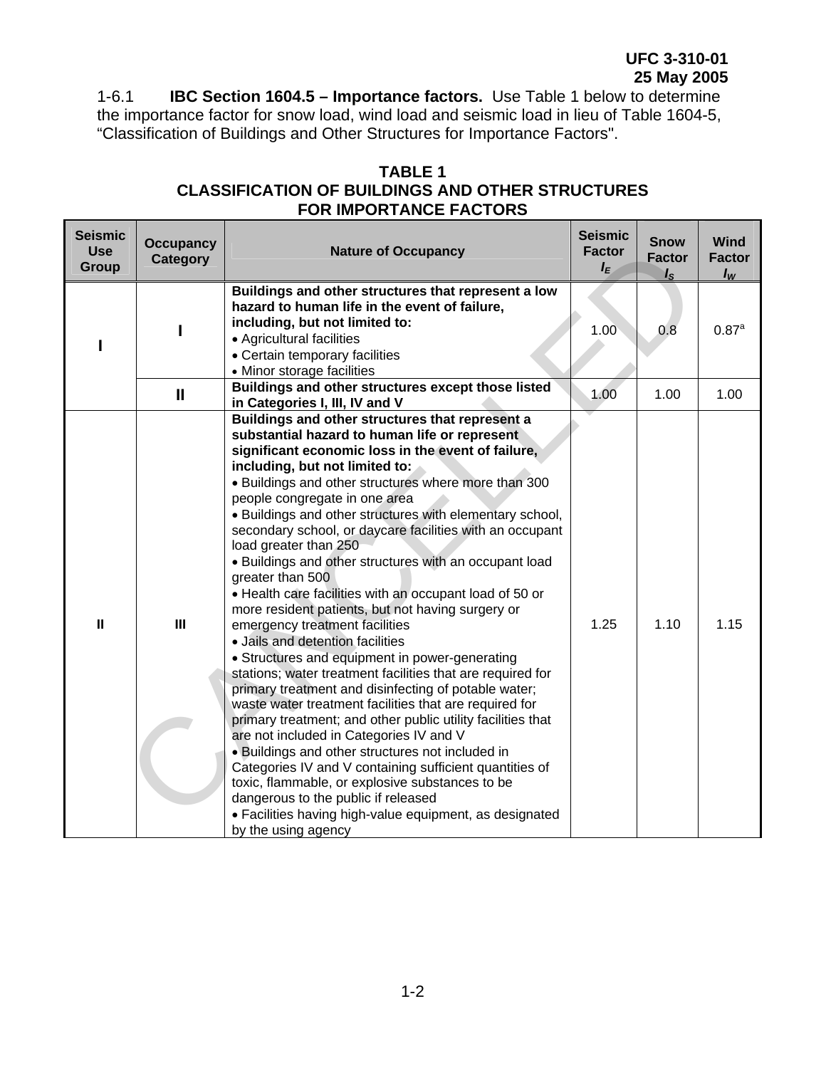1-6.1 **IBC Section 1604.5 – Importance factors.** Use Table 1 below to determine the importance factor for snow load, wind load and seismic load in lieu of Table 1604-5, "Classification of Buildings and Other Structures for Importance Factors".

**TABLE 1**
**CLASSIFICATION OF BUILDINGS AND OTHER STRUCTURES FOR IMPORTANCE FACTORS**

| Seismic Use Group | Occupancy Category | Nature of Occupancy | Seismic Factor $I_E$ | Snow Factor $I_S$ | Wind Factor $I_W$ |
|---|---|---|---|---|---|
| I | I | **Buildings and other structures that represent a low hazard to human life in the event of failure, including, but not limited to:** <br>• Agricultural facilities <br>• Certain temporary facilities <br>• Minor storage facilities | 1.00 | 0.8 | 0.87[a] |
| | II | **Buildings and other structures except those listed in Categories I, III, IV and V** | 1.00 | 1.00 | 1.00 |
| II | III | **Buildings and other structures that represent a substantial hazard to human life or represent significant economic loss in the event of failure, including, but not limited to:** <br>• Buildings and other structures where more than 300 people congregate in one area <br>• Buildings and other structures with elementary school, secondary school, or daycare facilities with an occupant load greater than 250 <br>• Buildings and other structures with an occupant load greater than 500 <br>• Health care facilities with an occupant load of 50 or more resident patients, but not having surgery or emergency treatment facilities <br>• Jails and detention facilities <br>• Structures and equipment in power-generating stations; water treatment facilities that are required for primary treatment and disinfecting of potable water; waste water treatment facilities that are required for primary treatment; and other public utility facilities that are not included in Categories IV and V <br>• Buildings and other structures not included in Categories IV and V containing sufficient quantities of toxic, flammable, or explosive substances to be dangerous to the public if released <br>• Facilities having high-value equipment, as designated by the using agency | 1.25 | 1.10 | 1.15 |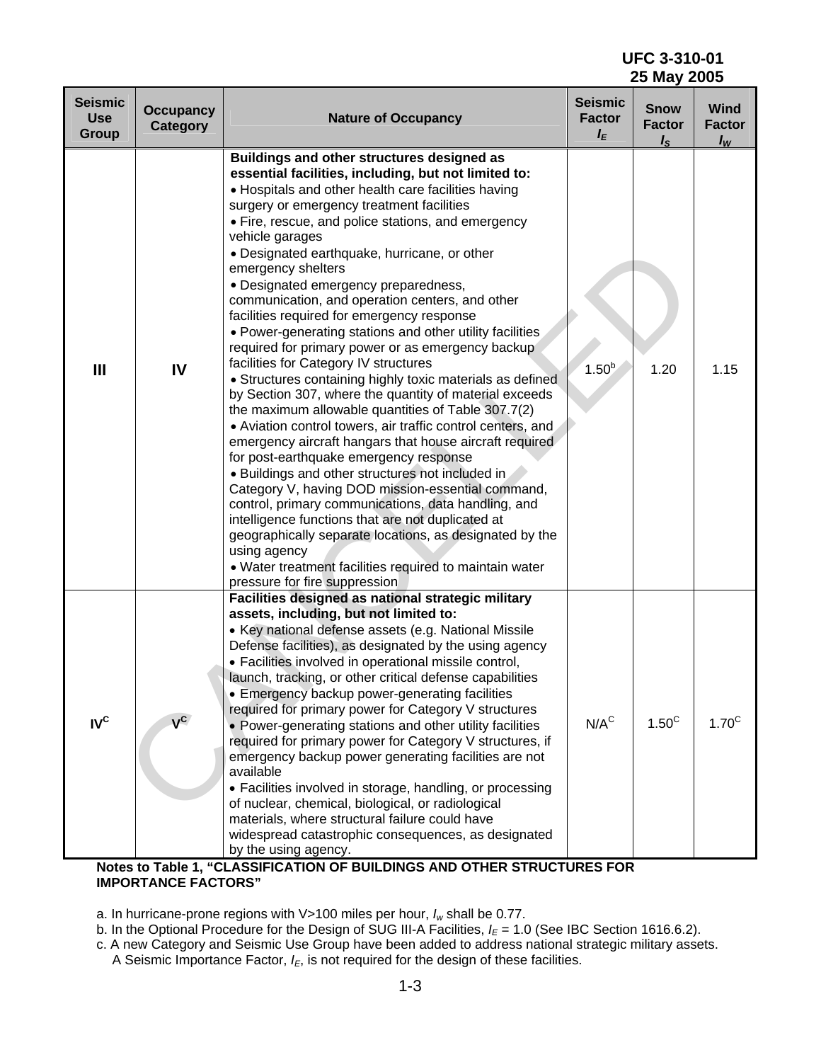| Seismic Use Group | Occupancy Category | Nature of Occupancy | Seismic Factor $I_E$ | Snow Factor $I_S$ | Wind Factor $I_W$ |
|---|---|---|---|---|---|
| III | IV | **Buildings and other structures designed as essential facilities, including, but not limited to:** • Hospitals and other health care facilities having surgery or emergency treatment facilities • Fire, rescue, and police stations, and emergency vehicle garages • Designated earthquake, hurricane, or other emergency shelters • Designated emergency preparedness, communication, and operation centers, and other facilities required for emergency response • Power-generating stations and other utility facilities required for primary power or as emergency backup facilities for Category IV structures • Structures containing highly toxic materials as defined by Section 307, where the quantity of material exceeds the maximum allowable quantities of Table 307.7(2) • Aviation control towers, air traffic control centers, and emergency aircraft hangars that house aircraft required for post-earthquake emergency response • Buildings and other structures not included in Category V, having DOD mission-essential command, control, primary communications, data handling, and intelligence functions that are not duplicated at geographically separate locations, as designated by the using agency • Water treatment facilities required to maintain water pressure for fire suppression | 1.50[b] | 1.20 | 1.15 |
| IV[C] | V[C] | **Facilities designed as national strategic military assets, including, but not limited to:** • Key national defense assets (e.g. National Missile Defense facilities), as designated by the using agency • Facilities involved in operational missile control, launch, tracking, or other critical defense capabilities • Emergency backup power-generating facilities required for primary power for Category V structures • Power-generating stations and other utility facilities required for primary power for Category V structures, if emergency backup power generating facilities are not available • Facilities involved in storage, handling, or processing of nuclear, chemical, biological, or radiological materials, where structural failure could have widespread catastrophic consequences, as designated by the using agency. | N/A[C] | 1.50[C] | 1.70[C] |

**Notes to Table 1, "CLASSIFICATION OF BUILDINGS AND OTHER STRUCTURES FOR IMPORTANCE FACTORS"**

a. In hurricane-prone regions with V>100 miles per hour, $I_w$ shall be 0.77.

b. In the Optional Procedure for the Design of SUG III-A Facilities, $I_E$ = 1.0 (See IBC Section 1616.6.2).

c. A new Category and Seismic Use Group have been added to address national strategic military assets. A Seismic Importance Factor, $I_E$, is not required for the design of these facilities.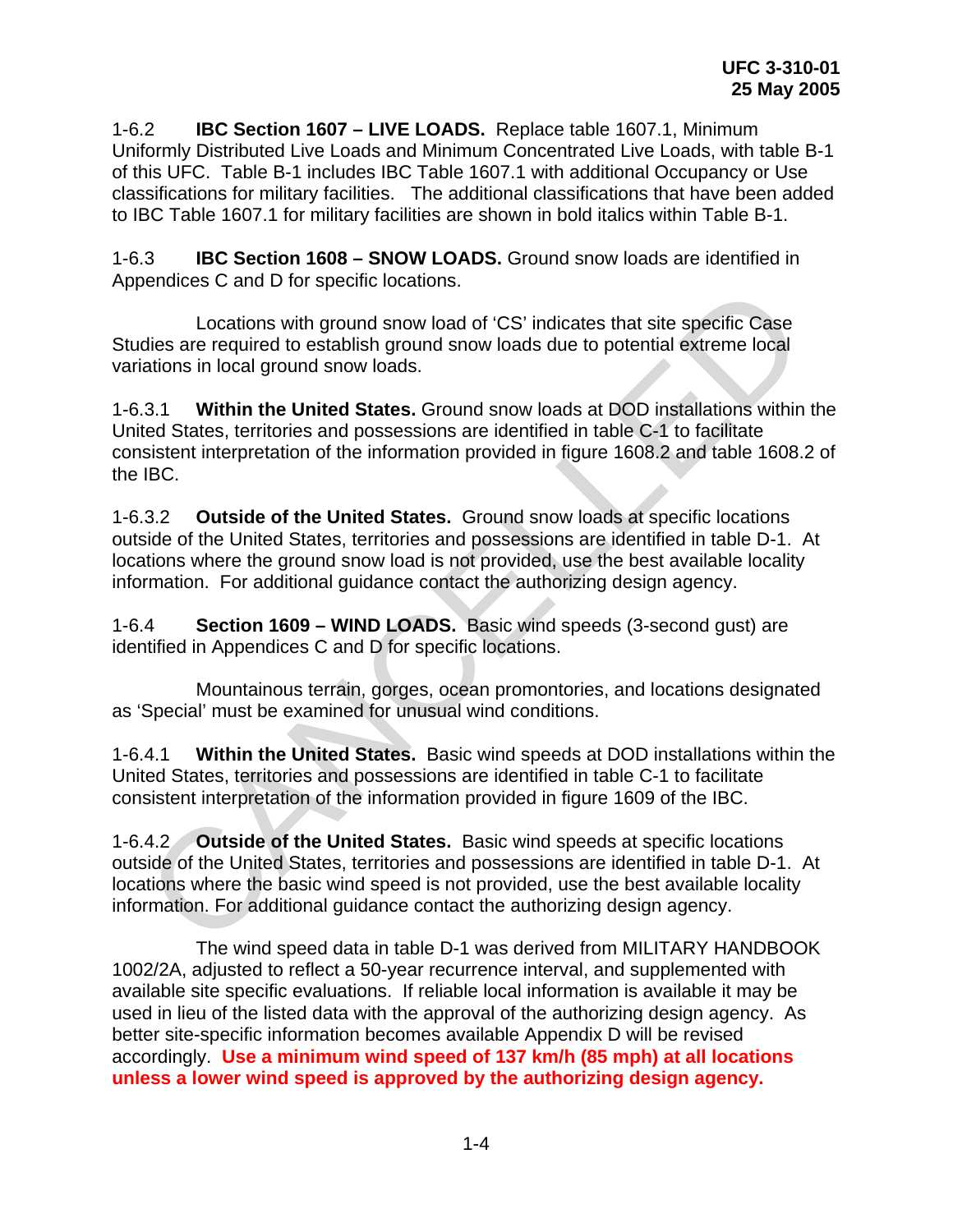1-6.2 **IBC Section 1607 – LIVE LOADS.** Replace table 1607.1, Minimum Uniformly Distributed Live Loads and Minimum Concentrated Live Loads, with table B-1 of this UFC. Table B-1 includes IBC Table 1607.1 with additional Occupancy or Use classifications for military facilities. The additional classifications that have been added to IBC Table 1607.1 for military facilities are shown in bold italics within Table B-1.

1-6.3 **IBC Section 1608 – SNOW LOADS.** Ground snow loads are identified in Appendices C and D for specific locations.

Locations with ground snow load of 'CS' indicates that site specific Case Studies are required to establish ground snow loads due to potential extreme local variations in local ground snow loads.

1-6.3.1 **Within the United States.** Ground snow loads at DOD installations within the United States, territories and possessions are identified in table C-1 to facilitate consistent interpretation of the information provided in figure 1608.2 and table 1608.2 of the IBC.

1-6.3.2 **Outside of the United States.** Ground snow loads at specific locations outside of the United States, territories and possessions are identified in table D-1. At locations where the ground snow load is not provided, use the best available locality information. For additional guidance contact the authorizing design agency.

1-6.4 **Section 1609 – WIND LOADS.** Basic wind speeds (3-second gust) are identified in Appendices C and D for specific locations.

Mountainous terrain, gorges, ocean promontories, and locations designated as 'Special' must be examined for unusual wind conditions.

1-6.4.1 **Within the United States.** Basic wind speeds at DOD installations within the United States, territories and possessions are identified in table C-1 to facilitate consistent interpretation of the information provided in figure 1609 of the IBC.

1-6.4.2 **Outside of the United States.** Basic wind speeds at specific locations outside of the United States, territories and possessions are identified in table D-1. At locations where the basic wind speed is not provided, use the best available locality information. For additional guidance contact the authorizing design agency.

The wind speed data in table D-1 was derived from MILITARY HANDBOOK 1002/2A, adjusted to reflect a 50-year recurrence interval, and supplemented with available site specific evaluations. If reliable local information is available it may be used in lieu of the listed data with the approval of the authorizing design agency. As better site-specific information becomes available Appendix D will be revised accordingly. **Use a minimum wind speed of 137 km/h (85 mph) at all locations unless a lower wind speed is approved by the authorizing design agency.**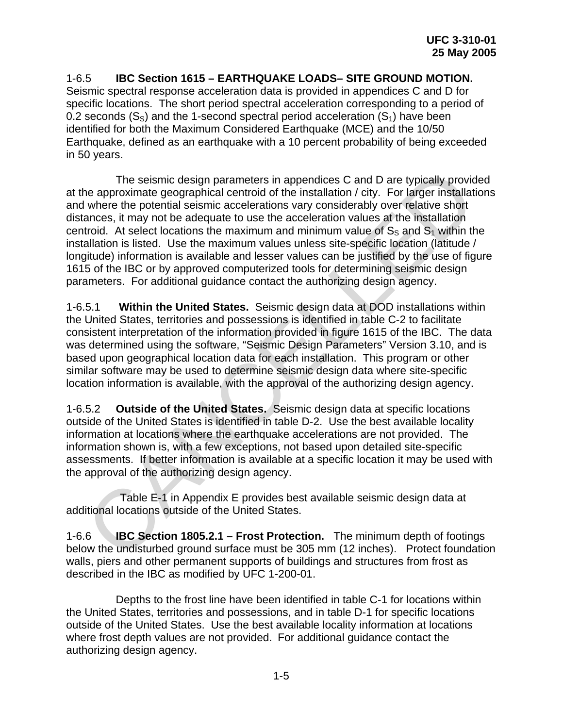1-6.5 **IBC Section 1615 – EARTHQUAKE LOADS– SITE GROUND MOTION.** Seismic spectral response acceleration data is provided in appendices C and D for specific locations. The short period spectral acceleration corresponding to a period of 0.2 seconds ($S_S$) and the 1-second spectral period acceleration ($S_1$) have been identified for both the Maximum Considered Earthquake (MCE) and the 10/50 Earthquake, defined as an earthquake with a 10 percent probability of being exceeded in 50 years.

The seismic design parameters in appendices C and D are typically provided at the approximate geographical centroid of the installation / city. For larger installations and where the potential seismic accelerations vary considerably over relative short distances, it may not be adequate to use the acceleration values at the installation centroid. At select locations the maximum and minimum value of $S_S$ and $S_1$ within the installation is listed. Use the maximum values unless site-specific location (latitude / longitude) information is available and lesser values can be justified by the use of figure 1615 of the IBC or by approved computerized tools for determining seismic design parameters. For additional guidance contact the authorizing design agency.

1-6.5.1 **Within the United States.** Seismic design data at DOD installations within the United States, territories and possessions is identified in table C-2 to facilitate consistent interpretation of the information provided in figure 1615 of the IBC. The data was determined using the software, "Seismic Design Parameters" Version 3.10, and is based upon geographical location data for each installation. This program or other similar software may be used to determine seismic design data where site-specific location information is available, with the approval of the authorizing design agency.

1-6.5.2 **Outside of the United States.** Seismic design data at specific locations outside of the United States is identified in table D-2. Use the best available locality information at locations where the earthquake accelerations are not provided. The information shown is, with a few exceptions, not based upon detailed site-specific assessments. If better information is available at a specific location it may be used with the approval of the authorizing design agency.

Table E-1 in Appendix E provides best available seismic design data at additional locations outside of the United States.

1-6.6 **IBC Section 1805.2.1 – Frost Protection.** The minimum depth of footings below the undisturbed ground surface must be 305 mm (12 inches). Protect foundation walls, piers and other permanent supports of buildings and structures from frost as described in the IBC as modified by UFC 1-200-01.

Depths to the frost line have been identified in table C-1 for locations within the United States, territories and possessions, and in table D-1 for specific locations outside of the United States. Use the best available locality information at locations where frost depth values are not provided. For additional guidance contact the authorizing design agency.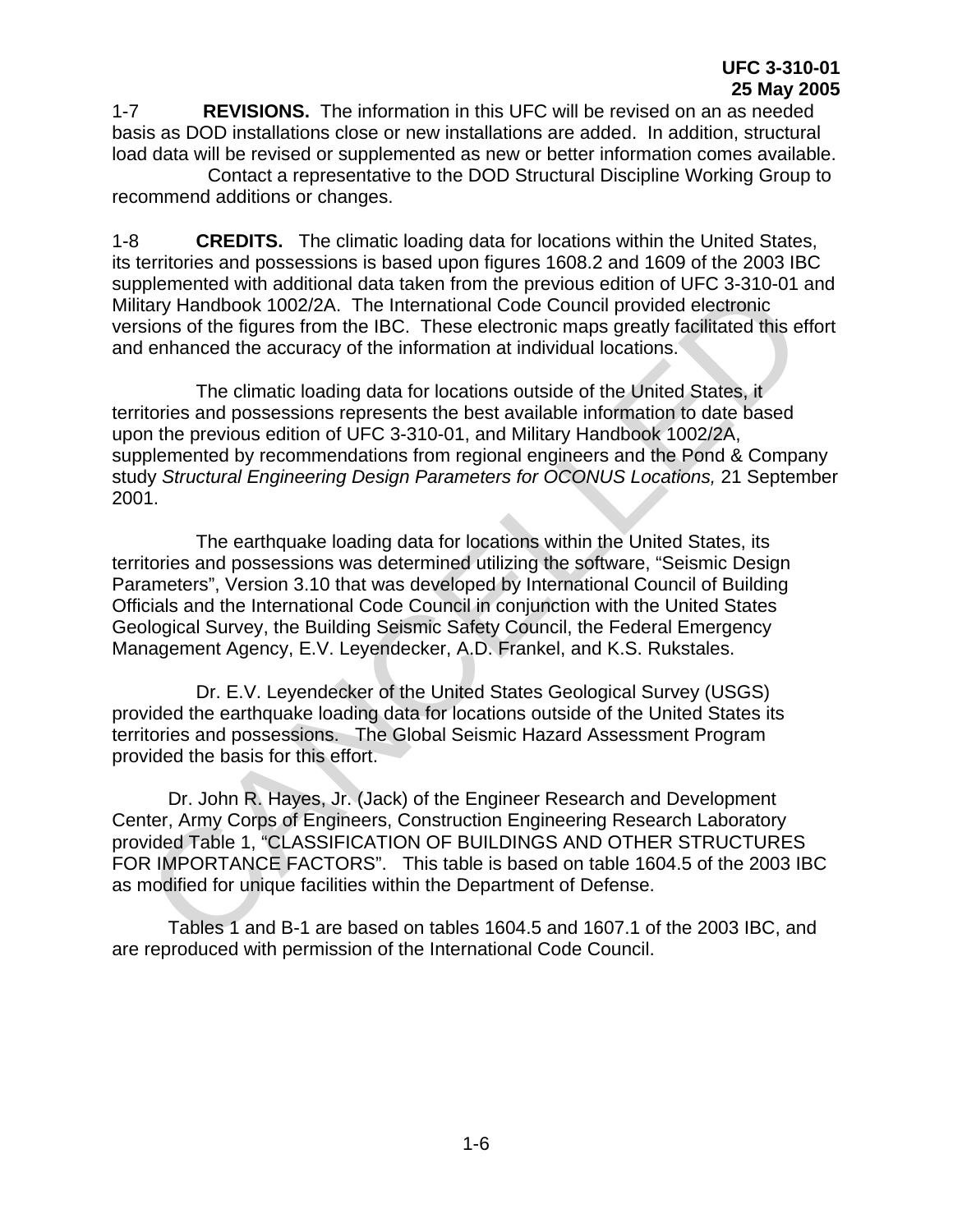1-7 **REVISIONS.** The information in this UFC will be revised on an as needed basis as DOD installations close or new installations are added. In addition, structural load data will be revised or supplemented as new or better information comes available.

Contact a representative to the DOD Structural Discipline Working Group to recommend additions or changes.

1-8 **CREDITS.** The climatic loading data for locations within the United States, its territories and possessions is based upon figures 1608.2 and 1609 of the 2003 IBC supplemented with additional data taken from the previous edition of UFC 3-310-01 and Military Handbook 1002/2A. The International Code Council provided electronic versions of the figures from the IBC. These electronic maps greatly facilitated this effort and enhanced the accuracy of the information at individual locations.

The climatic loading data for locations outside of the United States, it territories and possessions represents the best available information to date based upon the previous edition of UFC 3-310-01, and Military Handbook 1002/2A, supplemented by recommendations from regional engineers and the Pond & Company study *Structural Engineering Design Parameters for OCONUS Locations,* 21 September 2001.

The earthquake loading data for locations within the United States, its territories and possessions was determined utilizing the software, "Seismic Design Parameters", Version 3.10 that was developed by International Council of Building Officials and the International Code Council in conjunction with the United States Geological Survey, the Building Seismic Safety Council, the Federal Emergency Management Agency, E.V. Leyendecker, A.D. Frankel, and K.S. Rukstales.

Dr. E.V. Leyendecker of the United States Geological Survey (USGS) provided the earthquake loading data for locations outside of the United States its territories and possessions. The Global Seismic Hazard Assessment Program provided the basis for this effort.

Dr. John R. Hayes, Jr. (Jack) of the Engineer Research and Development Center, Army Corps of Engineers, Construction Engineering Research Laboratory provided Table 1, "CLASSIFICATION OF BUILDINGS AND OTHER STRUCTURES FOR IMPORTANCE FACTORS". This table is based on table 1604.5 of the 2003 IBC as modified for unique facilities within the Department of Defense.

Tables 1 and B-1 are based on tables 1604.5 and 1607.1 of the 2003 IBC, and are reproduced with permission of the International Code Council.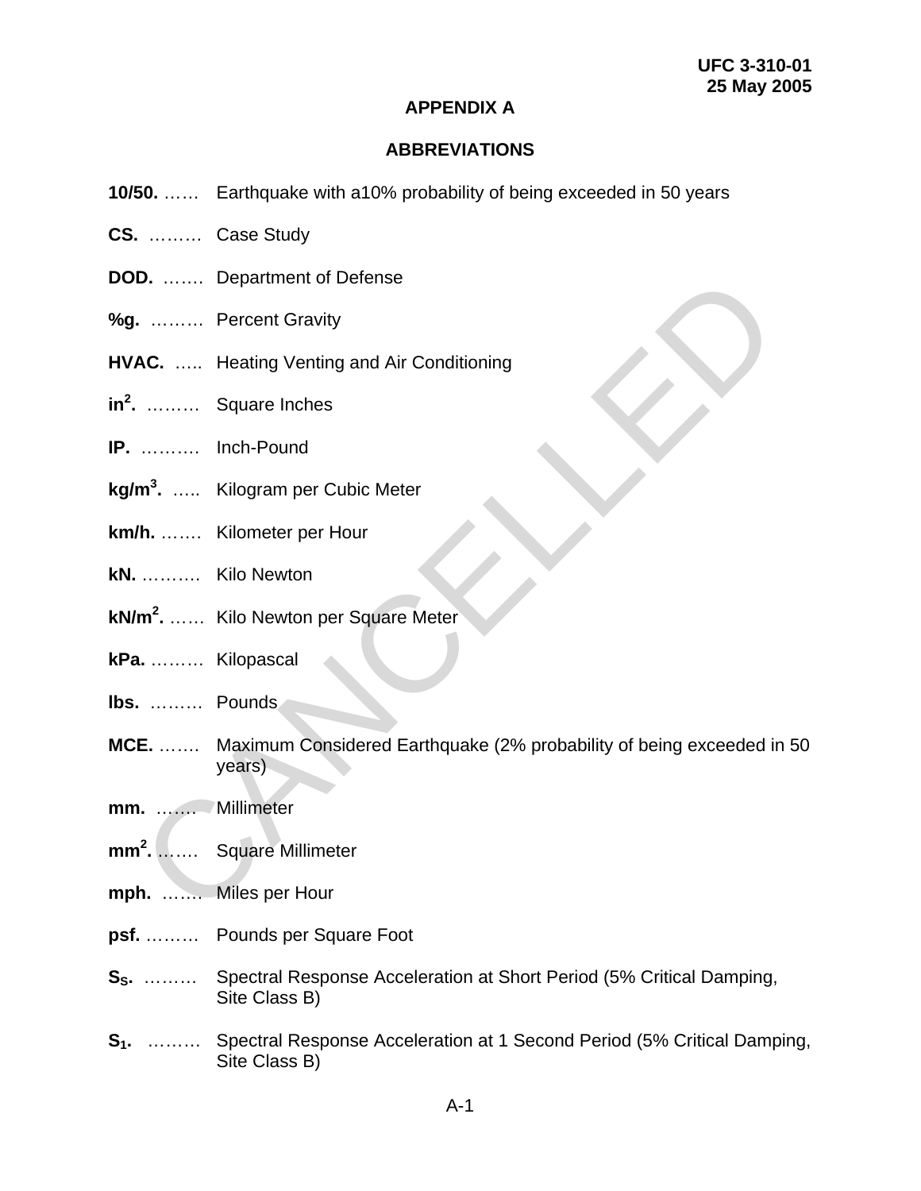## APPENDIX A

## ABBREVIATIONS

**10/50.** …… Earthquake with a10% probability of being exceeded in 50 years

**CS.** ……… Case Study

**DOD.** ……. Department of Defense

**%g.** ……… Percent Gravity

**HVAC.** ….. Heating Venting and Air Conditioning

**$in^2$.** ……… Square Inches

**IP.** ………. Inch-Pound

**$kg/m^3$.** ….. Kilogram per Cubic Meter

**km/h.** ……. Kilometer per Hour

**kN.** ………. Kilo Newton

**$kN/m^2$.** …… Kilo Newton per Square Meter

**kPa.** ……… Kilopascal

**lbs.** ……… Pounds

**MCE.** ……. Maximum Considered Earthquake (2% probability of being exceeded in 50 years)

**mm.** ……. Millimeter

**$mm^2$.** ……. Square Millimeter

**mph.** ……. Miles per Hour

**psf.** ……… Pounds per Square Foot

**$S_S$.** ……… Spectral Response Acceleration at Short Period (5% Critical Damping, Site Class B)

**$S_1$.** ……… Spectral Response Acceleration at 1 Second Period (5% Critical Damping, Site Class B)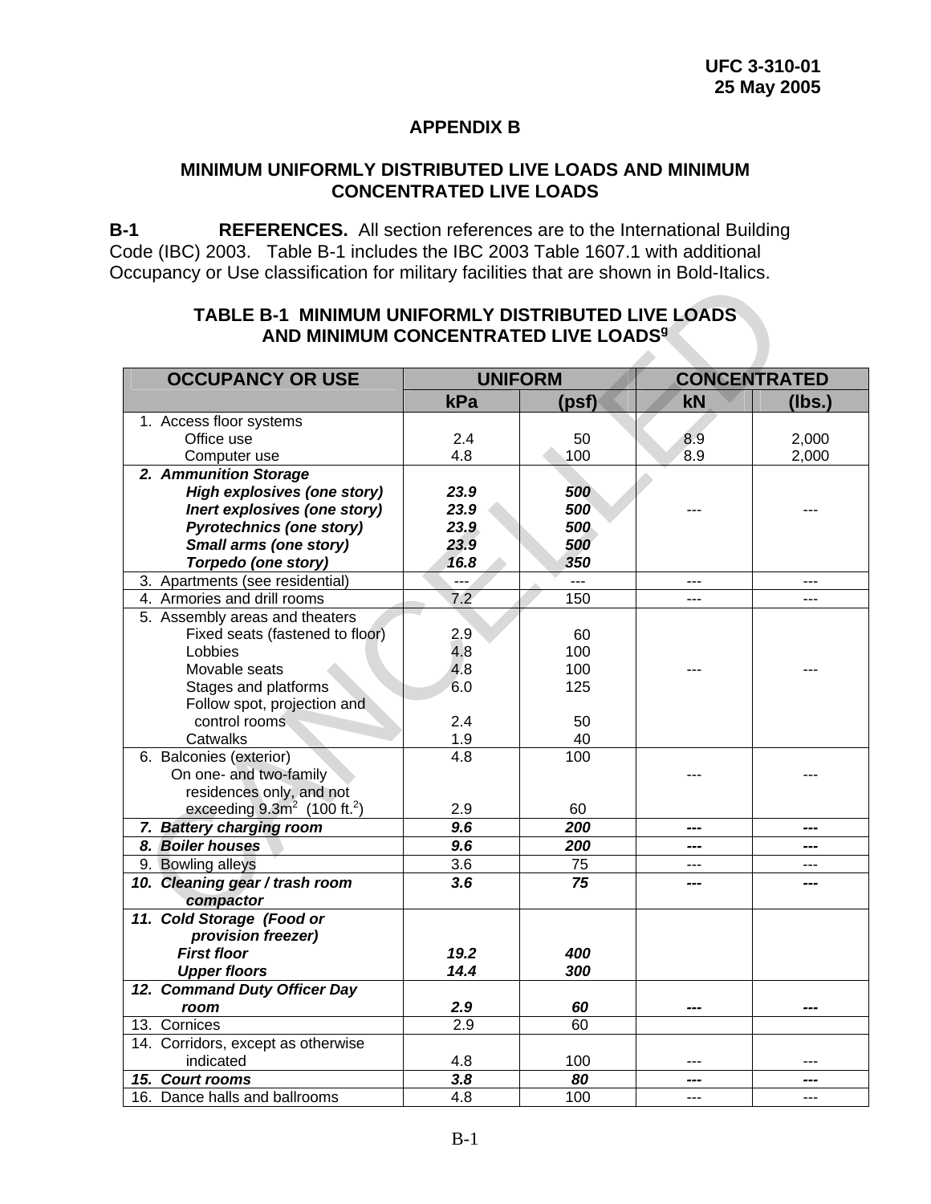# APPENDIX B

## MINIMUM UNIFORMLY DISTRIBUTED LIVE LOADS AND MINIMUM CONCENTRATED LIVE LOADS

**B-1 REFERENCES.** All section references are to the International Building Code (IBC) 2003. Table B-1 includes the IBC 2003 Table 1607.1 with additional Occupancy or Use classification for military facilities that are shown in Bold-Italics.

### TABLE B-1 MINIMUM UNIFORMLY DISTRIBUTED LIVE LOADS AND MINIMUM CONCENTRATED LIVE LOADS[g]

| OCCUPANCY OR USE | UNIFORM | | CONCENTRATED | |
|---|---|---|---|---|
| | kPa | (psf) | kN | (lbs.) |
| 1. Access floor systems<br>Office use<br>Computer use | <br>2.4<br>4.8 | <br>50<br>100 | <br>8.9<br>8.9 | <br>2,000<br>2,000 |
| ***2. Ammunition Storage***<br>***High explosives (one story)***<br>***Inert explosives (one story)***<br>***Pyrotechnics (one story)***<br>***Small arms (one story)***<br>***Torpedo (one story)*** | <br>***23.9***<br>***23.9***<br>***23.9***<br>***23.9***<br>***16.8*** | <br>***500***<br>***500***<br>***500***<br>***500***<br>***350*** | --- | --- |
| 3. Apartments (see residential) | --- | --- | --- | --- |
| 4. Armories and drill rooms | 7.2 | 150 | --- | --- |
| 5. Assembly areas and theaters<br>Fixed seats (fastened to floor)<br>Lobbies<br>Movable seats<br>Stages and platforms<br>Follow spot, projection and control rooms<br>Catwalks | <br>2.9<br>4.8<br>4.8<br>6.0<br>2.4<br>1.9 | <br>60<br>100<br>100<br>125<br>50<br>40 | --- | --- |
| 6. Balconies (exterior)<br>On one- and two-family residences only, and not exceeding 9.3m² (100 ft.²) | 4.8<br>2.9 | 100<br>60 | --- | --- |
| ***7. Battery charging room*** | ***9.6*** | ***200*** | ***---*** | ***---*** |
| ***8. Boiler houses*** | ***9.6*** | ***200*** | ***---*** | ***---*** |
| 9. Bowling alleys | 3.6 | 75 | --- | --- |
| ***10. Cleaning gear / trash room compactor*** | ***3.6*** | ***75*** | ***---*** | ***---*** |
| ***11. Cold Storage (Food or provision freezer)***<br>***First floor***<br>***Upper floors*** | <br>***19.2***<br>***14.4*** | <br>***400***<br>***300*** | | |
| ***12. Command Duty Officer Day room*** | ***2.9*** | ***60*** | ***---*** | ***---*** |
| 13. Cornices | 2.9 | 60 | | |
| 14. Corridors, except as otherwise indicated | 4.8 | 100 | --- | --- |
| ***15. Court rooms*** | ***3.8*** | ***80*** | ***---*** | ***---*** |
| 16. Dance halls and ballrooms | 4.8 | 100 | --- | --- |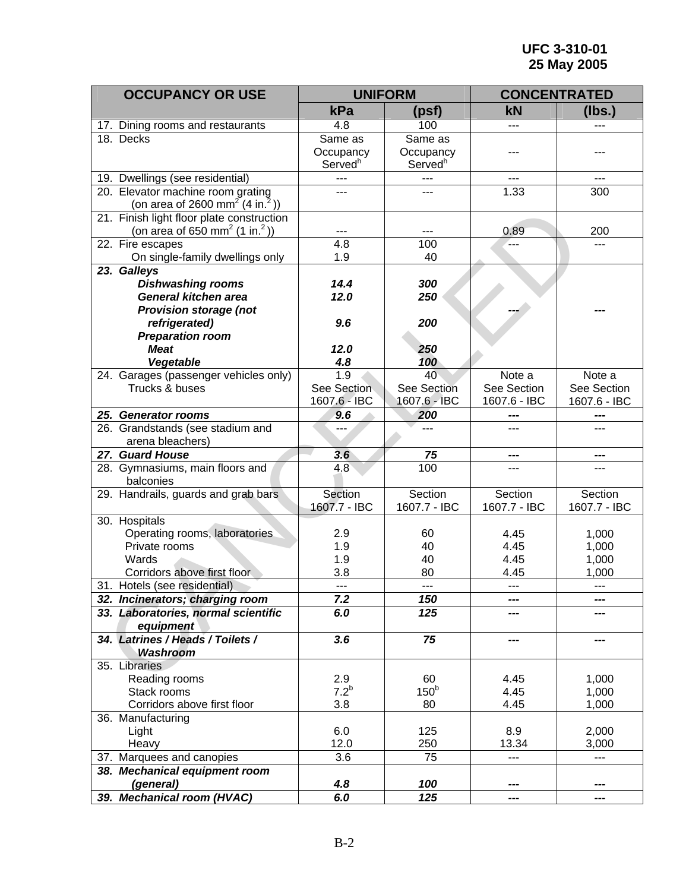| OCCUPANCY OR USE | UNIFORM | | CONCENTRATED | |
|---|---|---|---|---|
| | kPa | (psf) | kN | (lbs.) |
| 17. Dining rooms and restaurants | 4.8 | 100 | --- | --- |
| 18. Decks | Same as Occupancy Served[h] | Same as Occupancy Served[h] | --- | --- |
| 19. Dwellings (see residential) | --- | --- | --- | --- |
| 20. Elevator machine room grating (on area of 2600 mm² (4 in.²)) | --- | --- | 1.33 | 300 |
| 21. Finish light floor plate construction (on area of 650 mm² (1 in.²)) | --- | --- | 0.89 | 200 |
| 22. Fire escapes<br>On single-family dwellings only | 4.8<br>1.9 | 100<br>40 | --- | --- |
| ***23. Galleys***<br>***Dishwashing rooms***<br>***General kitchen area***<br>***Provision storage (not refrigerated)***<br>***Preparation room***<br>***Meat***<br>***Vegetable*** | <br>***14.4***<br>***12.0***<br>***9.6***<br><br>***12.0***<br>***4.8*** | <br>***300***<br>***250***<br>***200***<br><br>***250***<br>***100*** | ***---*** | ***---*** |
| 24. Garages (passenger vehicles only)<br>Trucks & buses | 1.9<br>See Section 1607.6 - IBC | 40<br>See Section 1607.6 - IBC | Note a<br>See Section 1607.6 - IBC | Note a<br>See Section 1607.6 - IBC |
| ***25. Generator rooms*** | ***9.6*** | ***200*** | ***---*** | ***---*** |
| 26. Grandstands (see stadium and arena bleachers) | --- | --- | --- | --- |
| ***27. Guard House*** | ***3.6*** | ***75*** | ***---*** | ***---*** |
| 28. Gymnasiums, main floors and balconies | 4.8 | 100 | --- | --- |
| 29. Handrails, guards and grab bars | Section 1607.7 - IBC | Section 1607.7 - IBC | Section 1607.7 - IBC | Section 1607.7 - IBC |
| 30. Hospitals<br>Operating rooms, laboratories<br>Private rooms<br>Wards<br>Corridors above first floor | <br>2.9<br>1.9<br>1.9<br>3.8 | <br>60<br>40<br>40<br>80 | <br>4.45<br>4.45<br>4.45<br>4.45 | <br>1,000<br>1,000<br>1,000<br>1,000 |
| 31. Hotels (see residential) | --- | --- | --- | --- |
| ***32. Incinerators; charging room*** | ***7.2*** | ***150*** | ***---*** | ***---*** |
| ***33. Laboratories, normal scientific equipment*** | ***6.0*** | ***125*** | ***---*** | ***---*** |
| ***34. Latrines / Heads / Toilets / Washroom*** | ***3.6*** | ***75*** | ***---*** | ***---*** |
| 35. Libraries<br>Reading rooms<br>Stack rooms<br>Corridors above first floor | <br>2.9<br>7.2[b]<br>3.8 | <br>60<br>150[b]<br>80 | <br>4.45<br>4.45<br>4.45 | <br>1,000<br>1,000<br>1,000 |
| 36. Manufacturing<br>Light<br>Heavy | <br>6.0<br>12.0 | <br>125<br>250 | <br>8.9<br>13.34 | <br>2,000<br>3,000 |
| 37. Marquees and canopies | 3.6 | 75 | --- | --- |
| ***38. Mechanical equipment room (general)*** | ***4.8*** | ***100*** | ***---*** | ***---*** |
| ***39. Mechanical room (HVAC)*** | ***6.0*** | ***125*** | ***---*** | ***---*** |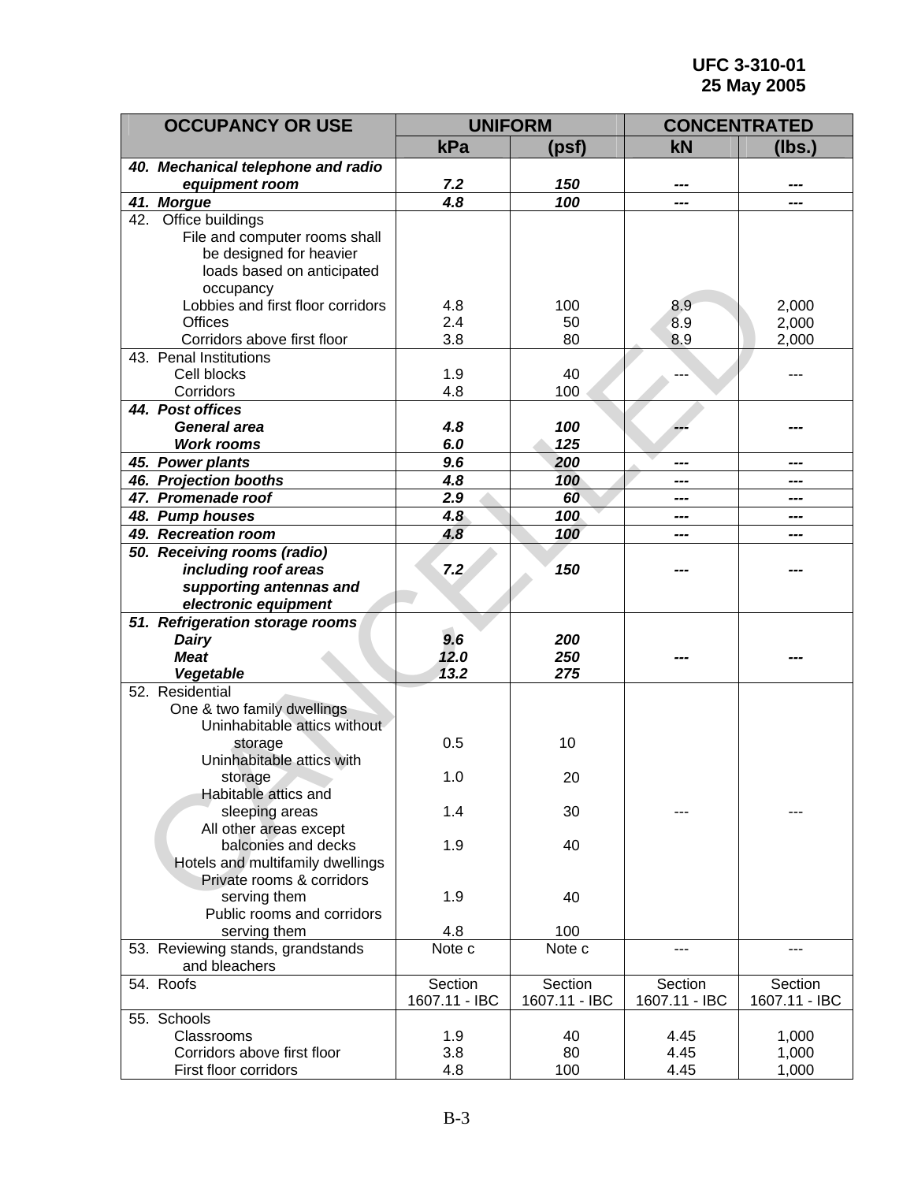| OCCUPANCY OR USE | UNIFORM | | CONCENTRATED | |
|---|---|---|---|---|
| | kPa | (psf) | kN | (lbs.) |
| ***40. Mechanical telephone and radio equipment room*** | ***7.2*** | ***150*** | ***---*** | ***---*** |
| ***41. Morgue*** | ***4.8*** | ***100*** | ***---*** | ***---*** |
| 42. Office buildings | | | | |
| File and computer rooms shall be designed for heavier loads based on anticipated occupancy | | | | |
| Lobbies and first floor corridors | 4.8 | 100 | 8.9 | 2,000 |
| Offices | 2.4 | 50 | 8.9 | 2,000 |
| Corridors above first floor | 3.8 | 80 | 8.9 | 2,000 |
| 43. Penal Institutions | | | | |
| Cell blocks | 1.9 | 40 | --- | --- |
| Corridors | 4.8 | 100 | | |
| ***44. Post offices*** | | | | |
| ***General area*** | ***4.8*** | ***100*** | ***---*** | ***---*** |
| ***Work rooms*** | ***6.0*** | ***125*** | | |
| ***45. Power plants*** | ***9.6*** | ***200*** | ***---*** | ***---*** |
| ***46. Projection booths*** | ***4.8*** | ***100*** | ***---*** | ***---*** |
| ***47. Promenade roof*** | ***2.9*** | ***60*** | ***---*** | ***---*** |
| ***48. Pump houses*** | ***4.8*** | ***100*** | ***---*** | ***---*** |
| ***49. Recreation room*** | ***4.8*** | ***100*** | ***---*** | ***---*** |
| ***50. Receiving rooms (radio) including roof areas supporting antennas and electronic equipment*** | ***7.2*** | ***150*** | ***---*** | ***---*** |
| ***51. Refrigeration storage rooms*** | | | | |
| ***Dairy*** | ***9.6*** | ***200*** | | |
| ***Meat*** | ***12.0*** | ***250*** | ***---*** | ***---*** |
| ***Vegetable*** | ***13.2*** | ***275*** | | |
| 52. Residential | | | | |
| One & two family dwellings | | | | |
| Uninhabitable attics without storage | 0.5 | 10 | | |
| Uninhabitable attics with storage | 1.0 | 20 | | |
| Habitable attics and sleeping areas | 1.4 | 30 | --- | --- |
| All other areas except balconies and decks | 1.9 | 40 | | |
| Hotels and multifamily dwellings | | | | |
| Private rooms & corridors serving them | 1.9 | 40 | | |
| Public rooms and corridors serving them | 4.8 | 100 | | |
| 53. Reviewing stands, grandstands and bleachers | Note c | Note c | --- | --- |
| 54. Roofs | Section 1607.11 - IBC | Section 1607.11 - IBC | Section 1607.11 - IBC | Section 1607.11 - IBC |
| 55. Schools | | | | |
| Classrooms | 1.9 | 40 | 4.45 | 1,000 |
| Corridors above first floor | 3.8 | 80 | 4.45 | 1,000 |
| First floor corridors | 4.8 | 100 | 4.45 | 1,000 |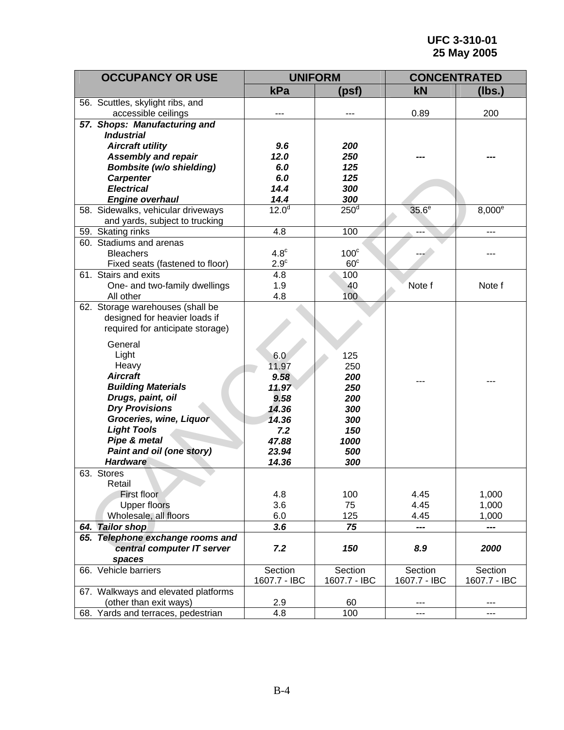| OCCUPANCY OR USE | UNIFORM | | CONCENTRATED | |
|---|---|---|---|---|
| | kPa | (psf) | kN | (lbs.) |
| 56. Scuttles, skylight ribs, and accessible ceilings | --- | --- | 0.89 | 200 |
| ***57. Shops: Manufacturing and Industrial*** | | | | |
| ***Aircraft utility*** | ***9.6*** | ***200*** | | |
| ***Assembly and repair*** | ***12.0*** | ***250*** | ***---*** | ***---*** |
| ***Bombsite (w/o shielding)*** | ***6.0*** | ***125*** | | |
| ***Carpenter*** | ***6.0*** | ***125*** | | |
| ***Electrical*** | ***14.4*** | ***300*** | | |
| ***Engine overhaul*** | ***14.4*** | ***300*** | | |
| 58. Sidewalks, vehicular driveways and yards, subject to trucking | 12.0[d] | 250[d] | 35.6[e] | 8,000[e] |
| 59. Skating rinks | 4.8 | 100 | --- | --- |
| 60. Stadiums and arenas | | | | |
| Bleachers | 4.8[c] | 100[c] | --- | --- |
| Fixed seats (fastened to floor) | 2.9[c] | 60[c] | | |
| 61. Stairs and exits | 4.8 | 100 | | |
| One- and two-family dwellings | 1.9 | 40 | Note f | Note f |
| All other | 4.8 | 100 | | |
| 62. Storage warehouses (shall be designed for heavier loads if required for anticipate storage) | | | | |
| General | | | | |
| Light | 6.0 | 125 | | |
| Heavy | 11.97 | 250 | | |
| ***Aircraft*** | ***9.58*** | ***200*** | --- | --- |
| ***Building Materials*** | ***11.97*** | ***250*** | | |
| ***Drugs, paint, oil*** | ***9.58*** | ***200*** | | |
| ***Dry Provisions*** | ***14.36*** | ***300*** | | |
| ***Groceries, wine, Liquor*** | ***14.36*** | ***300*** | | |
| ***Light Tools*** | ***7.2*** | ***150*** | | |
| ***Pipe & metal*** | ***47.88*** | ***1000*** | | |
| ***Paint and oil (one story)*** | ***23.94*** | ***500*** | | |
| ***Hardware*** | ***14.36*** | ***300*** | | |
| 63. Stores | | | | |
| Retail | | | | |
| First floor | 4.8 | 100 | 4.45 | 1,000 |
| Upper floors | 3.6 | 75 | 4.45 | 1,000 |
| Wholesale, all floors | 6.0 | 125 | 4.45 | 1,000 |
| ***64. Tailor shop*** | ***3.6*** | ***75*** | ***---*** | ***---*** |
| ***65. Telephone exchange rooms and central computer IT server spaces*** | ***7.2*** | ***150*** | ***8.9*** | ***2000*** |
| 66. Vehicle barriers | Section 1607.7 - IBC | Section 1607.7 - IBC | Section 1607.7 - IBC | Section 1607.7 - IBC |
| 67. Walkways and elevated platforms (other than exit ways) | 2.9 | 60 | --- | --- |
| 68. Yards and terraces, pedestrian | 4.8 | 100 | --- | --- |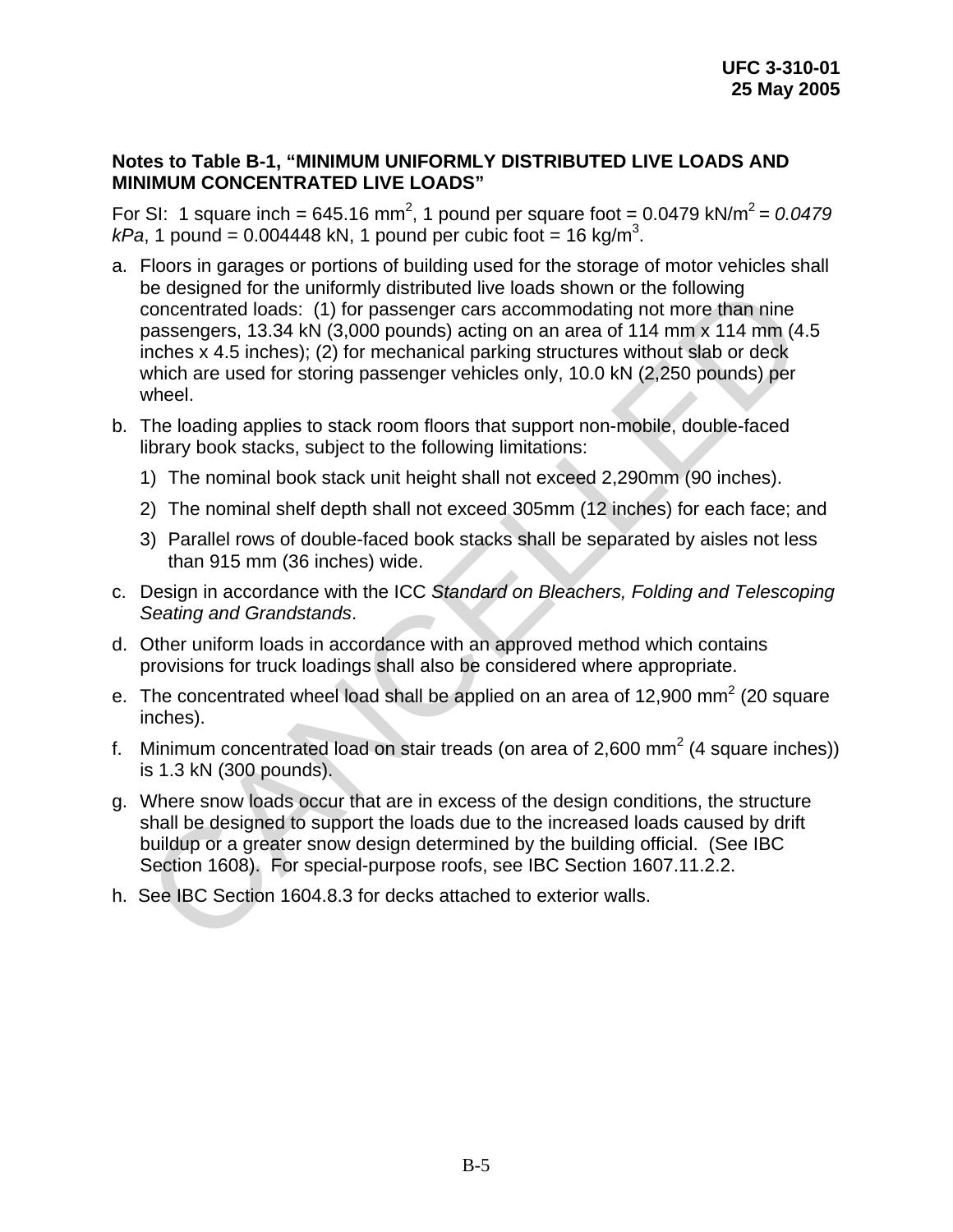**Notes to Table B-1, "MINIMUM UNIFORMLY DISTRIBUTED LIVE LOADS AND MINIMUM CONCENTRATED LIVE LOADS"**

For SI: 1 square inch = 645.16 mm$^2$, 1 pound per square foot = 0.0479 kN/m$^2$ = *0.0479 kPa*, 1 pound = 0.004448 kN, 1 pound per cubic foot = 16 kg/m$^3$.

a. Floors in garages or portions of building used for the storage of motor vehicles shall be designed for the uniformly distributed live loads shown or the following concentrated loads: (1) for passenger cars accommodating not more than nine passengers, 13.34 kN (3,000 pounds) acting on an area of 114 mm x 114 mm (4.5 inches x 4.5 inches); (2) for mechanical parking structures without slab or deck which are used for storing passenger vehicles only, 10.0 kN (2,250 pounds) per wheel.

b. The loading applies to stack room floors that support non-mobile, double-faced library book stacks, subject to the following limitations:

   1) The nominal book stack unit height shall not exceed 2,290mm (90 inches).

   2) The nominal shelf depth shall not exceed 305mm (12 inches) for each face; and

   3) Parallel rows of double-faced book stacks shall be separated by aisles not less than 915 mm (36 inches) wide.

c. Design in accordance with the ICC *Standard on Bleachers, Folding and Telescoping Seating and Grandstands*.

d. Other uniform loads in accordance with an approved method which contains provisions for truck loadings shall also be considered where appropriate.

e. The concentrated wheel load shall be applied on an area of 12,900 mm$^2$ (20 square inches).

f. Minimum concentrated load on stair treads (on area of 2,600 mm$^2$ (4 square inches)) is 1.3 kN (300 pounds).

g. Where snow loads occur that are in excess of the design conditions, the structure shall be designed to support the loads due to the increased loads caused by drift buildup or a greater snow design determined by the building official. (See IBC Section 1608). For special-purpose roofs, see IBC Section 1607.11.2.2.

h. See IBC Section 1604.8.3 for decks attached to exterior walls.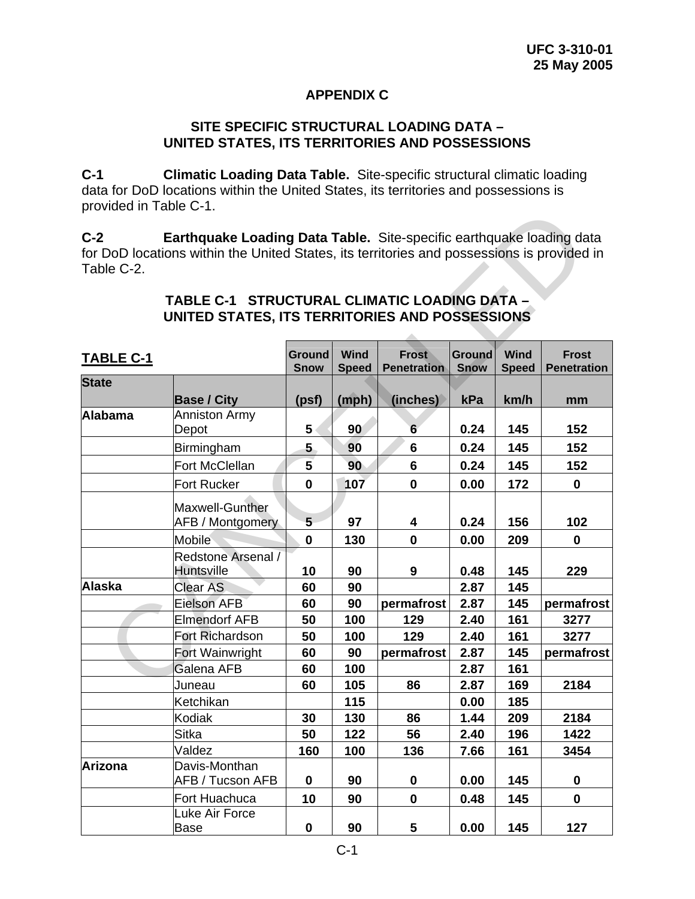# APPENDIX C

## SITE SPECIFIC STRUCTURAL LOADING DATA – UNITED STATES, ITS TERRITORIES AND POSSESSIONS

**C-1 Climatic Loading Data Table.** Site-specific structural climatic loading data for DoD locations within the United States, its territories and possessions is provided in Table C-1.

**C-2 Earthquake Loading Data Table.** Site-specific earthquake loading data for DoD locations within the United States, its territories and possessions is provided in Table C-2.

### TABLE C-1 STRUCTURAL CLIMATIC LOADING DATA – UNITED STATES, ITS TERRITORIES AND POSSESSIONS

| TABLE C-1 | | Ground Snow | Wind Speed | Frost Penetration | Ground Snow | Wind Speed | Frost Penetration |
|---|---|---|---|---|---|---|---|
| **State** | **Base / City** | **(psf)** | **(mph)** | **(inches)** | **kPa** | **km/h** | **mm** |
| **Alabama** | Anniston Army Depot | **5** | **90** | **6** | **0.24** | **145** | **152** |
| | Birmingham | **5** | **90** | **6** | **0.24** | **145** | **152** |
| | Fort McClellan | **5** | **90** | **6** | **0.24** | **145** | **152** |
| | Fort Rucker | **0** | **107** | **0** | **0.00** | **172** | **0** |
| | Maxwell-Gunther AFB / Montgomery | **5** | **97** | **4** | **0.24** | **156** | **102** |
| | Mobile | **0** | **130** | **0** | **0.00** | **209** | **0** |
| | Redstone Arsenal / Huntsville | **10** | **90** | **9** | **0.48** | **145** | **229** |
| **Alaska** | Clear AS | **60** | **90** | | **2.87** | **145** | |
| | Eielson AFB | **60** | **90** | **permafrost** | **2.87** | **145** | **permafrost** |
| | Elmendorf AFB | **50** | **100** | **129** | **2.40** | **161** | **3277** |
| | Fort Richardson | **50** | **100** | **129** | **2.40** | **161** | **3277** |
| | Fort Wainwright | **60** | **90** | **permafrost** | **2.87** | **145** | **permafrost** |
| | Galena AFB | **60** | **100** | | **2.87** | **161** | |
| | Juneau | **60** | **105** | **86** | **2.87** | **169** | **2184** |
| | Ketchikan | | **115** | | **0.00** | **185** | |
| | Kodiak | **30** | **130** | **86** | **1.44** | **209** | **2184** |
| | Sitka | **50** | **122** | **56** | **2.40** | **196** | **1422** |
| | Valdez | **160** | **100** | **136** | **7.66** | **161** | **3454** |
| **Arizona** | Davis-Monthan AFB / Tucson AFB | **0** | **90** | **0** | **0.00** | **145** | **0** |
| | Fort Huachuca | **10** | **90** | **0** | **0.48** | **145** | **0** |
| | Luke Air Force Base | **0** | **90** | **5** | **0.00** | **145** | **127** |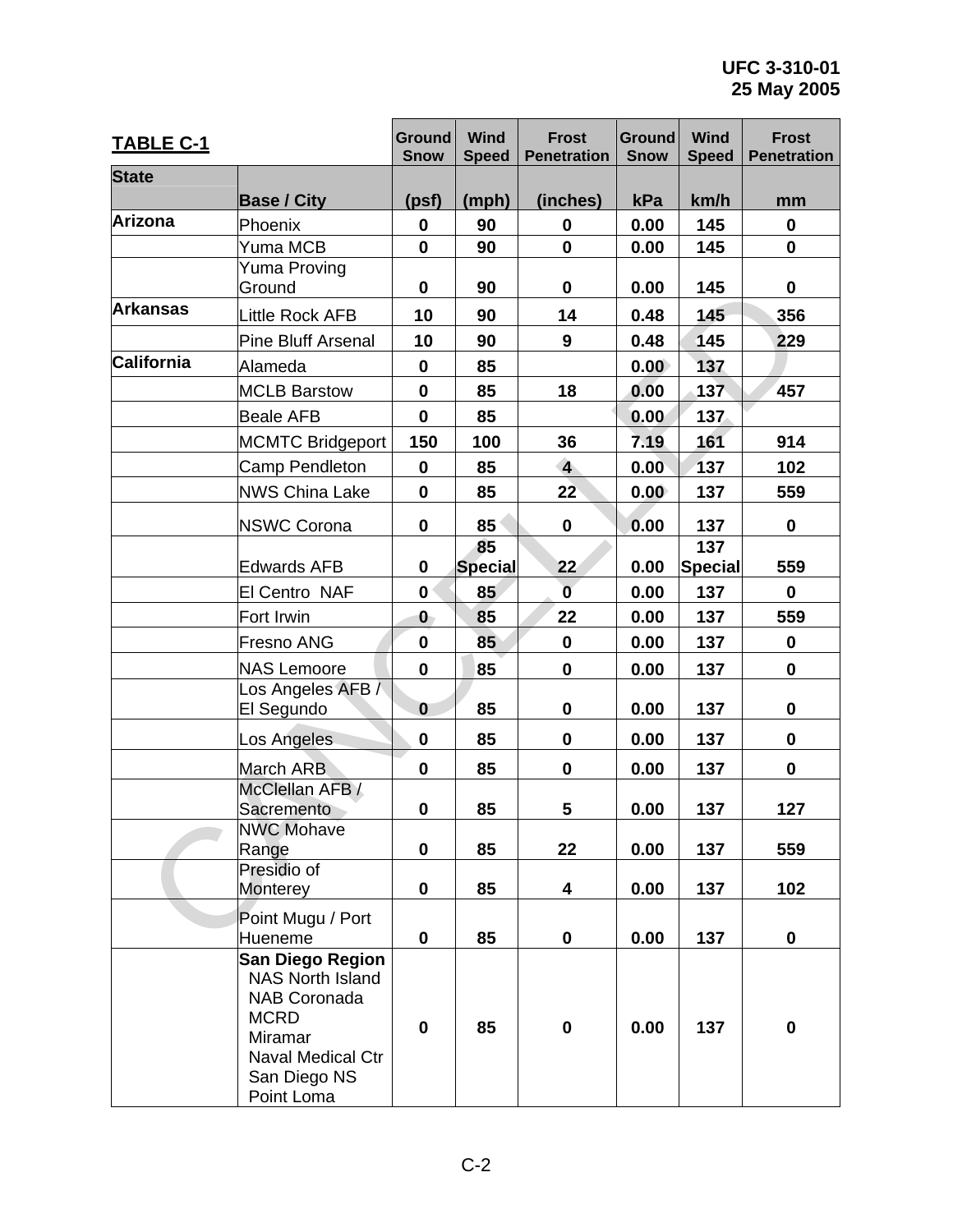**TABLE C-1**

| State | Base / City | Ground Snow (psf) | Wind Speed (mph) | Frost Penetration (inches) | Ground Snow kPa | Wind Speed km/h | Frost Penetration mm |
|---|---|---|---|---|---|---|---|
| **Arizona** | Phoenix | **0** | **90** | **0** | **0.00** | **145** | **0** |
| | Yuma MCB | **0** | **90** | **0** | **0.00** | **145** | **0** |
| | Yuma Proving Ground | **0** | **90** | **0** | **0.00** | **145** | **0** |
| **Arkansas** | Little Rock AFB | **10** | **90** | **14** | **0.48** | **145** | **356** |
| | Pine Bluff Arsenal | **10** | **90** | **9** | **0.48** | **145** | **229** |
| **California** | Alameda | **0** | **85** | | **0.00** | **137** | |
| | MCLB Barstow | **0** | **85** | **18** | **0.00** | **137** | **457** |
| | Beale AFB | **0** | **85** | | **0.00** | **137** | |
| | MCMTC Bridgeport | **150** | **100** | **36** | **7.19** | **161** | **914** |
| | Camp Pendleton | **0** | **85** | **4** | **0.00** | **137** | **102** |
| | NWS China Lake | **0** | **85** | **22** | **0.00** | **137** | **559** |
| | NSWC Corona | **0** | **85** | **0** | **0.00** | **137** | **0** |
| | Edwards AFB | **0** | **85 Special** | **22** | **0.00** | **137 Special** | **559** |
| | El Centro NAF | **0** | **85** | **0** | **0.00** | **137** | **0** |
| | Fort Irwin | **0** | **85** | **22** | **0.00** | **137** | **559** |
| | Fresno ANG | **0** | **85** | **0** | **0.00** | **137** | **0** |
| | NAS Lemoore | **0** | **85** | **0** | **0.00** | **137** | **0** |
| | Los Angeles AFB / El Segundo | **0** | **85** | **0** | **0.00** | **137** | **0** |
| | Los Angeles | **0** | **85** | **0** | **0.00** | **137** | **0** |
| | March ARB | **0** | **85** | **0** | **0.00** | **137** | **0** |
| | McClellan AFB / Sacremento | **0** | **85** | **5** | **0.00** | **137** | **127** |
| | NWC Mohave Range | **0** | **85** | **22** | **0.00** | **137** | **559** |
| | Presidio of Monterey | **0** | **85** | **4** | **0.00** | **137** | **102** |
| | Point Mugu / Port Hueneme | **0** | **85** | **0** | **0.00** | **137** | **0** |
| | **San Diego Region** NAS North Island, NAB Coronada, MCRD, Miramar, Naval Medical Ctr, San Diego NS, Point Loma | **0** | **85** | **0** | **0.00** | **137** | **0** |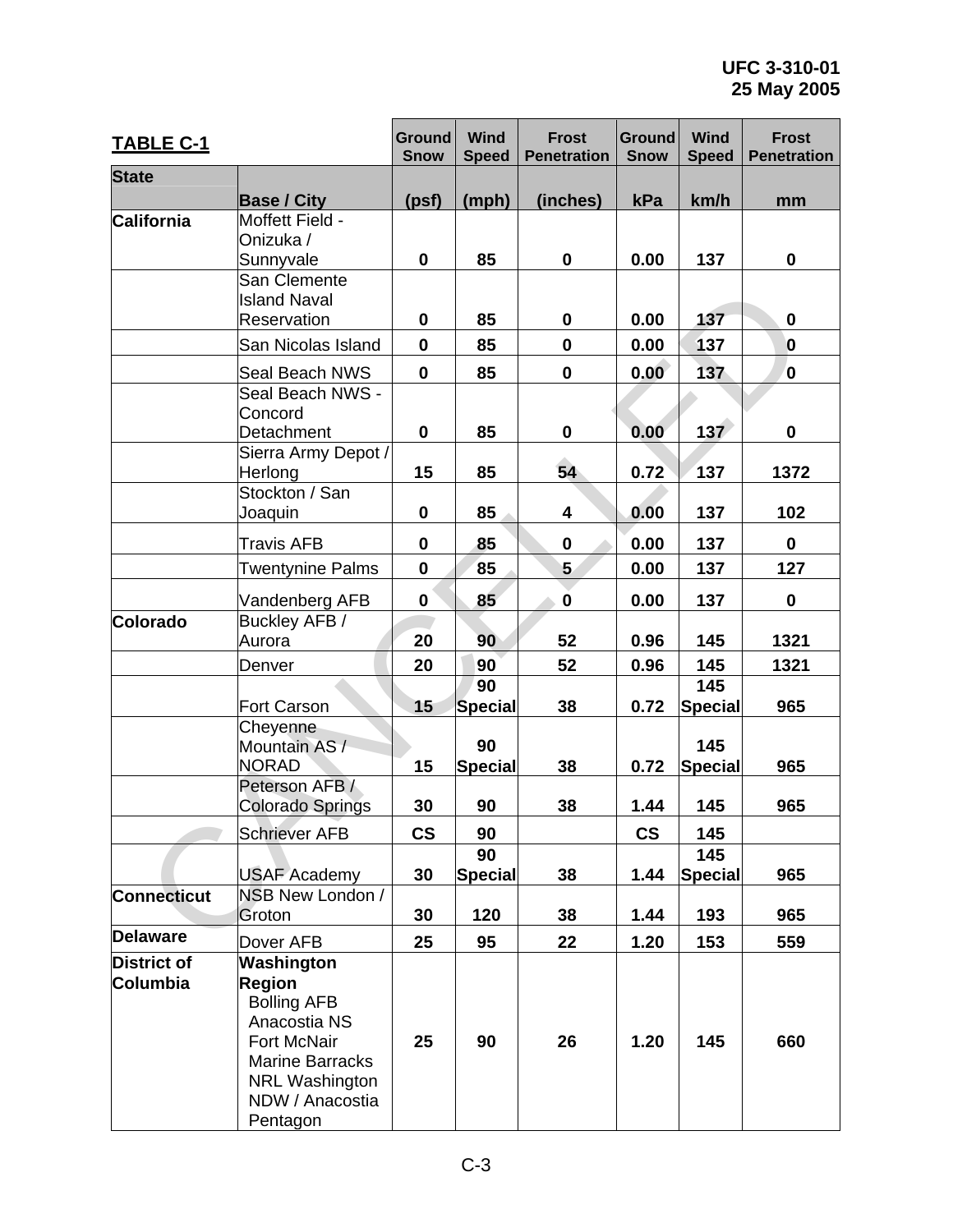**TABLE C-1**

| State | Base / City | Ground Snow (psf) | Wind Speed (mph) | Frost Penetration (inches) | Ground Snow kPa | Wind Speed km/h | Frost Penetration mm |
|---|---|---|---|---|---|---|---|
| California | Moffett Field - Onizuka / Sunnyvale | 0 | 85 | 0 | 0.00 | 137 | 0 |
| | San Clemente Island Naval Reservation | 0 | 85 | 0 | 0.00 | 137 | 0 |
| | San Nicolas Island | 0 | 85 | 0 | 0.00 | 137 | 0 |
| | Seal Beach NWS | 0 | 85 | 0 | 0.00 | 137 | 0 |
| | Seal Beach NWS - Concord Detachment | 0 | 85 | 0 | 0.00 | 137 | 0 |
| | Sierra Army Depot / Herlong | 15 | 85 | 54 | 0.72 | 137 | 1372 |
| | Stockton / San Joaquin | 0 | 85 | 4 | 0.00 | 137 | 102 |
| | Travis AFB | 0 | 85 | 0 | 0.00 | 137 | 0 |
| | Twentynine Palms | 0 | 85 | 5 | 0.00 | 137 | 127 |
| | Vandenberg AFB | 0 | 85 | 0 | 0.00 | 137 | 0 |
| Colorado | Buckley AFB / Aurora | 20 | 90 | 52 | 0.96 | 145 | 1321 |
| | Denver | 20 | 90 | 52 | 0.96 | 145 | 1321 |
| | Fort Carson | 15 | 90 Special | 38 | 0.72 | 145 Special | 965 |
| | Cheyenne Mountain AS / NORAD | 15 | 90 Special | 38 | 0.72 | 145 Special | 965 |
| | Peterson AFB / Colorado Springs | 30 | 90 | 38 | 1.44 | 145 | 965 |
| | Schriever AFB | CS | 90 | | CS | 145 | |
| | USAF Academy | 30 | 90 Special | 38 | 1.44 | 145 Special | 965 |
| Connecticut | NSB New London / Groton | 30 | 120 | 38 | 1.44 | 193 | 965 |
| Delaware | Dover AFB | 25 | 95 | 22 | 1.20 | 153 | 559 |
| District of Columbia | **Washington Region**<br>Bolling AFB<br>Anacostia NS<br>Fort McNair<br>Marine Barracks<br>NRL Washington<br>NDW / Anacostia<br>Pentagon | 25 | 90 | 26 | 1.20 | 145 | 660 |

CANCELLED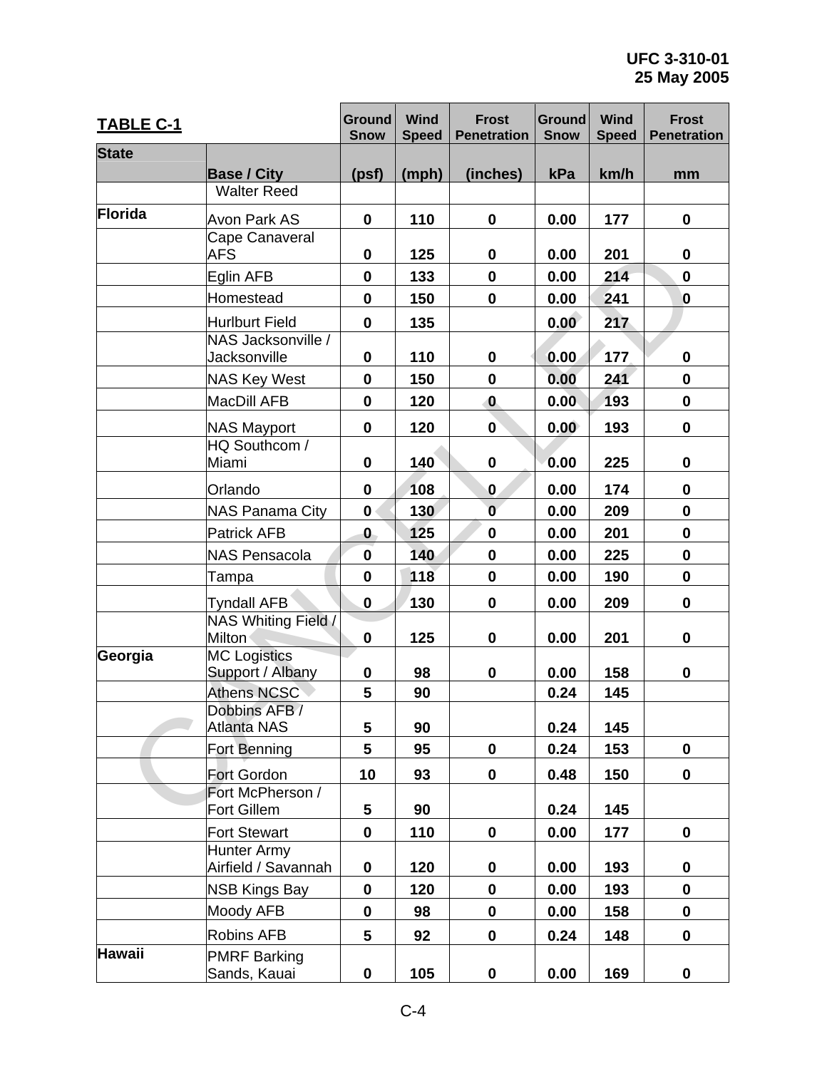**TABLE C-1**

| State | Base / City | Ground Snow (psf) | Wind Speed (mph) | Frost Penetration (inches) | Ground Snow kPa | Wind Speed km/h | Frost Penetration mm |
|---|---|---|---|---|---|---|---|
| | Walter Reed | | | | | | |
| Florida | Avon Park AS | 0 | 110 | 0 | 0.00 | 177 | 0 |
| | Cape Canaveral AFS | 0 | 125 | 0 | 0.00 | 201 | 0 |
| | Eglin AFB | 0 | 133 | 0 | 0.00 | 214 | 0 |
| | Homestead | 0 | 150 | 0 | 0.00 | 241 | 0 |
| | Hurlburt Field | 0 | 135 | | 0.00 | 217 | |
| | NAS Jacksonville / Jacksonville | 0 | 110 | 0 | 0.00 | 177 | 0 |
| | NAS Key West | 0 | 150 | 0 | 0.00 | 241 | 0 |
| | MacDill AFB | 0 | 120 | 0 | 0.00 | 193 | 0 |
| | NAS Mayport | 0 | 120 | 0 | 0.00 | 193 | 0 |
| | HQ Southcom / Miami | 0 | 140 | 0 | 0.00 | 225 | 0 |
| | Orlando | 0 | 108 | 0 | 0.00 | 174 | 0 |
| | NAS Panama City | 0 | 130 | 0 | 0.00 | 209 | 0 |
| | Patrick AFB | 0 | 125 | 0 | 0.00 | 201 | 0 |
| | NAS Pensacola | 0 | 140 | 0 | 0.00 | 225 | 0 |
| | Tampa | 0 | 118 | 0 | 0.00 | 190 | 0 |
| | Tyndall AFB | 0 | 130 | 0 | 0.00 | 209 | 0 |
| | NAS Whiting Field / Milton | 0 | 125 | 0 | 0.00 | 201 | 0 |
| Georgia | MC Logistics Support / Albany | 0 | 98 | 0 | 0.00 | 158 | 0 |
| | Athens NCSC | 5 | 90 | | 0.24 | 145 | |
| | Dobbins AFB / Atlanta NAS | 5 | 90 | | 0.24 | 145 | |
| | Fort Benning | 5 | 95 | 0 | 0.24 | 153 | 0 |
| | Fort Gordon | 10 | 93 | 0 | 0.48 | 150 | 0 |
| | Fort McPherson / Fort Gillem | 5 | 90 | | 0.24 | 145 | |
| | Fort Stewart | 0 | 110 | 0 | 0.00 | 177 | 0 |
| | Hunter Army Airfield / Savannah | 0 | 120 | 0 | 0.00 | 193 | 0 |
| | NSB Kings Bay | 0 | 120 | 0 | 0.00 | 193 | 0 |
| | Moody AFB | 0 | 98 | 0 | 0.00 | 158 | 0 |
| | Robins AFB | 5 | 92 | 0 | 0.24 | 148 | 0 |
| Hawaii | PMRF Barking Sands, Kauai | 0 | 105 | 0 | 0.00 | 169 | 0 |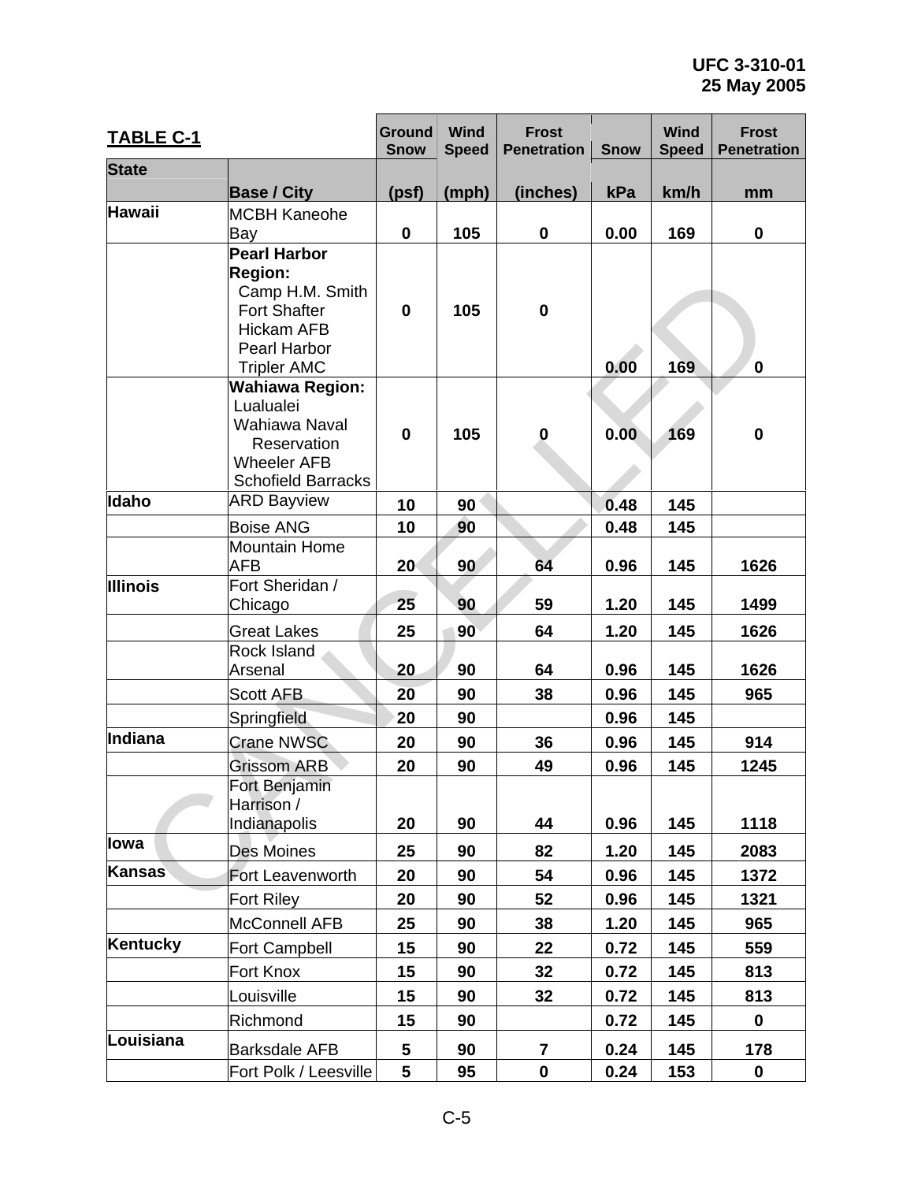| TABLE C-1 | | Ground Snow | Wind Speed | Frost Penetration | Snow | Wind Speed | Frost Penetration |
|---|---|---|---|---|---|---|---|
| State | Base / City | (psf) | (mph) | (inches) | kPa | km/h | mm |
| Hawaii | MCBH Kaneohe Bay | 0 | 105 | 0 | 0.00 | 169 | 0 |
| | **Pearl Harbor Region:** Camp H.M. Smith, Fort Shafter, Hickam AFB, Pearl Harbor, Tripler AMC | 0 | 105 | 0 | 0.00 | 169 | 0 |
| | **Wahiawa Region:** Lualualei, Wahiawa Naval Reservation, Wheeler AFB, Schofield Barracks | 0 | 105 | 0 | 0.00 | 169 | 0 |
| Idaho | ARD Bayview | 10 | 90 | | 0.48 | 145 | |
| | Boise ANG | 10 | 90 | | 0.48 | 145 | |
| | Mountain Home AFB | 20 | 90 | 64 | 0.96 | 145 | 1626 |
| Illinois | Fort Sheridan / Chicago | 25 | 90 | 59 | 1.20 | 145 | 1499 |
| | Great Lakes | 25 | 90 | 64 | 1.20 | 145 | 1626 |
| | Rock Island Arsenal | 20 | 90 | 64 | 0.96 | 145 | 1626 |
| | Scott AFB | 20 | 90 | 38 | 0.96 | 145 | 965 |
| | Springfield | 20 | 90 | | 0.96 | 145 | |
| Indiana | Crane NWSC | 20 | 90 | 36 | 0.96 | 145 | 914 |
| | Grissom ARB | 20 | 90 | 49 | 0.96 | 145 | 1245 |
| | Fort Benjamin Harrison / Indianapolis | 20 | 90 | 44 | 0.96 | 145 | 1118 |
| Iowa | Des Moines | 25 | 90 | 82 | 1.20 | 145 | 2083 |
| Kansas | Fort Leavenworth | 20 | 90 | 54 | 0.96 | 145 | 1372 |
| | Fort Riley | 20 | 90 | 52 | 0.96 | 145 | 1321 |
| | McConnell AFB | 25 | 90 | 38 | 1.20 | 145 | 965 |
| Kentucky | Fort Campbell | 15 | 90 | 22 | 0.72 | 145 | 559 |
| | Fort Knox | 15 | 90 | 32 | 0.72 | 145 | 813 |
| | Louisville | 15 | 90 | 32 | 0.72 | 145 | 813 |
| | Richmond | 15 | 90 | | 0.72 | 145 | 0 |
| Louisiana | Barksdale AFB | 5 | 90 | 7 | 0.24 | 145 | 178 |
| | Fort Polk / Leesville | 5 | 95 | 0 | 0.24 | 153 | 0 |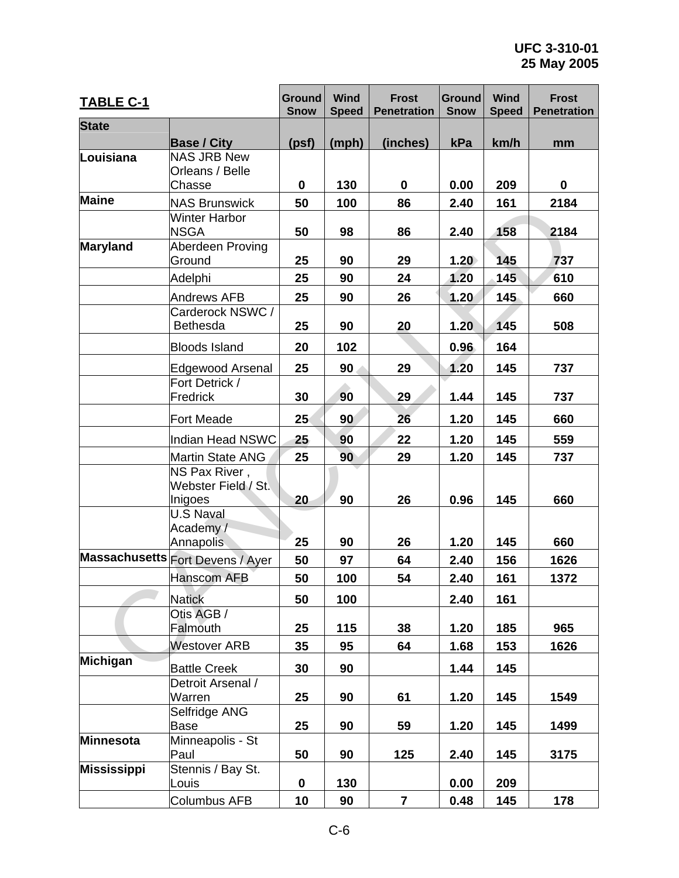**TABLE C-1**

| State | Base / City | Ground Snow (psf) | Wind Speed (mph) | Frost Penetration (inches) | Ground Snow kPa | Wind Speed km/h | Frost Penetration mm |
|---|---|---|---|---|---|---|---|
| Louisiana | NAS JRB New Orleans / Belle Chasse | 0 | 130 | 0 | 0.00 | 209 | 0 |
| Maine | NAS Brunswick | 50 | 100 | 86 | 2.40 | 161 | 2184 |
| | Winter Harbor NSGA | 50 | 98 | 86 | 2.40 | 158 | 2184 |
| Maryland | Aberdeen Proving Ground | 25 | 90 | 29 | 1.20 | 145 | 737 |
| | Adelphi | 25 | 90 | 24 | 1.20 | 145 | 610 |
| | Andrews AFB | 25 | 90 | 26 | 1.20 | 145 | 660 |
| | Carderock NSWC / Bethesda | 25 | 90 | 20 | 1.20 | 145 | 508 |
| | Bloods Island | 20 | 102 | | 0.96 | 164 | |
| | Edgewood Arsenal | 25 | 90 | 29 | 1.20 | 145 | 737 |
| | Fort Detrick / Fredrick | 30 | 90 | 29 | 1.44 | 145 | 737 |
| | Fort Meade | 25 | 90 | 26 | 1.20 | 145 | 660 |
| | Indian Head NSWC | 25 | 90 | 22 | 1.20 | 145 | 559 |
| | Martin State ANG | 25 | 90 | 29 | 1.20 | 145 | 737 |
| | NS Pax River , Webster Field / St. Inigoes | 20 | 90 | 26 | 0.96 | 145 | 660 |
| | U.S Naval Academy / Annapolis | 25 | 90 | 26 | 1.20 | 145 | 660 |
| Massachusetts | Fort Devens / Ayer | 50 | 97 | 64 | 2.40 | 156 | 1626 |
| | Hanscom AFB | 50 | 100 | 54 | 2.40 | 161 | 1372 |
| | Natick | 50 | 100 | | 2.40 | 161 | |
| | Otis AGB / Falmouth | 25 | 115 | 38 | 1.20 | 185 | 965 |
| | Westover ARB | 35 | 95 | 64 | 1.68 | 153 | 1626 |
| Michigan | Battle Creek | 30 | 90 | | 1.44 | 145 | |
| | Detroit Arsenal / Warren | 25 | 90 | 61 | 1.20 | 145 | 1549 |
| | Selfridge ANG Base | 25 | 90 | 59 | 1.20 | 145 | 1499 |
| Minnesota | Minneapolis - St Paul | 50 | 90 | 125 | 2.40 | 145 | 3175 |
| Mississippi | Stennis / Bay St. Louis | 0 | 130 | | 0.00 | 209 | |
| | Columbus AFB | 10 | 90 | 7 | 0.48 | 145 | 178 |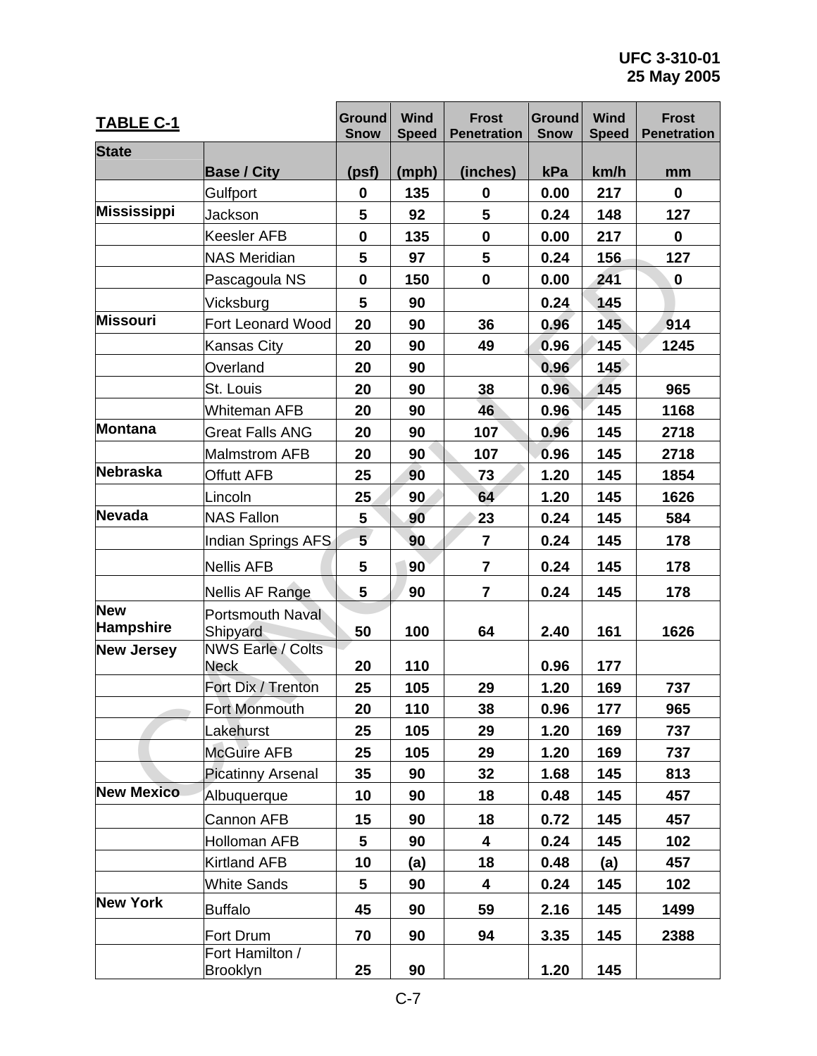| **TABLE C-1** | | Ground Snow | Wind Speed | Frost Penetration | Ground Snow | Wind Speed | Frost Penetration |
|---|---|---|---|---|---|---|---|
| **State** | **Base / City** | **(psf)** | **(mph)** | **(inches)** | **kPa** | **km/h** | **mm** |
| | Gulfport | 0 | 135 | 0 | 0.00 | 217 | 0 |
| **Mississippi** | Jackson | 5 | 92 | 5 | 0.24 | 148 | 127 |
| | Keesler AFB | 0 | 135 | 0 | 0.00 | 217 | 0 |
| | NAS Meridian | 5 | 97 | 5 | 0.24 | 156 | 127 |
| | Pascagoula NS | 0 | 150 | 0 | 0.00 | 241 | 0 |
| | Vicksburg | 5 | 90 | | 0.24 | 145 | |
| **Missouri** | Fort Leonard Wood | 20 | 90 | 36 | 0.96 | 145 | 914 |
| | Kansas City | 20 | 90 | 49 | 0.96 | 145 | 1245 |
| | Overland | 20 | 90 | | 0.96 | 145 | |
| | St. Louis | 20 | 90 | 38 | 0.96 | 145 | 965 |
| | Whiteman AFB | 20 | 90 | 46 | 0.96 | 145 | 1168 |
| **Montana** | Great Falls ANG | 20 | 90 | 107 | 0.96 | 145 | 2718 |
| | Malmstrom AFB | 20 | 90 | 107 | 0.96 | 145 | 2718 |
| **Nebraska** | Offutt AFB | 25 | 90 | 73 | 1.20 | 145 | 1854 |
| | Lincoln | 25 | 90 | 64 | 1.20 | 145 | 1626 |
| **Nevada** | NAS Fallon | 5 | 90 | 23 | 0.24 | 145 | 584 |
| | Indian Springs AFS | 5 | 90 | 7 | 0.24 | 145 | 178 |
| | Nellis AFB | 5 | 90 | 7 | 0.24 | 145 | 178 |
| | Nellis AF Range | 5 | 90 | 7 | 0.24 | 145 | 178 |
| **New Hampshire** | Portsmouth Naval Shipyard | 50 | 100 | 64 | 2.40 | 161 | 1626 |
| **New Jersey** | NWS Earle / Colts Neck | 20 | 110 | | 0.96 | 177 | |
| | Fort Dix / Trenton | 25 | 105 | 29 | 1.20 | 169 | 737 |
| | Fort Monmouth | 20 | 110 | 38 | 0.96 | 177 | 965 |
| | Lakehurst | 25 | 105 | 29 | 1.20 | 169 | 737 |
| | McGuire AFB | 25 | 105 | 29 | 1.20 | 169 | 737 |
| | Picatinny Arsenal | 35 | 90 | 32 | 1.68 | 145 | 813 |
| **New Mexico** | Albuquerque | 10 | 90 | 18 | 0.48 | 145 | 457 |
| | Cannon AFB | 15 | 90 | 18 | 0.72 | 145 | 457 |
| | Holloman AFB | 5 | 90 | 4 | 0.24 | 145 | 102 |
| | Kirtland AFB | 10 | (a) | 18 | 0.48 | (a) | 457 |
| | White Sands | 5 | 90 | 4 | 0.24 | 145 | 102 |
| **New York** | Buffalo | 45 | 90 | 59 | 2.16 | 145 | 1499 |
| | Fort Drum | 70 | 90 | 94 | 3.35 | 145 | 2388 |
| | Fort Hamilton / Brooklyn | 25 | 90 | | 1.20 | 145 | |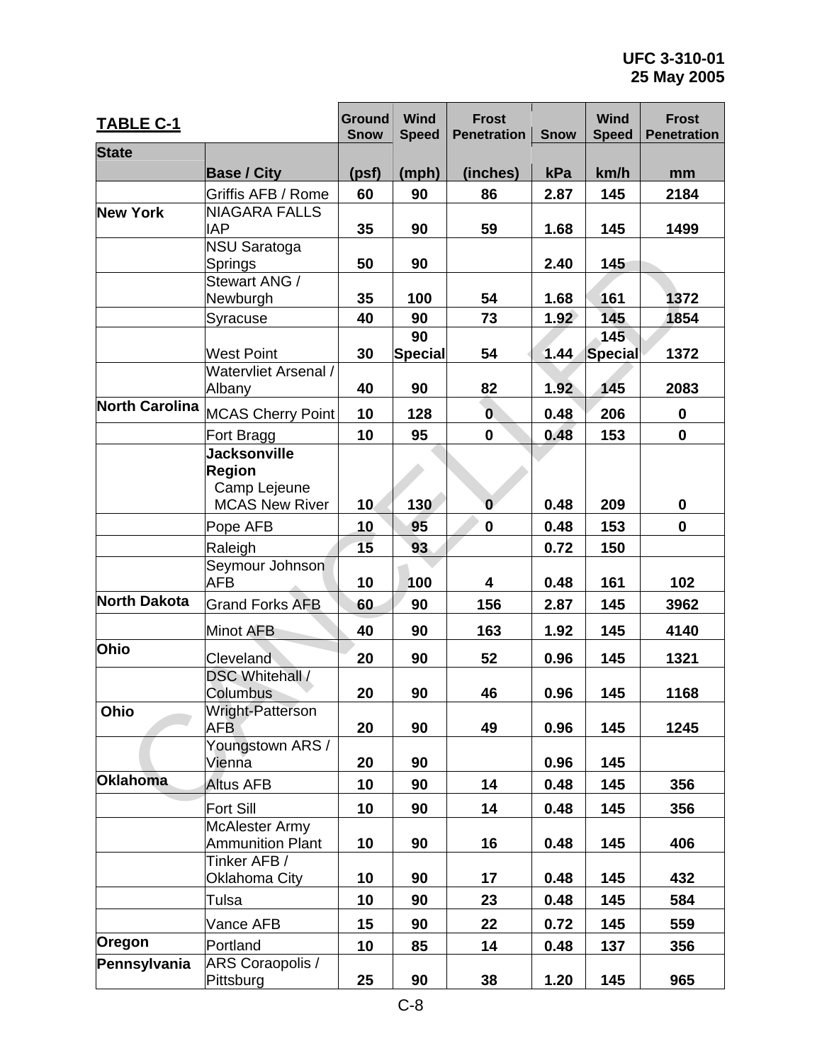| TABLE C-1 | | Ground Snow | Wind Speed | Frost Penetration | Snow | Wind Speed | Frost Penetration |
|---|---|---|---|---|---|---|---|
| State | Base / City | (psf) | (mph) | (inches) | kPa | km/h | mm |
| | Griffis AFB / Rome | 60 | 90 | 86 | 2.87 | 145 | 2184 |
| New York | NIAGARA FALLS IAP | 35 | 90 | 59 | 1.68 | 145 | 1499 |
| | NSU Saratoga Springs | 50 | 90 | | 2.40 | 145 | |
| | Stewart ANG / Newburgh | 35 | 100 | 54 | 1.68 | 161 | 1372 |
| | Syracuse | 40 | 90 | 73 | 1.92 | 145 | 1854 |
| | West Point | 30 | 90 Special | 54 | 1.44 | 145 Special | 1372 |
| | Watervliet Arsenal / Albany | 40 | 90 | 82 | 1.92 | 145 | 2083 |
| North Carolina | MCAS Cherry Point | 10 | 128 | 0 | 0.48 | 206 | 0 |
| | Fort Bragg | 10 | 95 | 0 | 0.48 | 153 | 0 |
| | **Jacksonville Region** Camp Lejeune MCAS New River | 10 | 130 | 0 | 0.48 | 209 | 0 |
| | Pope AFB | 10 | 95 | 0 | 0.48 | 153 | 0 |
| | Raleigh | 15 | 93 | | 0.72 | 150 | |
| | Seymour Johnson AFB | 10 | 100 | 4 | 0.48 | 161 | 102 |
| North Dakota | Grand Forks AFB | 60 | 90 | 156 | 2.87 | 145 | 3962 |
| | Minot AFB | 40 | 90 | 163 | 1.92 | 145 | 4140 |
| Ohio | Cleveland | 20 | 90 | 52 | 0.96 | 145 | 1321 |
| | DSC Whitehall / Columbus | 20 | 90 | 46 | 0.96 | 145 | 1168 |
| Ohio | Wright-Patterson AFB | 20 | 90 | 49 | 0.96 | 145 | 1245 |
| | Youngstown ARS / Vienna | 20 | 90 | | 0.96 | 145 | |
| Oklahoma | Altus AFB | 10 | 90 | 14 | 0.48 | 145 | 356 |
| | Fort Sill | 10 | 90 | 14 | 0.48 | 145 | 356 |
| | McAlester Army Ammunition Plant | 10 | 90 | 16 | 0.48 | 145 | 406 |
| | Tinker AFB / Oklahoma City | 10 | 90 | 17 | 0.48 | 145 | 432 |
| | Tulsa | 10 | 90 | 23 | 0.48 | 145 | 584 |
| | Vance AFB | 15 | 90 | 22 | 0.72 | 145 | 559 |
| Oregon | Portland | 10 | 85 | 14 | 0.48 | 137 | 356 |
| Pennsylvania | ARS Coraopolis / Pittsburg | 25 | 90 | 38 | 1.20 | 145 | 965 |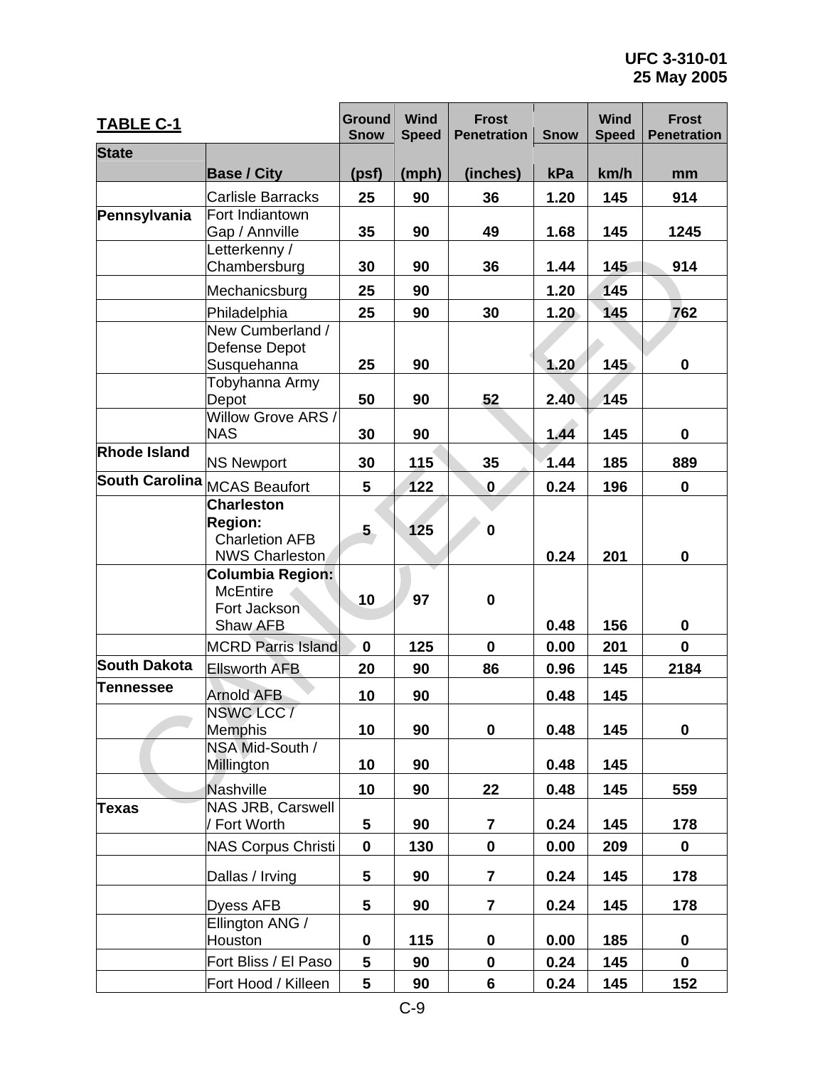| TABLE C-1 | | Ground Snow | Wind Speed | Frost Penetration | Snow | Wind Speed | Frost Penetration |
|---|---|---|---|---|---|---|---|
| State | Base / City | (psf) | (mph) | (inches) | kPa | km/h | mm |
| | Carlisle Barracks | 25 | 90 | 36 | 1.20 | 145 | 914 |
| Pennsylvania | Fort Indiantown Gap / Annville | 35 | 90 | 49 | 1.68 | 145 | 1245 |
| | Letterkenny / Chambersburg | 30 | 90 | 36 | 1.44 | 145 | 914 |
| | Mechanicsburg | 25 | 90 | | 1.20 | 145 | |
| | Philadelphia | 25 | 90 | 30 | 1.20 | 145 | 762 |
| | New Cumberland / Defense Depot Susquehanna | 25 | 90 | | 1.20 | 145 | 0 |
| | Tobyhanna Army Depot | 50 | 90 | 52 | 2.40 | 145 | |
| | Willow Grove ARS / NAS | 30 | 90 | | 1.44 | 145 | 0 |
| Rhode Island | NS Newport | 30 | 115 | 35 | 1.44 | 185 | 889 |
| South Carolina | MCAS Beaufort | 5 | 122 | 0 | 0.24 | 196 | 0 |
| | **Charleston Region:** Charletion AFB NWS Charleston | 5 | 125 | 0 | 0.24 | 201 | 0 |
| | **Columbia Region:** McEntire Fort Jackson Shaw AFB | 10 | 97 | 0 | 0.48 | 156 | 0 |
| | MCRD Parris Island | 0 | 125 | 0 | 0.00 | 201 | 0 |
| South Dakota | Ellsworth AFB | 20 | 90 | 86 | 0.96 | 145 | 2184 |
| Tennessee | Arnold AFB | 10 | 90 | | 0.48 | 145 | |
| | NSWC LCC / Memphis | 10 | 90 | 0 | 0.48 | 145 | 0 |
| | NSA Mid-South / Millington | 10 | 90 | | 0.48 | 145 | |
| | Nashville | 10 | 90 | 22 | 0.48 | 145 | 559 |
| Texas | NAS JRB, Carswell / Fort Worth | 5 | 90 | 7 | 0.24 | 145 | 178 |
| | NAS Corpus Christi | 0 | 130 | 0 | 0.00 | 209 | 0 |
| | Dallas / Irving | 5 | 90 | 7 | 0.24 | 145 | 178 |
| | Dyess AFB | 5 | 90 | 7 | 0.24 | 145 | 178 |
| | Ellington ANG / Houston | 0 | 115 | 0 | 0.00 | 185 | 0 |
| | Fort Bliss / El Paso | 5 | 90 | 0 | 0.24 | 145 | 0 |
| | Fort Hood / Killeen | 5 | 90 | 6 | 0.24 | 145 | 152 |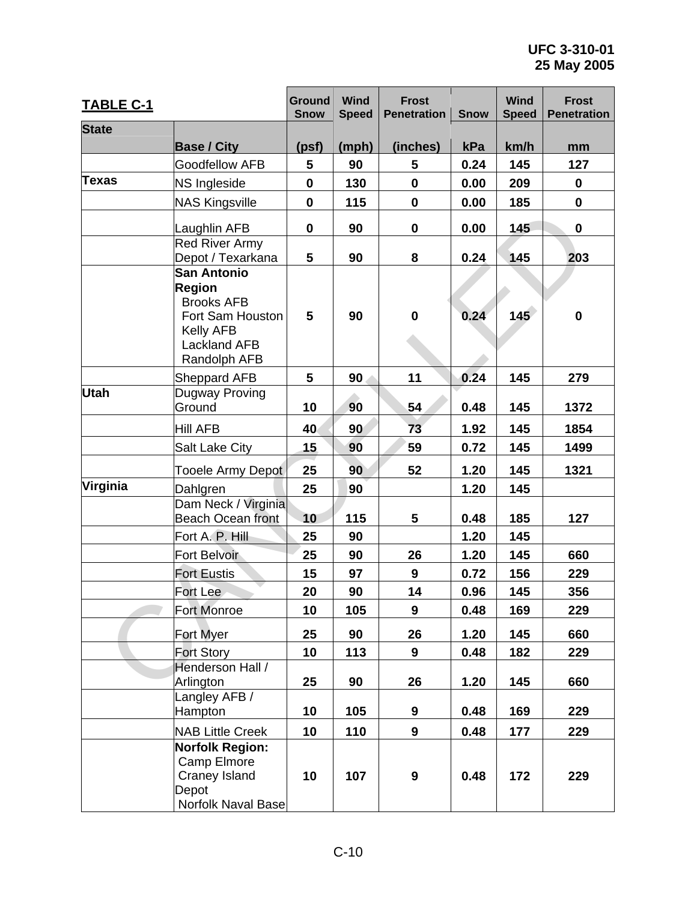| TABLE C-1 | | Ground Snow | Wind Speed | Frost Penetration | Snow | Wind Speed | Frost Penetration |
|---|---|---|---|---|---|---|---|
| State | Base / City | (psf) | (mph) | (inches) | kPa | km/h | mm |
| | Goodfellow AFB | 5 | 90 | 5 | 0.24 | 145 | 127 |
| Texas | NS Ingleside | 0 | 130 | 0 | 0.00 | 209 | 0 |
| | NAS Kingsville | 0 | 115 | 0 | 0.00 | 185 | 0 |
| | Laughlin AFB | 0 | 90 | 0 | 0.00 | 145 | 0 |
| | Red River Army Depot / Texarkana | 5 | 90 | 8 | 0.24 | 145 | 203 |
| | **San Antonio Region** Brooks AFB Fort Sam Houston Kelly AFB Lackland AFB Randolph AFB | 5 | 90 | 0 | 0.24 | 145 | 0 |
| | Sheppard AFB | 5 | 90 | 11 | 0.24 | 145 | 279 |
| Utah | Dugway Proving Ground | 10 | 90 | 54 | 0.48 | 145 | 1372 |
| | Hill AFB | 40 | 90 | 73 | 1.92 | 145 | 1854 |
| | Salt Lake City | 15 | 90 | 59 | 0.72 | 145 | 1499 |
| | Tooele Army Depot | 25 | 90 | 52 | 1.20 | 145 | 1321 |
| Virginia | Dahlgren | 25 | 90 | | 1.20 | 145 | |
| | Dam Neck / Virginia Beach Ocean front | 10 | 115 | 5 | 0.48 | 185 | 127 |
| | Fort A. P. Hill | 25 | 90 | | 1.20 | 145 | |
| | Fort Belvoir | 25 | 90 | 26 | 1.20 | 145 | 660 |
| | Fort Eustis | 15 | 97 | 9 | 0.72 | 156 | 229 |
| | Fort Lee | 20 | 90 | 14 | 0.96 | 145 | 356 |
| | Fort Monroe | 10 | 105 | 9 | 0.48 | 169 | 229 |
| | Fort Myer | 25 | 90 | 26 | 1.20 | 145 | 660 |
| | Fort Story | 10 | 113 | 9 | 0.48 | 182 | 229 |
| | Henderson Hall / Arlington | 25 | 90 | 26 | 1.20 | 145 | 660 |
| | Langley AFB / Hampton | 10 | 105 | 9 | 0.48 | 169 | 229 |
| | NAB Little Creek | 10 | 110 | 9 | 0.48 | 177 | 229 |
| | **Norfolk Region:** Camp Elmore Craney Island Depot Norfolk Naval Base | 10 | 107 | 9 | 0.48 | 172 | 229 |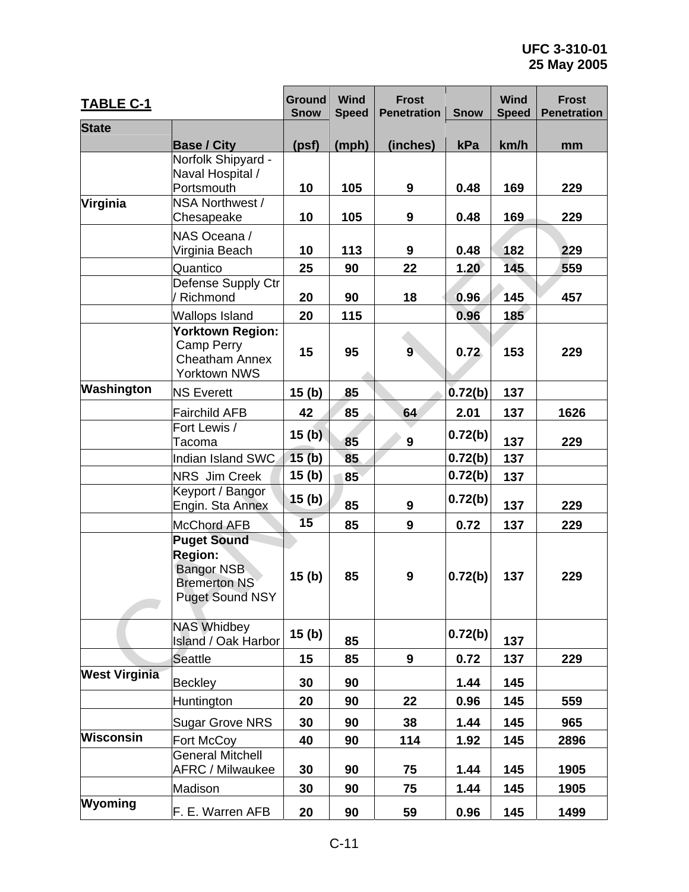**TABLE C-1**

| State | Base / City | Ground Snow (psf) | Wind Speed (mph) | Frost Penetration (inches) | Snow kPa | Wind Speed km/h | Frost Penetration mm |
|---|---|---|---|---|---|---|---|
| | Norfolk Shipyard - Naval Hospital / Portsmouth | 10 | 105 | 9 | 0.48 | 169 | 229 |
| Virginia | NSA Northwest / Chesapeake | 10 | 105 | 9 | 0.48 | 169 | 229 |
| | NAS Oceana / Virginia Beach | 10 | 113 | 9 | 0.48 | 182 | 229 |
| | Quantico | 25 | 90 | 22 | 1.20 | 145 | 559 |
| | Defense Supply Ctr / Richmond | 20 | 90 | 18 | 0.96 | 145 | 457 |
| | Wallops Island | 20 | 115 | | 0.96 | 185 | |
| | **Yorktown Region:** Camp Perry, Cheatham Annex, Yorktown NWS | 15 | 95 | 9 | 0.72 | 153 | 229 |
| Washington | NS Everett | 15 (b) | 85 | | 0.72(b) | 137 | |
| | Fairchild AFB | 42 | 85 | 64 | 2.01 | 137 | 1626 |
| | Fort Lewis / Tacoma | 15 (b) | 85 | 9 | 0.72(b) | 137 | 229 |
| | Indian Island SWC | 15 (b) | 85 | | 0.72(b) | 137 | |
| | NRS Jim Creek | 15 (b) | 85 | | 0.72(b) | 137 | |
| | Keyport / Bangor Engin. Sta Annex | 15 (b) | 85 | 9 | 0.72(b) | 137 | 229 |
| | McChord AFB | 15 | 85 | 9 | 0.72 | 137 | 229 |
| | **Puget Sound Region:** Bangor NSB, Bremerton NS, Puget Sound NSY | 15 (b) | 85 | 9 | 0.72(b) | 137 | 229 |
| | NAS Whidbey Island / Oak Harbor | 15 (b) | 85 | | 0.72(b) | 137 | |
| | Seattle | 15 | 85 | 9 | 0.72 | 137 | 229 |
| West Virginia | Beckley | 30 | 90 | | 1.44 | 145 | |
| | Huntington | 20 | 90 | 22 | 0.96 | 145 | 559 |
| | Sugar Grove NRS | 30 | 90 | 38 | 1.44 | 145 | 965 |
| Wisconsin | Fort McCoy | 40 | 90 | 114 | 1.92 | 145 | 2896 |
| | General Mitchell AFRC / Milwaukee | 30 | 90 | 75 | 1.44 | 145 | 1905 |
| | Madison | 30 | 90 | 75 | 1.44 | 145 | 1905 |
| Wyoming | F. E. Warren AFB | 20 | 90 | 59 | 0.96 | 145 | 1499 |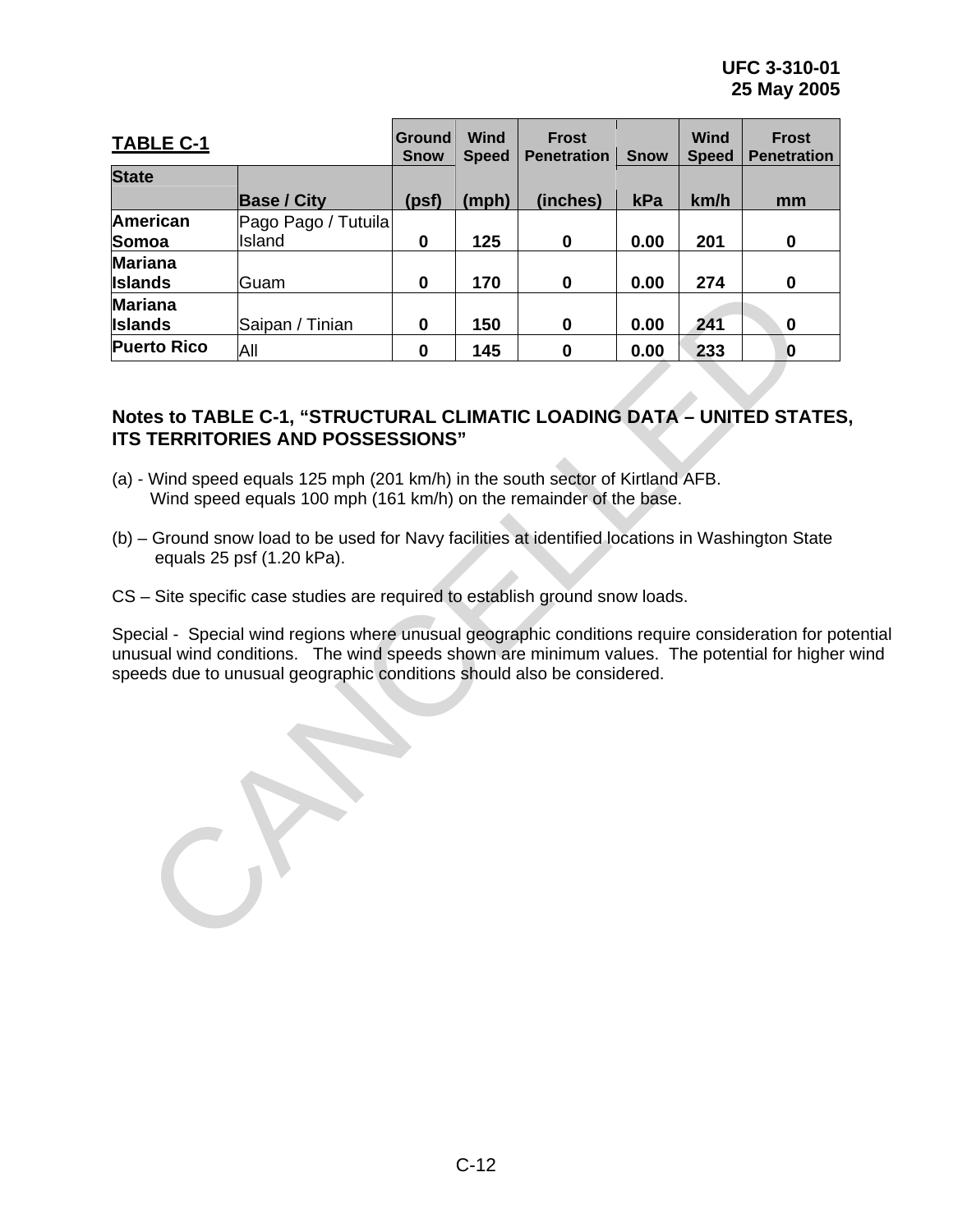**TABLE C-1**

| State | Base / City | Ground Snow (psf) | Wind Speed (mph) | Frost Penetration (inches) | Snow kPa | Wind Speed km/h | Frost Penetration mm |
|---|---|---|---|---|---|---|---|
| American Somoa | Pago Pago / Tutuila Island | 0 | 125 | 0 | 0.00 | 201 | 0 |
| Mariana Islands | Guam | 0 | 170 | 0 | 0.00 | 274 | 0 |
| Mariana Islands | Saipan / Tinian | 0 | 150 | 0 | 0.00 | 241 | 0 |
| Puerto Rico | All | 0 | 145 | 0 | 0.00 | 233 | 0 |

**Notes to TABLE C-1, "STRUCTURAL CLIMATIC LOADING DATA – UNITED STATES, ITS TERRITORIES AND POSSESSIONS"**

(a) - Wind speed equals 125 mph (201 km/h) in the south sector of Kirtland AFB.
Wind speed equals 100 mph (161 km/h) on the remainder of the base.

(b) – Ground snow load to be used for Navy facilities at identified locations in Washington State equals 25 psf (1.20 kPa).

CS – Site specific case studies are required to establish ground snow loads.

Special - Special wind regions where unusual geographic conditions require consideration for potential unusual wind conditions. The wind speeds shown are minimum values. The potential for higher wind speeds due to unusual geographic conditions should also be considered.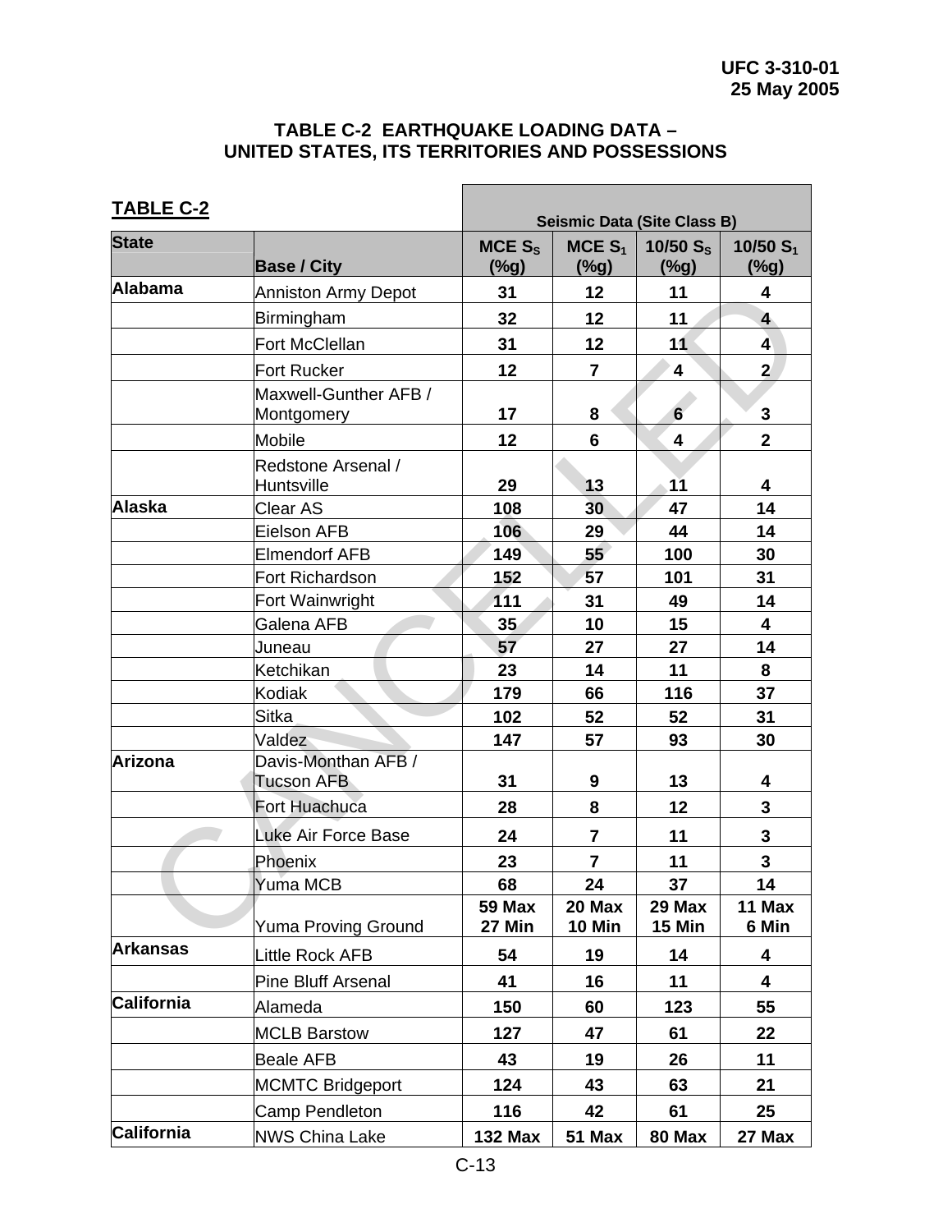### TABLE C-2 EARTHQUAKE LOADING DATA – UNITED STATES, ITS TERRITORIES AND POSSESSIONS

| TABLE C-2 | | Seismic Data (Site Class B) | | | |
|---|---|---|---|---|---|
| **State** | **Base / City** | **MCE $S_S$ (%g)** | **MCE $S_1$ (%g)** | **10/50 $S_S$ (%g)** | **10/50 $S_1$ (%g)** |
| **Alabama** | Anniston Army Depot | **31** | **12** | **11** | **4** |
| | Birmingham | **32** | **12** | **11** | **4** |
| | Fort McClellan | **31** | **12** | **11** | **4** |
| | Fort Rucker | **12** | **7** | **4** | **2** |
| | Maxwell-Gunther AFB / Montgomery | **17** | **8** | **6** | **3** |
| | Mobile | **12** | **6** | **4** | **2** |
| | Redstone Arsenal / Huntsville | **29** | **13** | **11** | **4** |
| **Alaska** | Clear AS | **108** | **30** | **47** | **14** |
| | Eielson AFB | **106** | **29** | **44** | **14** |
| | Elmendorf AFB | **149** | **55** | **100** | **30** |
| | Fort Richardson | **152** | **57** | **101** | **31** |
| | Fort Wainwright | **111** | **31** | **49** | **14** |
| | Galena AFB | **35** | **10** | **15** | **4** |
| | Juneau | **57** | **27** | **27** | **14** |
| | Ketchikan | **23** | **14** | **11** | **8** |
| | Kodiak | **179** | **66** | **116** | **37** |
| | Sitka | **102** | **52** | **52** | **31** |
| | Valdez | **147** | **57** | **93** | **30** |
| **Arizona** | Davis-Monthan AFB / Tucson AFB | **31** | **9** | **13** | **4** |
| | Fort Huachuca | **28** | **8** | **12** | **3** |
| | Luke Air Force Base | **24** | **7** | **11** | **3** |
| | Phoenix | **23** | **7** | **11** | **3** |
| | Yuma MCB | **68** | **24** | **37** | **14** |
| | Yuma Proving Ground | **59 Max 27 Min** | **20 Max 10 Min** | **29 Max 15 Min** | **11 Max 6 Min** |
| **Arkansas** | Little Rock AFB | **54** | **19** | **14** | **4** |
| | Pine Bluff Arsenal | **41** | **16** | **11** | **4** |
| **California** | Alameda | **150** | **60** | **123** | **55** |
| | MCLB Barstow | **127** | **47** | **61** | **22** |
| | Beale AFB | **43** | **19** | **26** | **11** |
| | MCMTC Bridgeport | **124** | **43** | **63** | **21** |
| | Camp Pendleton | **116** | **42** | **61** | **25** |
| **California** | NWS China Lake | **132 Max** | **51 Max** | **80 Max** | **27 Max** |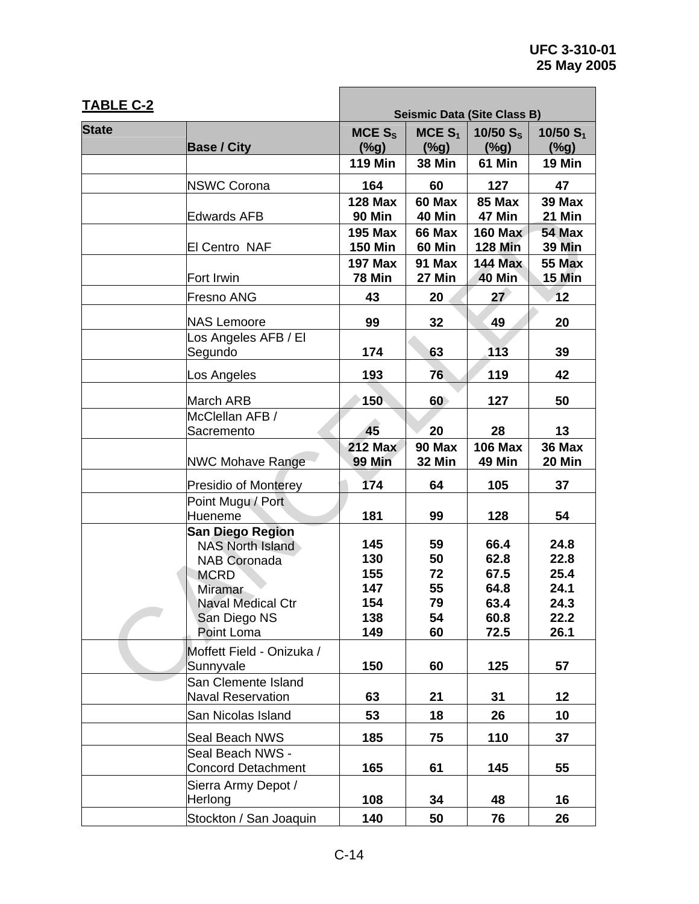## TABLE C-2

| State | Base / City | Seismic Data (Site Class B) | | | |
|---|---|---|---|---|---|
| | | MCE $S_S$ (%g) | MCE $S_1$ (%g) | 10/50 $S_S$ (%g) | 10/50 $S_1$ (%g) |
| | | 119 Min | 38 Min | 61 Min | 19 Min |
| | NSWC Corona | 164 | 60 | 127 | 47 |
| | Edwards AFB | 128 Max<br>90 Min | 60 Max<br>40 Min | 85 Max<br>47 Min | 39 Max<br>21 Min |
| | El Centro NAF | 195 Max<br>150 Min | 66 Max<br>60 Min | 160 Max<br>128 Min | 54 Max<br>39 Min |
| | Fort Irwin | 197 Max<br>78 Min | 91 Max<br>27 Min | 144 Max<br>40 Min | 55 Max<br>15 Min |
| | Fresno ANG | 43 | 20 | 27 | 12 |
| | NAS Lemoore | 99 | 32 | 49 | 20 |
| | Los Angeles AFB / El Segundo | 174 | 63 | 113 | 39 |
| | Los Angeles | 193 | 76 | 119 | 42 |
| | March ARB | 150 | 60 | 127 | 50 |
| | McClellan AFB / Sacremento | 45 | 20 | 28 | 13 |
| | NWC Mohave Range | 212 Max<br>99 Min | 90 Max<br>32 Min | 106 Max<br>49 Min | 36 Max<br>20 Min |
| | Presidio of Monterey | 174 | 64 | 105 | 37 |
| | Point Mugu / Port Hueneme | 181 | 99 | 128 | 54 |
| | **San Diego Region**<br>NAS North Island<br>NAB Coronada<br>MCRD<br>Miramar<br>Naval Medical Ctr<br>San Diego NS<br>Point Loma | <br>145<br>130<br>155<br>147<br>154<br>138<br>149 | <br>59<br>50<br>72<br>55<br>79<br>54<br>60 | <br>66.4<br>62.8<br>67.5<br>64.8<br>63.4<br>60.8<br>72.5 | <br>24.8<br>22.8<br>25.4<br>24.1<br>24.3<br>22.2<br>26.1 |
| | Moffett Field - Onizuka / Sunnyvale | 150 | 60 | 125 | 57 |
| | San Clemente Island Naval Reservation | 63 | 21 | 31 | 12 |
| | San Nicolas Island | 53 | 18 | 26 | 10 |
| | Seal Beach NWS | 185 | 75 | 110 | 37 |
| | Seal Beach NWS - Concord Detachment | 165 | 61 | 145 | 55 |
| | Sierra Army Depot / Herlong | 108 | 34 | 48 | 16 |
| | Stockton / San Joaquin | 140 | 50 | 76 | 26 |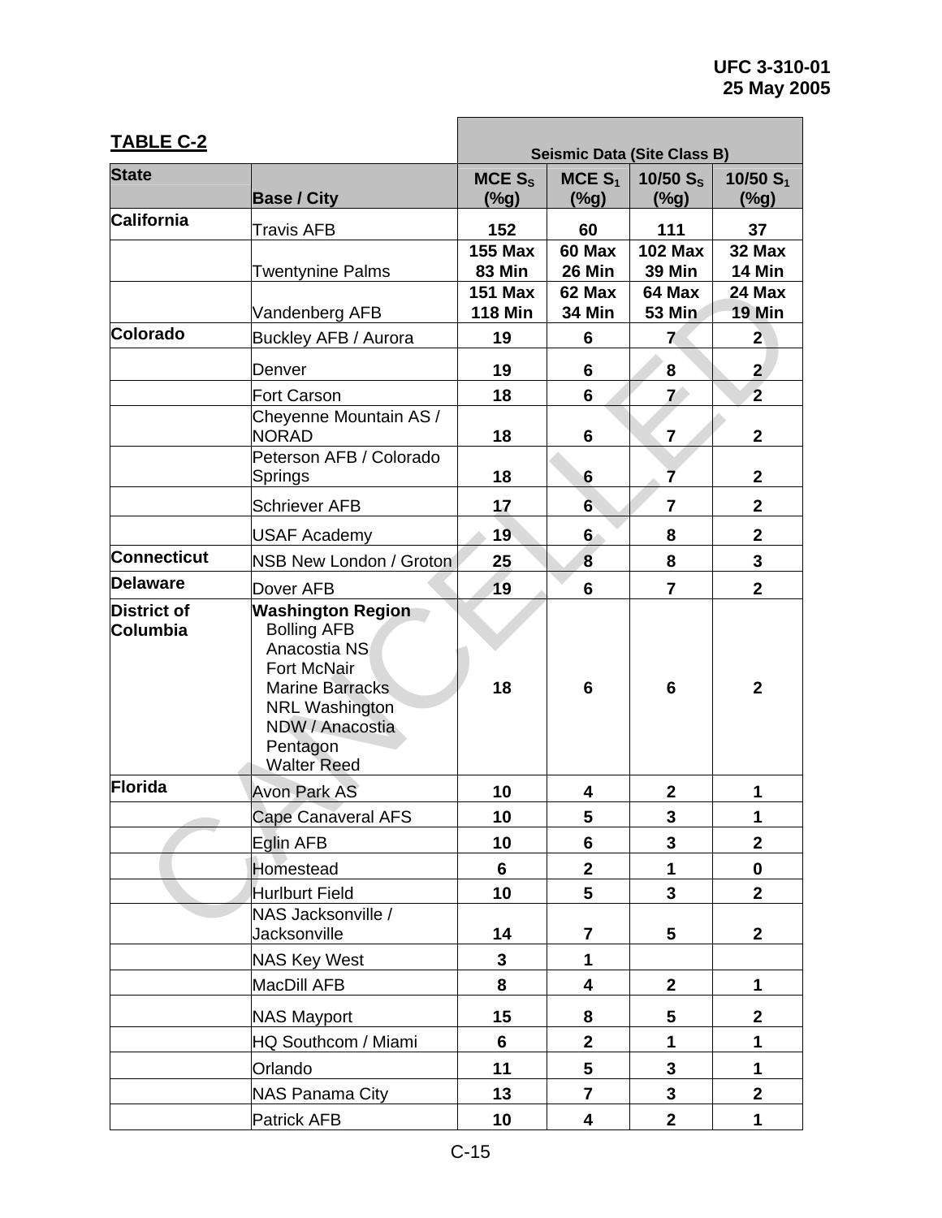**TABLE C-2**

| State | Base / City | Seismic Data (Site Class B) | | | |
|---|---|---|---|---|---|
| | | MCE $S_S$ (%g) | MCE $S_1$ (%g) | 10/50 $S_S$ (%g) | 10/50 $S_1$ (%g) |
| **California** | Travis AFB | **152** | **60** | **111** | **37** |
| | Twentynine Palms | **155 Max 83 Min** | **60 Max 26 Min** | **102 Max 39 Min** | **32 Max 14 Min** |
| | Vandenberg AFB | **151 Max 118 Min** | **62 Max 34 Min** | **64 Max 53 Min** | **24 Max 19 Min** |
| **Colorado** | Buckley AFB / Aurora | **19** | **6** | **7** | **2** |
| | Denver | **19** | **6** | **8** | **2** |
| | Fort Carson | **18** | **6** | **7** | **2** |
| | Cheyenne Mountain AS / NORAD | **18** | **6** | **7** | **2** |
| | Peterson AFB / Colorado Springs | **18** | **6** | **7** | **2** |
| | Schriever AFB | **17** | **6** | **7** | **2** |
| | USAF Academy | **19** | **6** | **8** | **2** |
| **Connecticut** | NSB New London / Groton | **25** | **8** | **8** | **3** |
| **Delaware** | Dover AFB | **19** | **6** | **7** | **2** |
| **District of Columbia** | **Washington Region** Bolling AFB, Anacostia NS, Fort McNair, Marine Barracks, NRL Washington, NDW / Anacostia, Pentagon, Walter Reed | **18** | **6** | **6** | **2** |
| **Florida** | Avon Park AS | **10** | **4** | **2** | **1** |
| | Cape Canaveral AFS | **10** | **5** | **3** | **1** |
| | Eglin AFB | **10** | **6** | **3** | **2** |
| | Homestead | **6** | **2** | **1** | **0** |
| | Hurlburt Field | **10** | **5** | **3** | **2** |
| | NAS Jacksonville / Jacksonville | **14** | **7** | **5** | **2** |
| | NAS Key West | **3** | **1** | | |
| | MacDill AFB | **8** | **4** | **2** | **1** |
| | NAS Mayport | **15** | **8** | **5** | **2** |
| | HQ Southcom / Miami | **6** | **2** | **1** | **1** |
| | Orlando | **11** | **5** | **3** | **1** |
| | NAS Panama City | **13** | **7** | **3** | **2** |
| | Patrick AFB | **10** | **4** | **2** | **1** |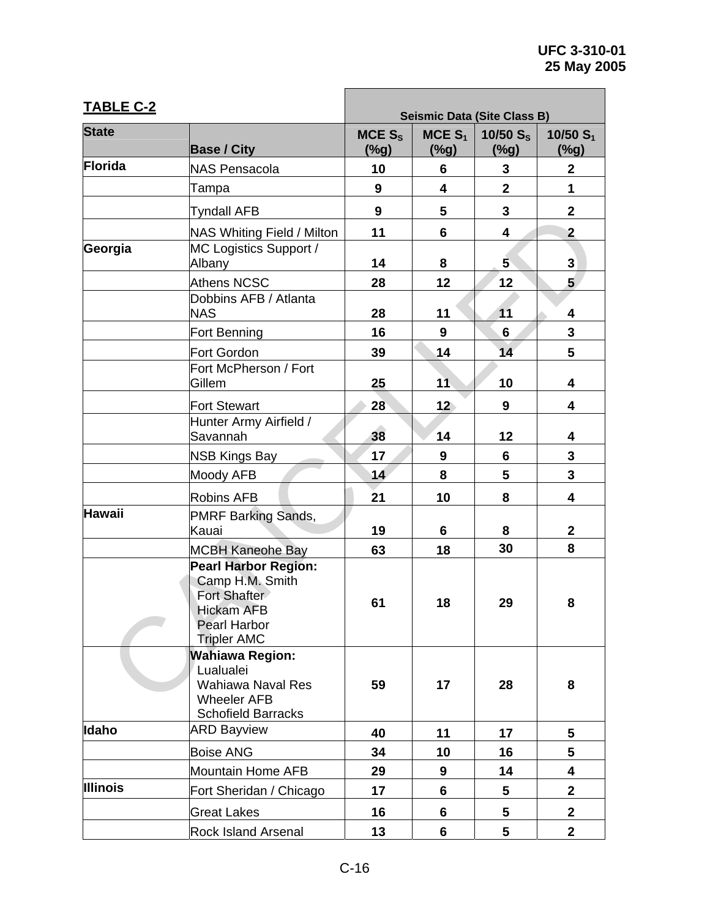**TABLE C-2**

| State | Base / City | Seismic Data (Site Class B) | | | |
|---|---|---|---|---|---|
| | | MCE $S_S$ (%g) | MCE $S_1$ (%g) | 10/50 $S_S$ (%g) | 10/50 $S_1$ (%g) |
| **Florida** | NAS Pensacola | 10 | 6 | 3 | 2 |
| | Tampa | 9 | 4 | 2 | 1 |
| | Tyndall AFB | 9 | 5 | 3 | 2 |
| | NAS Whiting Field / Milton | 11 | 6 | 4 | 2 |
| **Georgia** | MC Logistics Support / Albany | 14 | 8 | 5 | 3 |
| | Athens NCSC | 28 | 12 | 12 | 5 |
| | Dobbins AFB / Atlanta NAS | 28 | 11 | 11 | 4 |
| | Fort Benning | 16 | 9 | 6 | 3 |
| | Fort Gordon | 39 | 14 | 14 | 5 |
| | Fort McPherson / Fort Gillem | 25 | 11 | 10 | 4 |
| | Fort Stewart | 28 | 12 | 9 | 4 |
| | Hunter Army Airfield / Savannah | 38 | 14 | 12 | 4 |
| | NSB Kings Bay | 17 | 9 | 6 | 3 |
| | Moody AFB | 14 | 8 | 5 | 3 |
| | Robins AFB | 21 | 10 | 8 | 4 |
| **Hawaii** | PMRF Barking Sands, Kauai | 19 | 6 | 8 | 2 |
| | MCBH Kaneohe Bay | 63 | 18 | 30 | 8 |
| | **Pearl Harbor Region:** Camp H.M. Smith, Fort Shafter, Hickam AFB, Pearl Harbor, Tripler AMC | 61 | 18 | 29 | 8 |
| | **Wahiawa Region:** Lualualei, Wahiawa Naval Res, Wheeler AFB, Schofield Barracks | 59 | 17 | 28 | 8 |
| **Idaho** | ARD Bayview | 40 | 11 | 17 | 5 |
| | Boise ANG | 34 | 10 | 16 | 5 |
| | Mountain Home AFB | 29 | 9 | 14 | 4 |
| **Illinois** | Fort Sheridan / Chicago | 17 | 6 | 5 | 2 |
| | Great Lakes | 16 | 6 | 5 | 2 |
| | Rock Island Arsenal | 13 | 6 | 5 | 2 |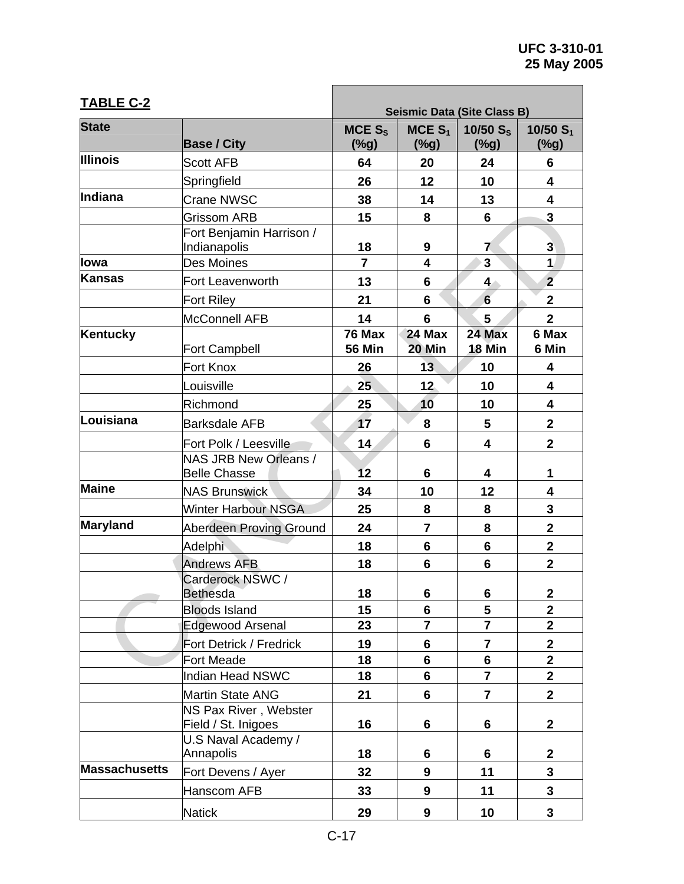**TABLE C-2**

| State | Base / City | Seismic Data (Site Class B) | | | |
|---|---|---|---|---|---|
| | | MCE $S_S$ (%g) | MCE $S_1$ (%g) | 10/50 $S_S$ (%g) | 10/50 $S_1$ (%g) |
| **Illinois** | Scott AFB | **64** | **20** | **24** | **6** |
| | Springfield | **26** | **12** | **10** | **4** |
| **Indiana** | Crane NWSC | **38** | **14** | **13** | **4** |
| | Grissom ARB | **15** | **8** | **6** | **3** |
| | Fort Benjamin Harrison / Indianapolis | **18** | **9** | **7** | **3** |
| **Iowa** | Des Moines | **7** | **4** | **3** | **1** |
| **Kansas** | Fort Leavenworth | **13** | **6** | **4** | **2** |
| | Fort Riley | **21** | **6** | **6** | **2** |
| | McConnell AFB | **14** | **6** | **5** | **2** |
| **Kentucky** | Fort Campbell | **76 Max 56 Min** | **24 Max 20 Min** | **24 Max 18 Min** | **6 Max 6 Min** |
| | Fort Knox | **26** | **13** | **10** | **4** |
| | Louisville | **25** | **12** | **10** | **4** |
| | Richmond | **25** | **10** | **10** | **4** |
| **Louisiana** | Barksdale AFB | **17** | **8** | **5** | **2** |
| | Fort Polk / Leesville | **14** | **6** | **4** | **2** |
| | NAS JRB New Orleans / Belle Chasse | **12** | **6** | **4** | **1** |
| **Maine** | NAS Brunswick | **34** | **10** | **12** | **4** |
| | Winter Harbour NSGA | **25** | **8** | **8** | **3** |
| **Maryland** | Aberdeen Proving Ground | **24** | **7** | **8** | **2** |
| | Adelphi | **18** | **6** | **6** | **2** |
| | Andrews AFB | **18** | **6** | **6** | **2** |
| | Carderock NSWC / Bethesda | **18** | **6** | **6** | **2** |
| | Bloods Island | **15** | **6** | **5** | **2** |
| | Edgewood Arsenal | **23** | **7** | **7** | **2** |
| | Fort Detrick / Fredrick | **19** | **6** | **7** | **2** |
| | Fort Meade | **18** | **6** | **6** | **2** |
| | Indian Head NSWC | **18** | **6** | **7** | **2** |
| | Martin State ANG | **21** | **6** | **7** | **2** |
| | NS Pax River , Webster Field / St. Inigoes | **16** | **6** | **6** | **2** |
| | U.S Naval Academy / Annapolis | **18** | **6** | **6** | **2** |
| **Massachusetts** | Fort Devens / Ayer | **32** | **9** | **11** | **3** |
| | Hanscom AFB | **33** | **9** | **11** | **3** |
| | Natick | **29** | **9** | **10** | **3** |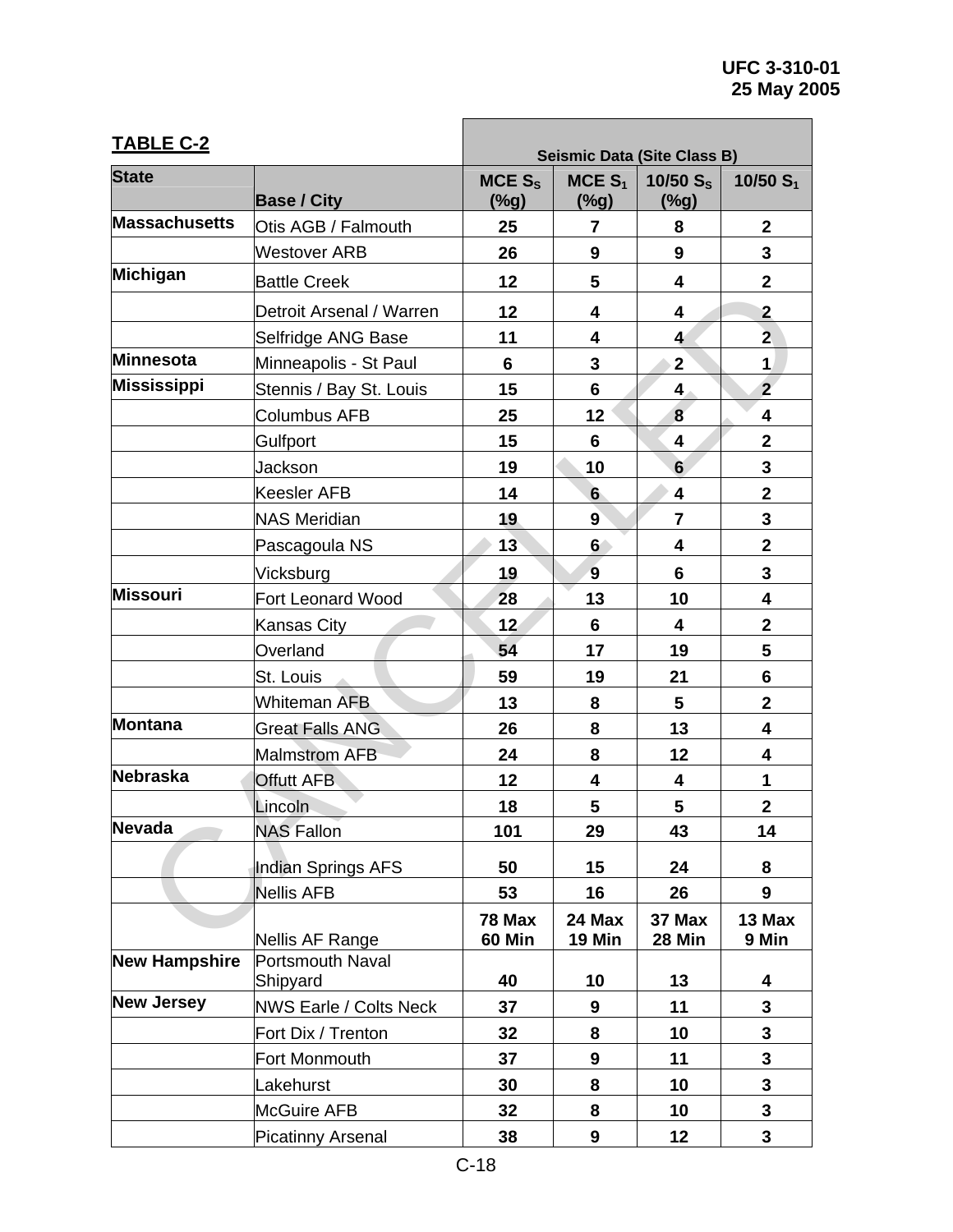**TABLE C-2**

| State | Base / City | Seismic Data (Site Class B) | | | |
|---|---|---|---|---|---|
| | | MCE $S_S$ (%g) | MCE $S_1$ (%g) | 10/50 $S_S$ (%g) | 10/50 $S_1$ |
| **Massachusetts** | Otis AGB / Falmouth | **25** | **7** | **8** | **2** |
| | Westover ARB | **26** | **9** | **9** | **3** |
| **Michigan** | Battle Creek | **12** | **5** | **4** | **2** |
| | Detroit Arsenal / Warren | **12** | **4** | **4** | **2** |
| | Selfridge ANG Base | **11** | **4** | **4** | **2** |
| **Minnesota** | Minneapolis - St Paul | **6** | **3** | **2** | **1** |
| **Mississippi** | Stennis / Bay St. Louis | **15** | **6** | **4** | **2** |
| | Columbus AFB | **25** | **12** | **8** | **4** |
| | Gulfport | **15** | **6** | **4** | **2** |
| | Jackson | **19** | **10** | **6** | **3** |
| | Keesler AFB | **14** | **6** | **4** | **2** |
| | NAS Meridian | **19** | **9** | **7** | **3** |
| | Pascagoula NS | **13** | **6** | **4** | **2** |
| | Vicksburg | **19** | **9** | **6** | **3** |
| **Missouri** | Fort Leonard Wood | **28** | **13** | **10** | **4** |
| | Kansas City | **12** | **6** | **4** | **2** |
| | Overland | **54** | **17** | **19** | **5** |
| | St. Louis | **59** | **19** | **21** | **6** |
| | Whiteman AFB | **13** | **8** | **5** | **2** |
| **Montana** | Great Falls ANG | **26** | **8** | **13** | **4** |
| | Malmstrom AFB | **24** | **8** | **12** | **4** |
| **Nebraska** | Offutt AFB | **12** | **4** | **4** | **1** |
| | Lincoln | **18** | **5** | **5** | **2** |
| **Nevada** | NAS Fallon | **101** | **29** | **43** | **14** |
| | Indian Springs AFS | **50** | **15** | **24** | **8** |
| | Nellis AFB | **53** | **16** | **26** | **9** |
| | Nellis AF Range | **78 Max 60 Min** | **24 Max 19 Min** | **37 Max 28 Min** | **13 Max 9 Min** |
| **New Hampshire** | Portsmouth Naval Shipyard | **40** | **10** | **13** | **4** |
| **New Jersey** | NWS Earle / Colts Neck | **37** | **9** | **11** | **3** |
| | Fort Dix / Trenton | **32** | **8** | **10** | **3** |
| | Fort Monmouth | **37** | **9** | **11** | **3** |
| | Lakehurst | **30** | **8** | **10** | **3** |
| | McGuire AFB | **32** | **8** | **10** | **3** |
| | Picatinny Arsenal | **38** | **9** | **12** | **3** |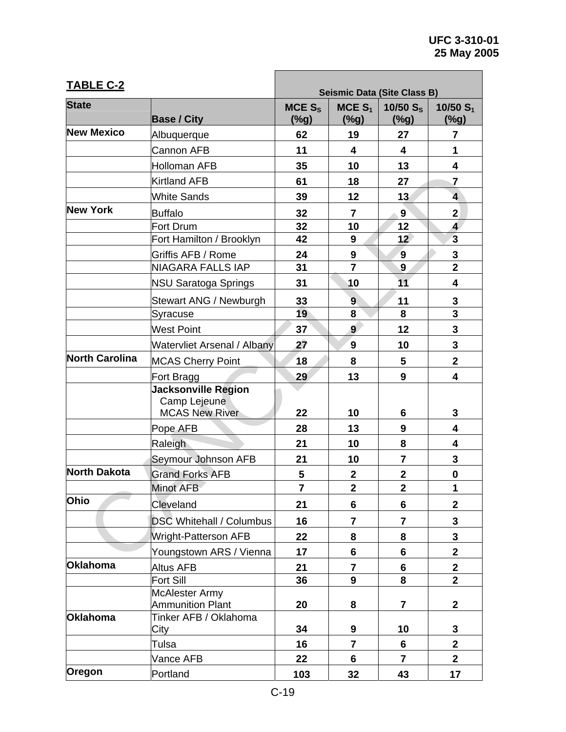**TABLE C-2**

| State | Base / City | Seismic Data (Site Class B) | | | |
|---|---|---|---|---|---|
| | | MCE $S_S$ (%g) | MCE $S_1$ (%g) | 10/50 $S_S$ (%g) | 10/50 $S_1$ (%g) |
| **New Mexico** | Albuquerque | **62** | **19** | **27** | **7** |
| | Cannon AFB | **11** | **4** | **4** | **1** |
| | Holloman AFB | **35** | **10** | **13** | **4** |
| | Kirtland AFB | **61** | **18** | **27** | **7** |
| | White Sands | **39** | **12** | **13** | **4** |
| **New York** | Buffalo | **32** | **7** | **9** | **2** |
| | Fort Drum | **32** | **10** | **12** | **4** |
| | Fort Hamilton / Brooklyn | **42** | **9** | **12** | **3** |
| | Griffis AFB / Rome | **24** | **9** | **9** | **3** |
| | NIAGARA FALLS IAP | **31** | **7** | **9** | **2** |
| | NSU Saratoga Springs | **31** | **10** | **11** | **4** |
| | Stewart ANG / Newburgh | **33** | **9** | **11** | **3** |
| | Syracuse | **19** | **8** | **8** | **3** |
| | West Point | **37** | **9** | **12** | **3** |
| | Watervliet Arsenal / Albany | **27** | **9** | **10** | **3** |
| **North Carolina** | MCAS Cherry Point | **18** | **8** | **5** | **2** |
| | Fort Bragg | **29** | **13** | **9** | **4** |
| | **Jacksonville Region** Camp Lejeune MCAS New River | **22** | **10** | **6** | **3** |
| | Pope AFB | **28** | **13** | **9** | **4** |
| | Raleigh | **21** | **10** | **8** | **4** |
| | Seymour Johnson AFB | **21** | **10** | **7** | **3** |
| **North Dakota** | Grand Forks AFB | **5** | **2** | **2** | **0** |
| | Minot AFB | **7** | **2** | **2** | **1** |
| **Ohio** | Cleveland | **21** | **6** | **6** | **2** |
| | DSC Whitehall / Columbus | **16** | **7** | **7** | **3** |
| | Wright-Patterson AFB | **22** | **8** | **8** | **3** |
| | Youngstown ARS / Vienna | **17** | **6** | **6** | **2** |
| **Oklahoma** | Altus AFB | **21** | **7** | **6** | **2** |
| | Fort Sill | **36** | **9** | **8** | **2** |
| | McAlester Army Ammunition Plant | **20** | **8** | **7** | **2** |
| **Oklahoma** | Tinker AFB / Oklahoma City | **34** | **9** | **10** | **3** |
| | Tulsa | **16** | **7** | **6** | **2** |
| | Vance AFB | **22** | **6** | **7** | **2** |
| **Oregon** | Portland | **103** | **32** | **43** | **17** |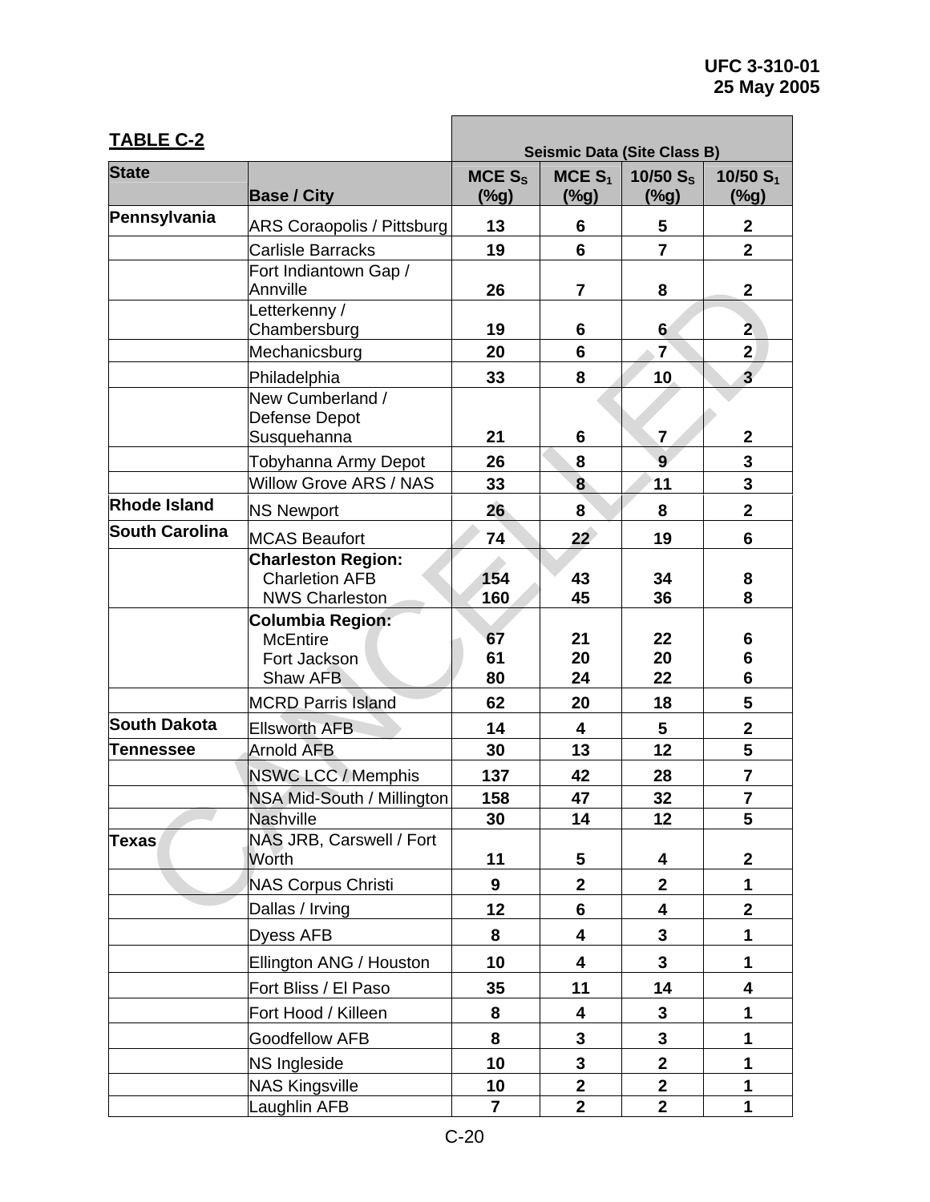**TABLE C-2**

| State | Base / City | Seismic Data (Site Class B) | | | |
|---|---|---|---|---|---|
| | | MCE $S_S$ (%g) | MCE $S_1$ (%g) | 10/50 $S_S$ (%g) | 10/50 $S_1$ (%g) |
| Pennsylvania | ARS Coraopolis / Pittsburg | 13 | 6 | 5 | 2 |
| | Carlisle Barracks | 19 | 6 | 7 | 2 |
| | Fort Indiantown Gap / Annville | 26 | 7 | 8 | 2 |
| | Letterkenny / Chambersburg | 19 | 6 | 6 | 2 |
| | Mechanicsburg | 20 | 6 | 7 | 2 |
| | Philadelphia | 33 | 8 | 10 | 3 |
| | New Cumberland / Defense Depot Susquehanna | 21 | 6 | 7 | 2 |
| | Tobyhanna Army Depot | 26 | 8 | 9 | 3 |
| | Willow Grove ARS / NAS | 33 | 8 | 11 | 3 |
| Rhode Island | NS Newport | 26 | 8 | 8 | 2 |
| South Carolina | MCAS Beaufort | 74 | 22 | 19 | 6 |
| | **Charleston Region:** | | | | |
| | Charletion AFB | 154 | 43 | 34 | 8 |
| | NWS Charleston | 160 | 45 | 36 | 8 |
| | **Columbia Region:** | | | | |
| | McEntire | 67 | 21 | 22 | 6 |
| | Fort Jackson | 61 | 20 | 20 | 6 |
| | Shaw AFB | 80 | 24 | 22 | 6 |
| | MCRD Parris Island | 62 | 20 | 18 | 5 |
| South Dakota | Ellsworth AFB | 14 | 4 | 5 | 2 |
| Tennessee | Arnold AFB | 30 | 13 | 12 | 5 |
| | NSWC LCC / Memphis | 137 | 42 | 28 | 7 |
| | NSA Mid-South / Millington | 158 | 47 | 32 | 7 |
| | Nashville | 30 | 14 | 12 | 5 |
| Texas | NAS JRB, Carswell / Fort Worth | 11 | 5 | 4 | 2 |
| | NAS Corpus Christi | 9 | 2 | 2 | 1 |
| | Dallas / Irving | 12 | 6 | 4 | 2 |
| | Dyess AFB | 8 | 4 | 3 | 1 |
| | Ellington ANG / Houston | 10 | 4 | 3 | 1 |
| | Fort Bliss / El Paso | 35 | 11 | 14 | 4 |
| | Fort Hood / Killeen | 8 | 4 | 3 | 1 |
| | Goodfellow AFB | 8 | 3 | 3 | 1 |
| | NS Ingleside | 10 | 3 | 2 | 1 |
| | NAS Kingsville | 10 | 2 | 2 | 1 |
| | Laughlin AFB | 7 | 2 | 2 | 1 |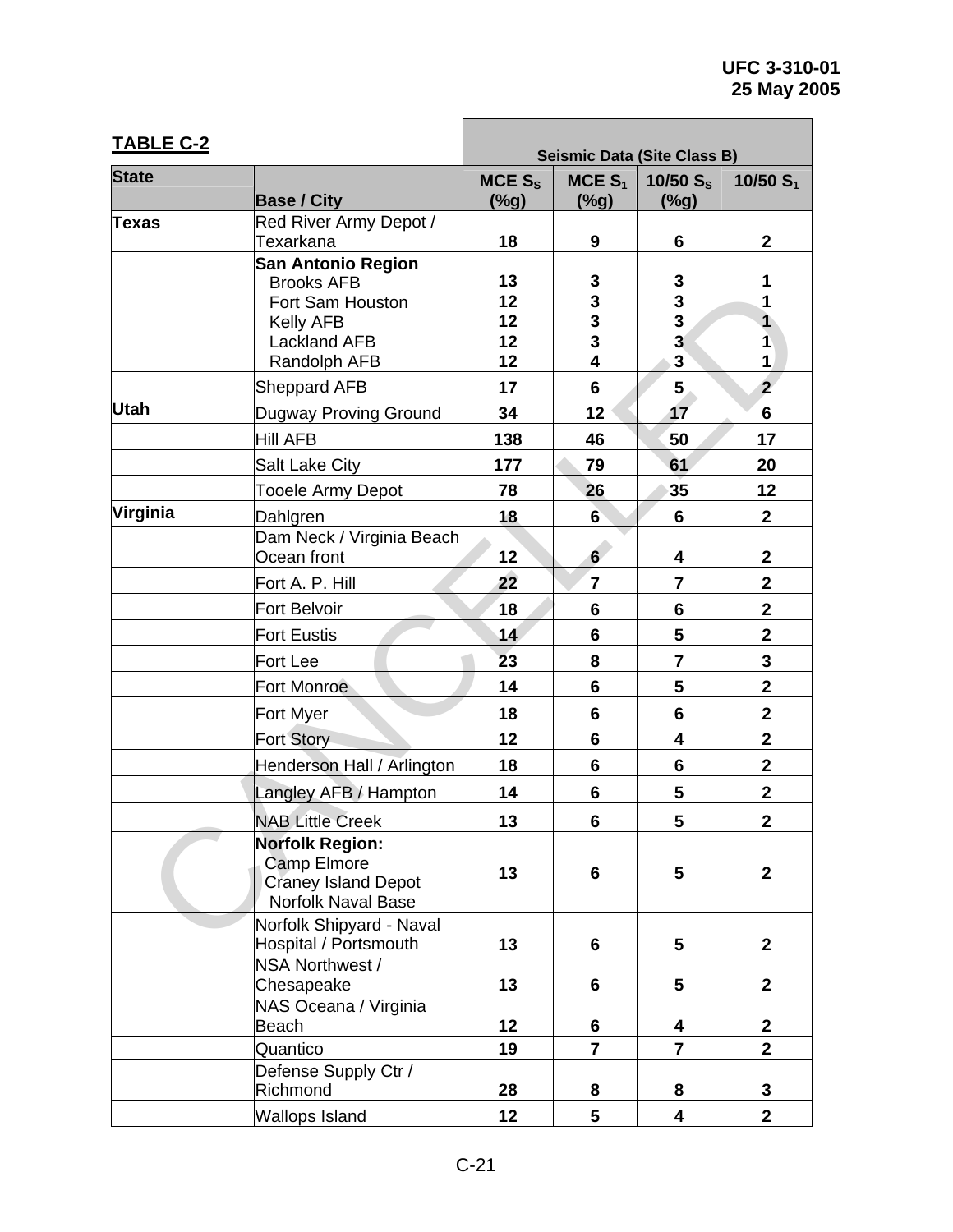**TABLE C-2**

| State | Base / City | Seismic Data (Site Class B) | | | |
|---|---|---|---|---|---|
| | | MCE $S_S$ (%g) | MCE $S_1$ (%g) | 10/50 $S_S$ (%g) | 10/50 $S_1$ |
| Texas | Red River Army Depot / Texarkana | 18 | 9 | 6 | 2 |
| | **San Antonio Region** | | | | |
| | Brooks AFB | 13 | 3 | 3 | 1 |
| | Fort Sam Houston | 12 | 3 | 3 | 1 |
| | Kelly AFB | 12 | 3 | 3 | 1 |
| | Lackland AFB | 12 | 3 | 3 | 1 |
| | Randolph AFB | 12 | 4 | 3 | 1 |
| | Sheppard AFB | 17 | 6 | 5 | 2 |
| Utah | Dugway Proving Ground | 34 | 12 | 17 | 6 |
| | Hill AFB | 138 | 46 | 50 | 17 |
| | Salt Lake City | 177 | 79 | 61 | 20 |
| | Tooele Army Depot | 78 | 26 | 35 | 12 |
| Virginia | Dahlgren | 18 | 6 | 6 | 2 |
| | Dam Neck / Virginia Beach Ocean front | 12 | 6 | 4 | 2 |
| | Fort A. P. Hill | 22 | 7 | 7 | 2 |
| | Fort Belvoir | 18 | 6 | 6 | 2 |
| | Fort Eustis | 14 | 6 | 5 | 2 |
| | Fort Lee | 23 | 8 | 7 | 3 |
| | Fort Monroe | 14 | 6 | 5 | 2 |
| | Fort Myer | 18 | 6 | 6 | 2 |
| | Fort Story | 12 | 6 | 4 | 2 |
| | Henderson Hall / Arlington | 18 | 6 | 6 | 2 |
| | Langley AFB / Hampton | 14 | 6 | 5 | 2 |
| | NAB Little Creek | 13 | 6 | 5 | 2 |
| | **Norfolk Region:** Camp Elmore, Craney Island Depot, Norfolk Naval Base | 13 | 6 | 5 | 2 |
| | Norfolk Shipyard - Naval Hospital / Portsmouth | 13 | 6 | 5 | 2 |
| | NSA Northwest / Chesapeake | 13 | 6 | 5 | 2 |
| | NAS Oceana / Virginia Beach | 12 | 6 | 4 | 2 |
| | Quantico | 19 | 7 | 7 | 2 |
| | Defense Supply Ctr / Richmond | 28 | 8 | 8 | 3 |
| | Wallops Island | 12 | 5 | 4 | 2 |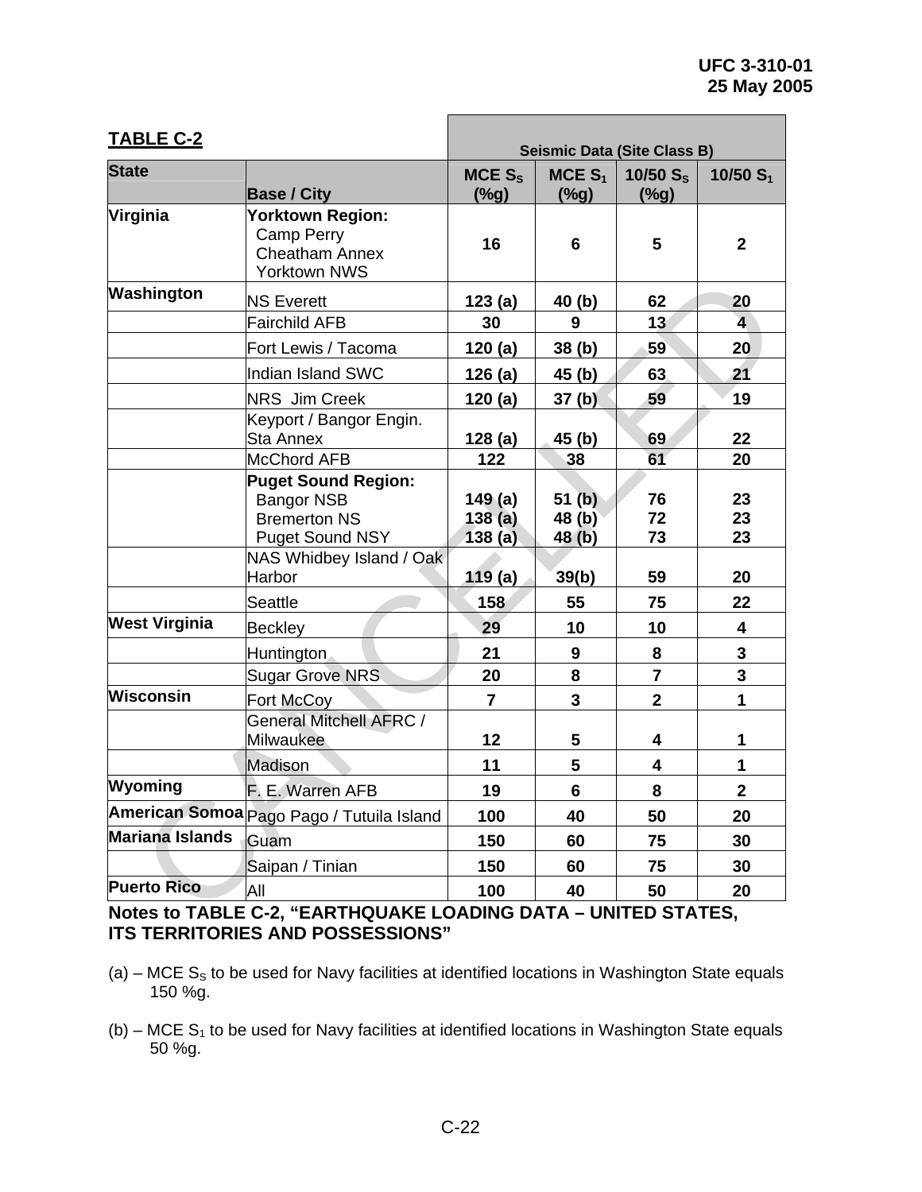**TABLE C-2**

| State | Base / City | Seismic Data (Site Class B) | | | |
|---|---|---|---|---|---|
| | | **MCE $S_S$ (%g)** | **MCE $S_1$ (%g)** | **10/50 $S_S$ (%g)** | **10/50 $S_1$** |
| **Virginia** | **Yorktown Region:** Camp Perry, Cheatham Annex, Yorktown NWS | **16** | **6** | **5** | **2** |
| **Washington** | NS Everett | **123 (a)** | **40 (b)** | **62** | **20** |
| | Fairchild AFB | **30** | **9** | **13** | **4** |
| | Fort Lewis / Tacoma | **120 (a)** | **38 (b)** | **59** | **20** |
| | Indian Island SWC | **126 (a)** | **45 (b)** | **63** | **21** |
| | NRS Jim Creek | **120 (a)** | **37 (b)** | **59** | **19** |
| | Keyport / Bangor Engin. Sta Annex | **128 (a)** | **45 (b)** | **69** | **22** |
| | McChord AFB | **122** | **38** | **61** | **20** |
| | **Puget Sound Region:** | | | | |
| | Bangor NSB | **149 (a)** | **51 (b)** | **76** | **23** |
| | Bremerton NS | **138 (a)** | **48 (b)** | **72** | **23** |
| | Puget Sound NSY | **138 (a)** | **48 (b)** | **73** | **23** |
| | NAS Whidbey Island / Oak Harbor | **119 (a)** | **39(b)** | **59** | **20** |
| | Seattle | **158** | **55** | **75** | **22** |
| **West Virginia** | Beckley | **29** | **10** | **10** | **4** |
| | Huntington | **21** | **9** | **8** | **3** |
| | Sugar Grove NRS | **20** | **8** | **7** | **3** |
| **Wisconsin** | Fort McCoy | **7** | **3** | **2** | **1** |
| | General Mitchell AFRC / Milwaukee | **12** | **5** | **4** | **1** |
| | Madison | **11** | **5** | **4** | **1** |
| **Wyoming** | F. E. Warren AFB | **19** | **6** | **8** | **2** |
| **American Somoa** | Pago Pago / Tutuila Island | **100** | **40** | **50** | **20** |
| **Mariana Islands** | Guam | **150** | **60** | **75** | **30** |
| | Saipan / Tinian | **150** | **60** | **75** | **30** |
| **Puerto Rico** | All | **100** | **40** | **50** | **20** |

**Notes to TABLE C-2, "EARTHQUAKE LOADING DATA – UNITED STATES, ITS TERRITORIES AND POSSESSIONS"**

(a) – MCE $S_S$ to be used for Navy facilities at identified locations in Washington State equals 150 %g.

(b) – MCE $S_1$ to be used for Navy facilities at identified locations in Washington State equals 50 %g.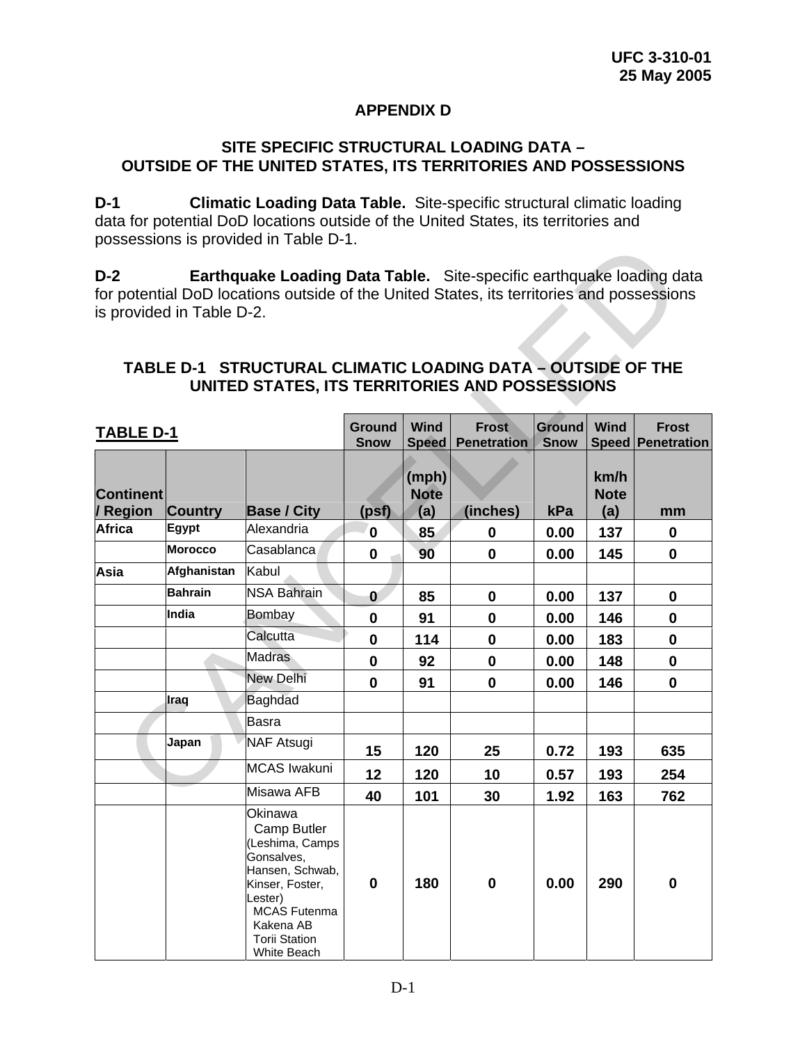## APPENDIX D

### SITE SPECIFIC STRUCTURAL LOADING DATA – OUTSIDE OF THE UNITED STATES, ITS TERRITORIES AND POSSESSIONS

**D-1 Climatic Loading Data Table.** Site-specific structural climatic loading data for potential DoD locations outside of the United States, its territories and possessions is provided in Table D-1.

**D-2 Earthquake Loading Data Table.** Site-specific earthquake loading data for potential DoD locations outside of the United States, its territories and possessions is provided in Table D-2.

### TABLE D-1 STRUCTURAL CLIMATIC LOADING DATA – OUTSIDE OF THE UNITED STATES, ITS TERRITORIES AND POSSESSIONS

| TABLE D-1 | | | Ground Snow | Wind Speed | Frost Penetration | Ground Snow | Wind Speed | Frost Penetration |
|---|---|---|---|---|---|---|---|---|
| Continent / Region | Country | Base / City | (psf) | (mph) Note (a) | (inches) | kPa | km/h Note (a) | mm |
| Africa | Egypt | Alexandria | 0 | 85 | 0 | 0.00 | 137 | 0 |
| | Morocco | Casablanca | 0 | 90 | 0 | 0.00 | 145 | 0 |
| Asia | Afghanistan | Kabul | | | | | | |
| | Bahrain | NSA Bahrain | 0 | 85 | 0 | 0.00 | 137 | 0 |
| | India | Bombay | 0 | 91 | 0 | 0.00 | 146 | 0 |
| | | Calcutta | 0 | 114 | 0 | 0.00 | 183 | 0 |
| | | Madras | 0 | 92 | 0 | 0.00 | 148 | 0 |
| | | New Delhi | 0 | 91 | 0 | 0.00 | 146 | 0 |
| | Iraq | Baghdad | | | | | | |
| | | Basra | | | | | | |
| | Japan | NAF Atsugi | 15 | 120 | 25 | 0.72 | 193 | 635 |
| | | MCAS Iwakuni | 12 | 120 | 10 | 0.57 | 193 | 254 |
| | | Misawa AFB | 40 | 101 | 30 | 1.92 | 163 | 762 |
| | | Okinawa Camp Butler (Leshima, Camps Gonsalves, Hansen, Schwab, Kinser, Foster, Lester) MCAS Futenma Kakena AB Torii Station White Beach | 0 | 180 | 0 | 0.00 | 290 | 0 |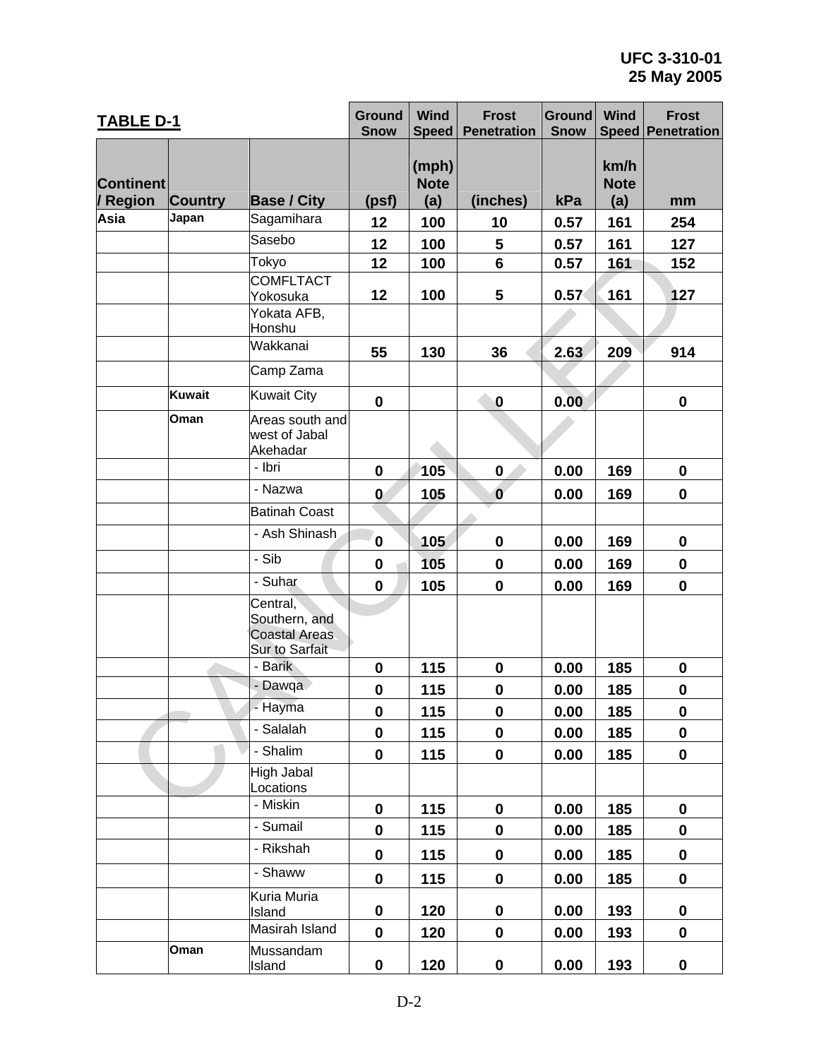| TABLE D-1 | | | Ground Snow | Wind Speed | Frost Penetration | Ground Snow | Wind Speed | Frost Penetration |
|---|---|---|---|---|---|---|---|---|
| Continent / Region | Country | Base / City | (psf) | (mph) Note (a) | (inches) | kPa | km/h Note (a) | mm |
| Asia | Japan | Sagamihara | 12 | 100 | 10 | 0.57 | 161 | 254 |
| | | Sasebo | 12 | 100 | 5 | 0.57 | 161 | 127 |
| | | Tokyo | 12 | 100 | 6 | 0.57 | 161 | 152 |
| | | COMFLTACT Yokosuka | 12 | 100 | 5 | 0.57 | 161 | 127 |
| | | Yokata AFB, Honshu | | | | | | |
| | | Wakkanai | 55 | 130 | 36 | 2.63 | 209 | 914 |
| | | Camp Zama | | | | | | |
| | Kuwait | Kuwait City | 0 | | 0 | 0.00 | | 0 |
| | Oman | Areas south and west of Jabal Akehadar | | | | | | |
| | | - Ibri | 0 | 105 | 0 | 0.00 | 169 | 0 |
| | | - Nazwa | 0 | 105 | 0 | 0.00 | 169 | 0 |
| | | Batinah Coast | | | | | | |
| | | - Ash Shinash | 0 | 105 | 0 | 0.00 | 169 | 0 |
| | | - Sib | 0 | 105 | 0 | 0.00 | 169 | 0 |
| | | - Suhar | 0 | 105 | 0 | 0.00 | 169 | 0 |
| | | Central, Southern, and Coastal Areas Sur to Sarfait | | | | | | |
| | | - Barik | 0 | 115 | 0 | 0.00 | 185 | 0 |
| | | - Dawqa | 0 | 115 | 0 | 0.00 | 185 | 0 |
| | | - Hayma | 0 | 115 | 0 | 0.00 | 185 | 0 |
| | | - Salalah | 0 | 115 | 0 | 0.00 | 185 | 0 |
| | | - Shalim | 0 | 115 | 0 | 0.00 | 185 | 0 |
| | | High Jabal Locations | | | | | | |
| | | - Miskin | 0 | 115 | 0 | 0.00 | 185 | 0 |
| | | - Sumail | 0 | 115 | 0 | 0.00 | 185 | 0 |
| | | - Rikshah | 0 | 115 | 0 | 0.00 | 185 | 0 |
| | | - Shaww | 0 | 115 | 0 | 0.00 | 185 | 0 |
| | | Kuria Muria Island | 0 | 120 | 0 | 0.00 | 193 | 0 |
| | | Masirah Island | 0 | 120 | 0 | 0.00 | 193 | 0 |
| | Oman | Mussandam Island | 0 | 120 | 0 | 0.00 | 193 | 0 |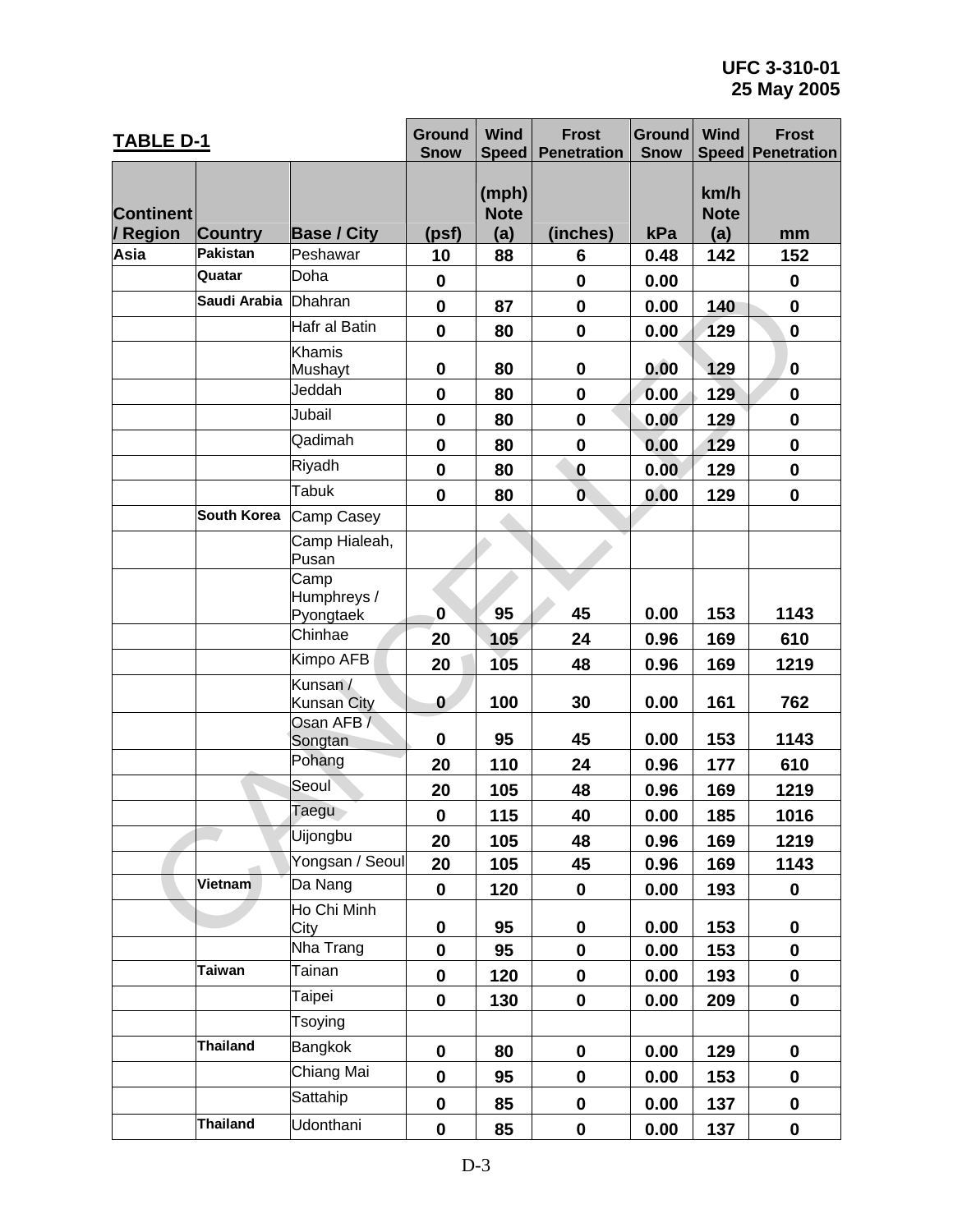**TABLE D-1**

| Continent / Region | Country | Base / City | Ground Snow (psf) | Wind Speed (mph) Note (a) | Frost Penetration (inches) | Ground Snow kPa | Wind Speed km/h Note (a) | Frost Penetration mm |
|---|---|---|---|---|---|---|---|---|
| Asia | Pakistan | Peshawar | 10 | 88 | 6 | 0.48 | 142 | 152 |
| | Quatar | Doha | 0 | | 0 | 0.00 | | 0 |
| | Saudi Arabia | Dhahran | 0 | 87 | 0 | 0.00 | 140 | 0 |
| | | Hafr al Batin | 0 | 80 | 0 | 0.00 | 129 | 0 |
| | | Khamis Mushayt | 0 | 80 | 0 | 0.00 | 129 | 0 |
| | | Jeddah | 0 | 80 | 0 | 0.00 | 129 | 0 |
| | | Jubail | 0 | 80 | 0 | 0.00 | 129 | 0 |
| | | Qadimah | 0 | 80 | 0 | 0.00 | 129 | 0 |
| | | Riyadh | 0 | 80 | 0 | 0.00 | 129 | 0 |
| | | Tabuk | 0 | 80 | 0 | 0.00 | 129 | 0 |
| | South Korea | Camp Casey | | | | | | |
| | | Camp Hialeah, Pusan | | | | | | |
| | | Camp Humphreys / Pyongtaek | 0 | 95 | 45 | 0.00 | 153 | 1143 |
| | | Chinhae | 20 | 105 | 24 | 0.96 | 169 | 610 |
| | | Kimpo AFB | 20 | 105 | 48 | 0.96 | 169 | 1219 |
| | | Kunsan / Kunsan City | 0 | 100 | 30 | 0.00 | 161 | 762 |
| | | Osan AFB / Songtan | 0 | 95 | 45 | 0.00 | 153 | 1143 |
| | | Pohang | 20 | 110 | 24 | 0.96 | 177 | 610 |
| | | Seoul | 20 | 105 | 48 | 0.96 | 169 | 1219 |
| | | Taegu | 0 | 115 | 40 | 0.00 | 185 | 1016 |
| | | Uijongbu | 20 | 105 | 48 | 0.96 | 169 | 1219 |
| | | Yongsan / Seoul | 20 | 105 | 45 | 0.96 | 169 | 1143 |
| | Vietnam | Da Nang | 0 | 120 | 0 | 0.00 | 193 | 0 |
| | | Ho Chi Minh City | 0 | 95 | 0 | 0.00 | 153 | 0 |
| | | Nha Trang | 0 | 95 | 0 | 0.00 | 153 | 0 |
| | Taiwan | Tainan | 0 | 120 | 0 | 0.00 | 193 | 0 |
| | | Taipei | 0 | 130 | 0 | 0.00 | 209 | 0 |
| | | Tsoying | | | | | | |
| | Thailand | Bangkok | 0 | 80 | 0 | 0.00 | 129 | 0 |
| | | Chiang Mai | 0 | 95 | 0 | 0.00 | 153 | 0 |
| | | Sattahip | 0 | 85 | 0 | 0.00 | 137 | 0 |
| | Thailand | Udonthani | 0 | 85 | 0 | 0.00 | 137 | 0 |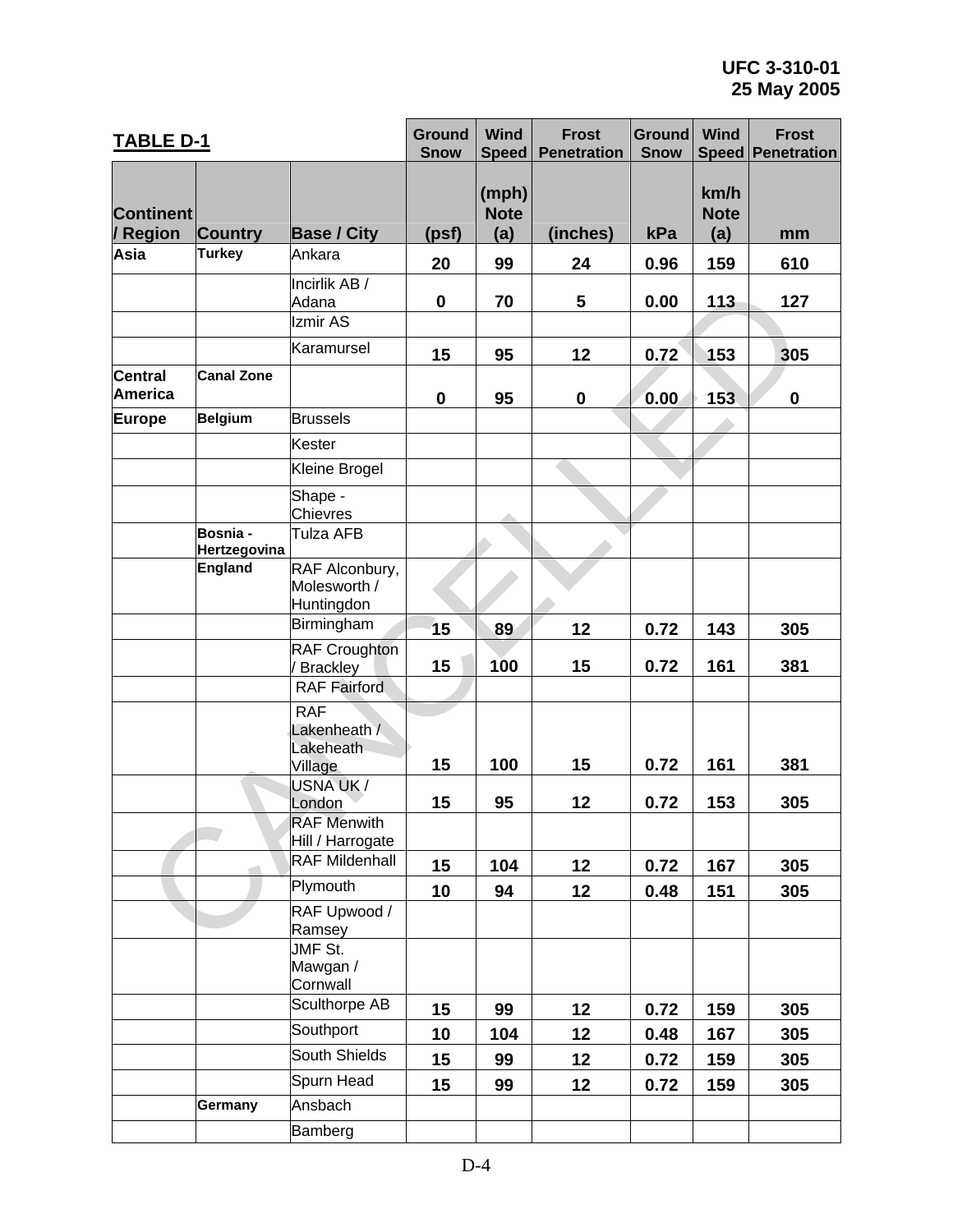| TABLE D-1 | | | Ground Snow | Wind Speed | Frost Penetration | Ground Snow | Wind Speed | Frost Penetration |
|---|---|---|---|---|---|---|---|---|
| Continent / Region | Country | Base / City | (psf) | (mph) Note (a) | (inches) | kPa | km/h Note (a) | mm |
| Asia | Turkey | Ankara | 20 | 99 | 24 | 0.96 | 159 | 610 |
| | | Incirlik AB / Adana | 0 | 70 | 5 | 0.00 | 113 | 127 |
| | | Izmir AS | | | | | | |
| | | Karamursel | 15 | 95 | 12 | 0.72 | 153 | 305 |
| Central America | Canal Zone | | 0 | 95 | 0 | 0.00 | 153 | 0 |
| Europe | Belgium | Brussels | | | | | | |
| | | Kester | | | | | | |
| | | Kleine Brogel | | | | | | |
| | | Shape - Chievres | | | | | | |
| | Bosnia - Hertzegovina | Tulza AFB | | | | | | |
| | England | RAF Alconbury, Molesworth / Huntingdon | | | | | | |
| | | Birmingham | 15 | 89 | 12 | 0.72 | 143 | 305 |
| | | RAF Croughton / Brackley | 15 | 100 | 15 | 0.72 | 161 | 381 |
| | | RAF Fairford | | | | | | |
| | | RAF Lakenheath / Lakeheath Village | 15 | 100 | 15 | 0.72 | 161 | 381 |
| | | USNA UK / London | 15 | 95 | 12 | 0.72 | 153 | 305 |
| | | RAF Menwith Hill / Harrogate | | | | | | |
| | | RAF Mildenhall | 15 | 104 | 12 | 0.72 | 167 | 305 |
| | | Plymouth | 10 | 94 | 12 | 0.48 | 151 | 305 |
| | | RAF Upwood / Ramsey | | | | | | |
| | | JMF St. Mawgan / Cornwall | | | | | | |
| | | Sculthorpe AB | 15 | 99 | 12 | 0.72 | 159 | 305 |
| | | Southport | 10 | 104 | 12 | 0.48 | 167 | 305 |
| | | South Shields | 15 | 99 | 12 | 0.72 | 159 | 305 |
| | | Spurn Head | 15 | 99 | 12 | 0.72 | 159 | 305 |
| | Germany | Ansbach | | | | | | |
| | | Bamberg | | | | | | |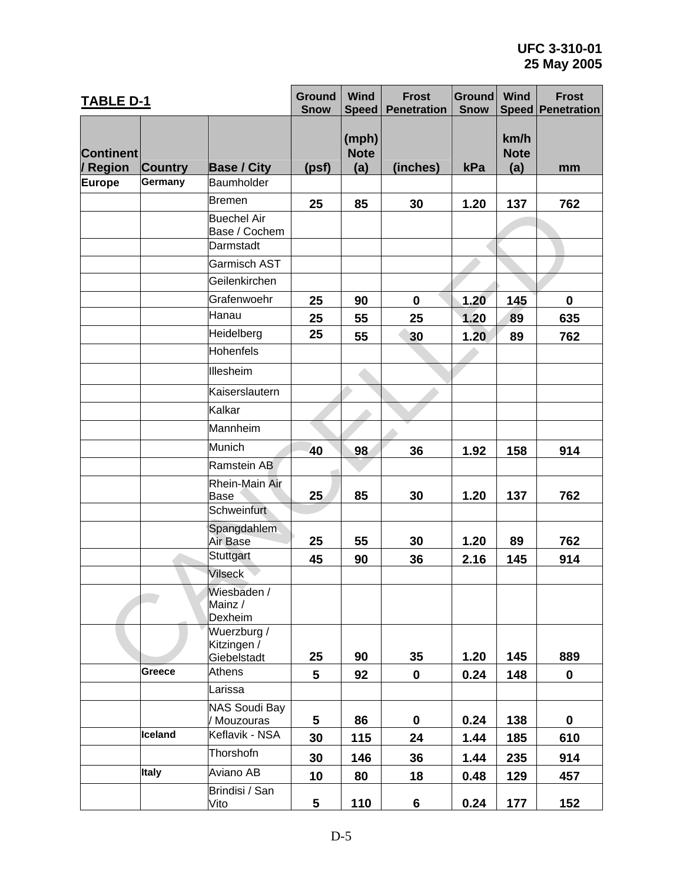**TABLE D-1**

| Continent / Region | Country | Base / City | Ground Snow (psf) | Wind Speed (mph) Note (a) | Frost Penetration (inches) | Ground Snow kPa | Wind Speed km/h Note (a) | Frost Penetration mm |
|---|---|---|---|---|---|---|---|---|
| Europe | Germany | Baumholder | | | | | | |
| | | Bremen | 25 | 85 | 30 | 1.20 | 137 | 762 |
| | | Buechel Air Base / Cochem | | | | | | |
| | | Darmstadt | | | | | | |
| | | Garmisch AST | | | | | | |
| | | Geilenkirchen | | | | | | |
| | | Grafenwoehr | 25 | 90 | 0 | 1.20 | 145 | 0 |
| | | Hanau | 25 | 55 | 25 | 1.20 | 89 | 635 |
| | | Heidelberg | 25 | 55 | 30 | 1.20 | 89 | 762 |
| | | Hohenfels | | | | | | |
| | | Illesheim | | | | | | |
| | | Kaiserslautern | | | | | | |
| | | Kalkar | | | | | | |
| | | Mannheim | | | | | | |
| | | Munich | 40 | 98 | 36 | 1.92 | 158 | 914 |
| | | Ramstein AB | | | | | | |
| | | Rhein-Main Air Base | 25 | 85 | 30 | 1.20 | 137 | 762 |
| | | Schweinfurt | | | | | | |
| | | Spangdahlem Air Base | 25 | 55 | 30 | 1.20 | 89 | 762 |
| | | Stuttgart | 45 | 90 | 36 | 2.16 | 145 | 914 |
| | | Vilseck | | | | | | |
| | | Wiesbaden / Mainz / Dexheim | | | | | | |
| | | Wuerzburg / Kitzingen / Giebelstadt | 25 | 90 | 35 | 1.20 | 145 | 889 |
| | Greece | Athens | 5 | 92 | 0 | 0.24 | 148 | 0 |
| | | Larissa | | | | | | |
| | | NAS Soudi Bay / Mouzouras | 5 | 86 | 0 | 0.24 | 138 | 0 |
| | Iceland | Keflavik - NSA | 30 | 115 | 24 | 1.44 | 185 | 610 |
| | | Thorshofn | 30 | 146 | 36 | 1.44 | 235 | 914 |
| | Italy | Aviano AB | 10 | 80 | 18 | 0.48 | 129 | 457 |
| | | Brindisi / San Vito | 5 | 110 | 6 | 0.24 | 177 | 152 |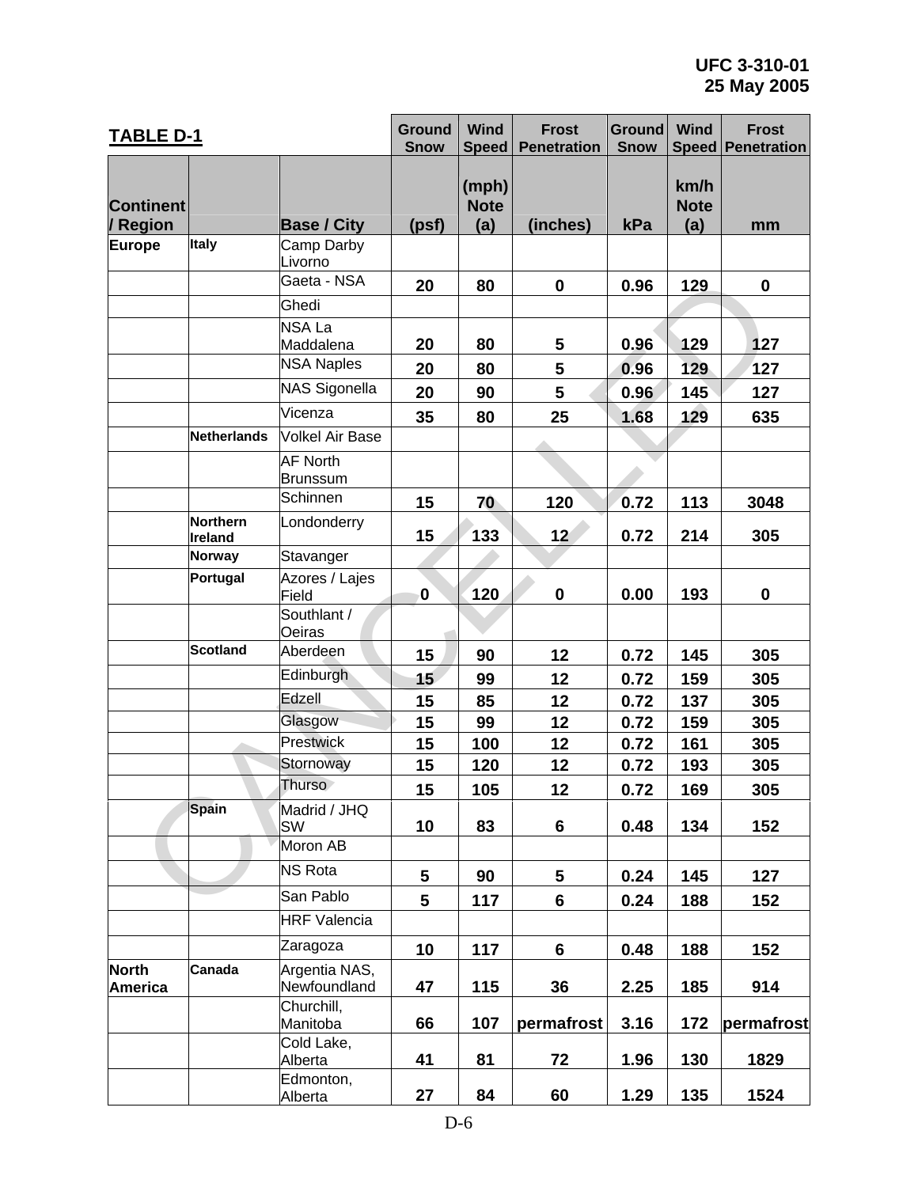**TABLE D-1**

| Continent / Region | | Base / City | Ground Snow (psf) | Wind Speed (mph) Note (a) | Frost Penetration (inches) | Ground Snow kPa | Wind Speed km/h Note (a) | Frost Penetration mm |
|---|---|---|---|---|---|---|---|---|
| Europe | Italy | Camp Darby Livorno | | | | | | |
| | | Gaeta - NSA | 20 | 80 | 0 | 0.96 | 129 | 0 |
| | | Ghedi | | | | | | |
| | | NSA La Maddalena | 20 | 80 | 5 | 0.96 | 129 | 127 |
| | | NSA Naples | 20 | 80 | 5 | 0.96 | 129 | 127 |
| | | NAS Sigonella | 20 | 90 | 5 | 0.96 | 145 | 127 |
| | | Vicenza | 35 | 80 | 25 | 1.68 | 129 | 635 |
| | Netherlands | Volkel Air Base | | | | | | |
| | | AF North Brunssum | | | | | | |
| | | Schinnen | 15 | 70 | 120 | 0.72 | 113 | 3048 |
| | Northern Ireland | Londonderry | 15 | 133 | 12 | 0.72 | 214 | 305 |
| | Norway | Stavanger | | | | | | |
| | Portugal | Azores / Lajes Field | 0 | 120 | 0 | 0.00 | 193 | 0 |
| | | Southlant / Oeiras | | | | | | |
| | Scotland | Aberdeen | 15 | 90 | 12 | 0.72 | 145 | 305 |
| | | Edinburgh | 15 | 99 | 12 | 0.72 | 159 | 305 |
| | | Edzell | 15 | 85 | 12 | 0.72 | 137 | 305 |
| | | Glasgow | 15 | 99 | 12 | 0.72 | 159 | 305 |
| | | Prestwick | 15 | 100 | 12 | 0.72 | 161 | 305 |
| | | Stornoway | 15 | 120 | 12 | 0.72 | 193 | 305 |
| | | Thurso | 15 | 105 | 12 | 0.72 | 169 | 305 |
| | Spain | Madrid / JHQ SW | 10 | 83 | 6 | 0.48 | 134 | 152 |
| | | Moron AB | | | | | | |
| | | NS Rota | 5 | 90 | 5 | 0.24 | 145 | 127 |
| | | San Pablo | 5 | 117 | 6 | 0.24 | 188 | 152 |
| | | HRF Valencia | | | | | | |
| | | Zaragoza | 10 | 117 | 6 | 0.48 | 188 | 152 |
| North America | Canada | Argentia NAS, Newfoundland | 47 | 115 | 36 | 2.25 | 185 | 914 |
| | | Churchill, Manitoba | 66 | 107 | permafrost | 3.16 | 172 | permafrost |
| | | Cold Lake, Alberta | 41 | 81 | 72 | 1.96 | 130 | 1829 |
| | | Edmonton, Alberta | 27 | 84 | 60 | 1.29 | 135 | 1524 |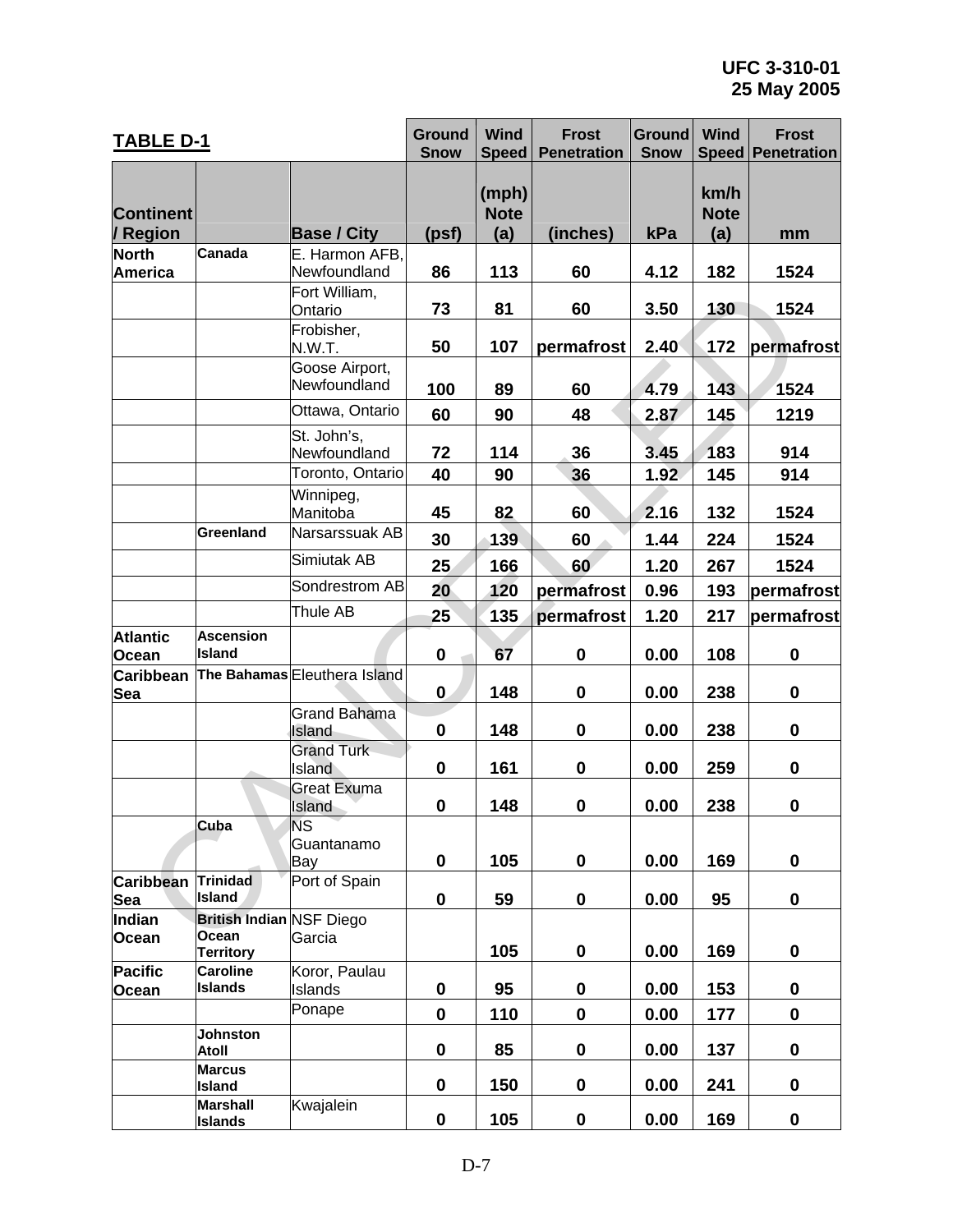| TABLE D-1 | | | Ground Snow | Wind Speed | Frost Penetration | Ground Snow | Wind Speed | Frost Penetration |
|---|---|---|---|---|---|---|---|---|
| Continent / Region | | Base / City | (psf) | (mph) Note (a) | (inches) | kPa | km/h Note (a) | mm |
| North America | Canada | E. Harmon AFB, Newfoundland | 86 | 113 | 60 | 4.12 | 182 | 1524 |
| | | Fort William, Ontario | 73 | 81 | 60 | 3.50 | 130 | 1524 |
| | | Frobisher, N.W.T. | 50 | 107 | permafrost | 2.40 | 172 | permafrost |
| | | Goose Airport, Newfoundland | 100 | 89 | 60 | 4.79 | 143 | 1524 |
| | | Ottawa, Ontario | 60 | 90 | 48 | 2.87 | 145 | 1219 |
| | | St. John's, Newfoundland | 72 | 114 | 36 | 3.45 | 183 | 914 |
| | | Toronto, Ontario | 40 | 90 | 36 | 1.92 | 145 | 914 |
| | | Winnipeg, Manitoba | 45 | 82 | 60 | 2.16 | 132 | 1524 |
| | Greenland | Narsarssuak AB | 30 | 139 | 60 | 1.44 | 224 | 1524 |
| | | Simiutak AB | 25 | 166 | 60 | 1.20 | 267 | 1524 |
| | | Sondrestrom AB | 20 | 120 | permafrost | 0.96 | 193 | permafrost |
| | | Thule AB | 25 | 135 | permafrost | 1.20 | 217 | permafrost |
| Atlantic Ocean | Ascension Island | | 0 | 67 | 0 | 0.00 | 108 | 0 |
| Caribbean Sea | The Bahamas | Eleuthera Island | 0 | 148 | 0 | 0.00 | 238 | 0 |
| | | Grand Bahama Island | 0 | 148 | 0 | 0.00 | 238 | 0 |
| | | Grand Turk Island | 0 | 161 | 0 | 0.00 | 259 | 0 |
| | | Great Exuma Island | 0 | 148 | 0 | 0.00 | 238 | 0 |
| | Cuba | NS Guantanamo Bay | 0 | 105 | 0 | 0.00 | 169 | 0 |
| Caribbean Sea | Trinidad Island | Port of Spain | 0 | 59 | 0 | 0.00 | 95 | 0 |
| Indian Ocean | British Indian Ocean Territory | NSF Diego Garcia | | 105 | 0 | 0.00 | 169 | 0 |
| Pacific Ocean | Caroline Islands | Koror, Paulau Islands | 0 | 95 | 0 | 0.00 | 153 | 0 |
| | | Ponape | 0 | 110 | 0 | 0.00 | 177 | 0 |
| | Johnston Atoll | | 0 | 85 | 0 | 0.00 | 137 | 0 |
| | Marcus Island | | 0 | 150 | 0 | 0.00 | 241 | 0 |
| | Marshall Islands | Kwajalein | 0 | 105 | 0 | 0.00 | 169 | 0 |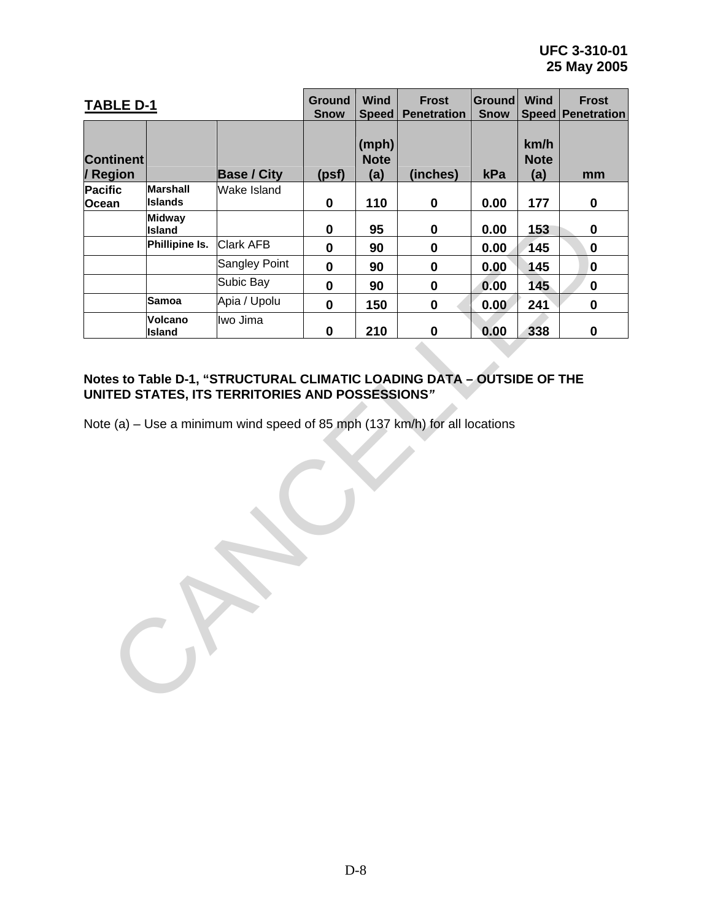**TABLE D-1**

| Continent / Region | | Base / City | Ground Snow (psf) | Wind Speed (mph) Note (a) | Frost Penetration (inches) | Ground Snow kPa | Wind Speed km/h Note (a) | Frost Penetration mm |
|---|---|---|---|---|---|---|---|---|
| Pacific Ocean | Marshall Islands | Wake Island | 0 | 110 | 0 | 0.00 | 177 | 0 |
| | Midway Island | | 0 | 95 | 0 | 0.00 | 153 | 0 |
| | Phillipine Is. | Clark AFB | 0 | 90 | 0 | 0.00 | 145 | 0 |
| | | Sangley Point | 0 | 90 | 0 | 0.00 | 145 | 0 |
| | | Subic Bay | 0 | 90 | 0 | 0.00 | 145 | 0 |
| | Samoa | Apia / Upolu | 0 | 150 | 0 | 0.00 | 241 | 0 |
| | Volcano Island | Iwo Jima | 0 | 210 | 0 | 0.00 | 338 | 0 |

**Notes to Table D-1, "STRUCTURAL CLIMATIC LOADING DATA – OUTSIDE OF THE UNITED STATES, ITS TERRITORIES AND POSSESSIONS"**

Note (a) – Use a minimum wind speed of 85 mph (137 km/h) for all locations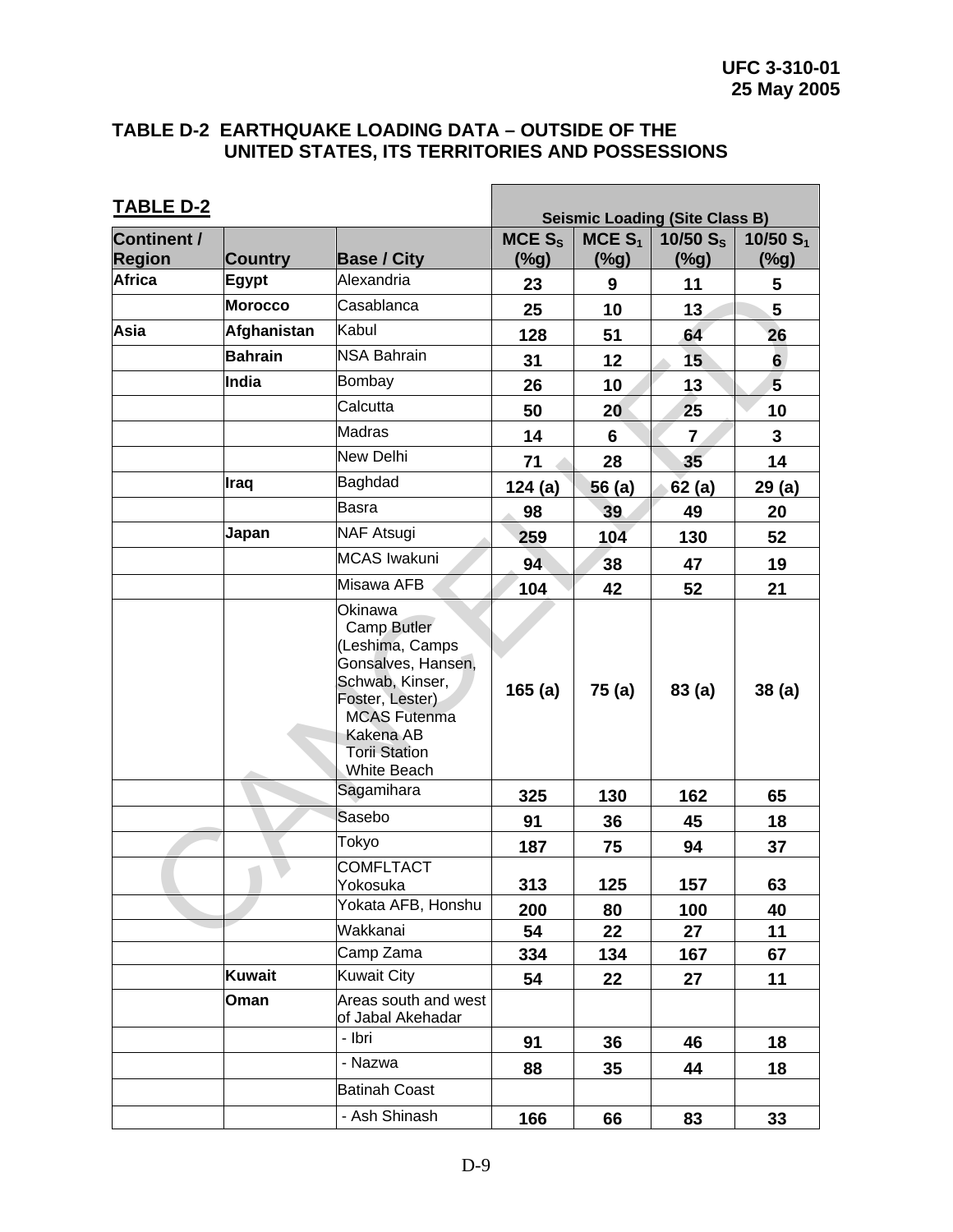## TABLE D-2 EARTHQUAKE LOADING DATA – OUTSIDE OF THE UNITED STATES, ITS TERRITORIES AND POSSESSIONS

| TABLE D-2 | | | Seismic Loading (Site Class B) | | | |
|---|---|---|---|---|---|---|
| Continent / Region | Country | Base / City | MCE $S_S$ (%g) | MCE $S_1$ (%g) | 10/50 $S_S$ (%g) | 10/50 $S_1$ (%g) |
| Africa | Egypt | Alexandria | 23 | 9 | 11 | 5 |
| | Morocco | Casablanca | 25 | 10 | 13 | 5 |
| Asia | Afghanistan | Kabul | 128 | 51 | 64 | 26 |
| | Bahrain | NSA Bahrain | 31 | 12 | 15 | 6 |
| | India | Bombay | 26 | 10 | 13 | 5 |
| | | Calcutta | 50 | 20 | 25 | 10 |
| | | Madras | 14 | 6 | 7 | 3 |
| | | New Delhi | 71 | 28 | 35 | 14 |
| | Iraq | Baghdad | 124 (a) | 56 (a) | 62 (a) | 29 (a) |
| | | Basra | 98 | 39 | 49 | 20 |
| | Japan | NAF Atsugi | 259 | 104 | 130 | 52 |
| | | MCAS Iwakuni | 94 | 38 | 47 | 19 |
| | | Misawa AFB | 104 | 42 | 52 | 21 |
| | | Okinawa Camp Butler (Leshima, Camps Gonsalves, Hansen, Schwab, Kinser, Foster, Lester) MCAS Futenma Kakena AB Torii Station White Beach | 165 (a) | 75 (a) | 83 (a) | 38 (a) |
| | | Sagamihara | 325 | 130 | 162 | 65 |
| | | Sasebo | 91 | 36 | 45 | 18 |
| | | Tokyo | 187 | 75 | 94 | 37 |
| | | COMFLTACT Yokosuka | 313 | 125 | 157 | 63 |
| | | Yokata AFB, Honshu | 200 | 80 | 100 | 40 |
| | | Wakkanai | 54 | 22 | 27 | 11 |
| | | Camp Zama | 334 | 134 | 167 | 67 |
| | Kuwait | Kuwait City | 54 | 22 | 27 | 11 |
| | Oman | Areas south and west of Jabal Akehadar | | | | |
| | | - Ibri | 91 | 36 | 46 | 18 |
| | | - Nazwa | 88 | 35 | 44 | 18 |
| | | Batinah Coast | | | | |
| | | - Ash Shinash | 166 | 66 | 83 | 33 |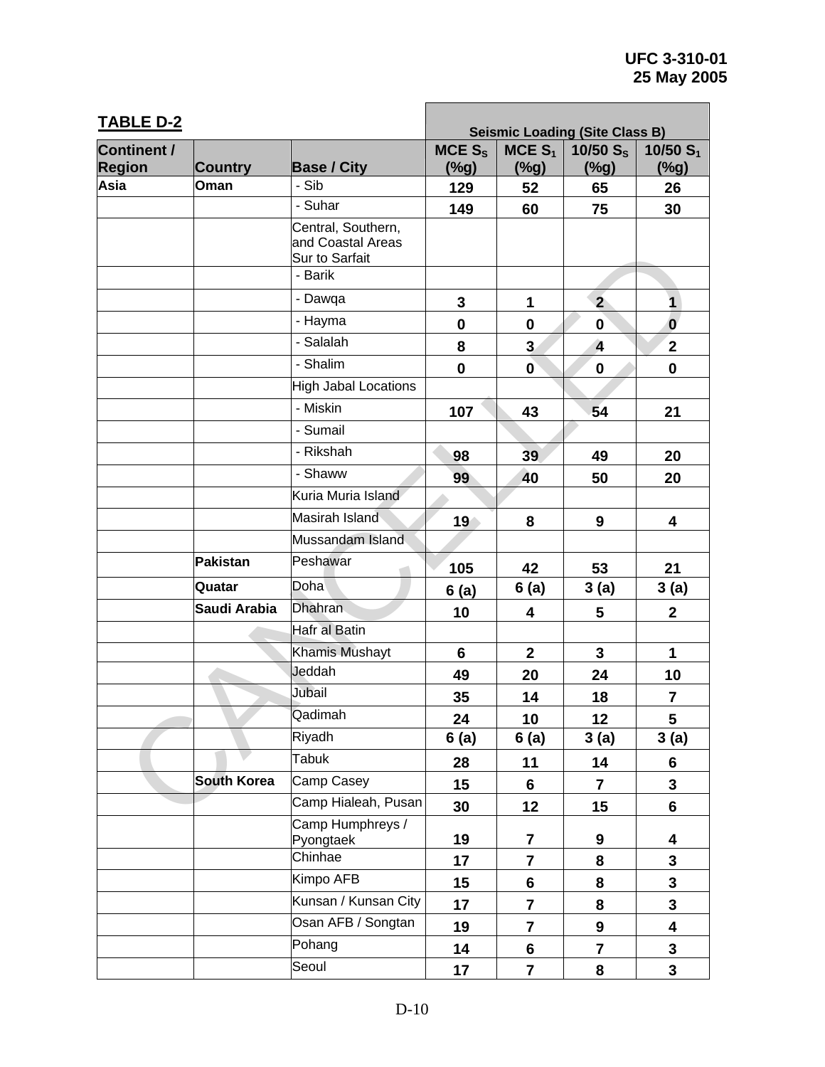**TABLE D-2**

| Continent / Region | Country | Base / City | Seismic Loading (Site Class B) MCE $S_S$ (%g) | MCE $S_1$ (%g) | 10/50 $S_S$ (%g) | 10/50 $S_1$ (%g) |
|---|---|---|---|---|---|---|
| Asia | Oman | - Sib | 129 | 52 | 65 | 26 |
| | | - Suhar | 149 | 60 | 75 | 30 |
| | | Central, Southern, and Coastal Areas Sur to Sarfait | | | | |
| | | - Barik | | | | |
| | | - Dawqa | 3 | 1 | 2 | 1 |
| | | - Hayma | 0 | 0 | 0 | 0 |
| | | - Salalah | 8 | 3 | 4 | 2 |
| | | - Shalim | 0 | 0 | 0 | 0 |
| | | High Jabal Locations | | | | |
| | | - Miskin | 107 | 43 | 54 | 21 |
| | | - Sumail | | | | |
| | | - Rikshah | 98 | 39 | 49 | 20 |
| | | - Shaww | 99 | 40 | 50 | 20 |
| | | Kuria Muria Island | | | | |
| | | Masirah Island | 19 | 8 | 9 | 4 |
| | | Mussandam Island | | | | |
| | Pakistan | Peshawar | 105 | 42 | 53 | 21 |
| | Quatar | Doha | 6 (a) | 6 (a) | 3 (a) | 3 (a) |
| | Saudi Arabia | Dhahran | 10 | 4 | 5 | 2 |
| | | Hafr al Batin | | | | |
| | | Khamis Mushayt | 6 | 2 | 3 | 1 |
| | | Jeddah | 49 | 20 | 24 | 10 |
| | | Jubail | 35 | 14 | 18 | 7 |
| | | Qadimah | 24 | 10 | 12 | 5 |
| | | Riyadh | 6 (a) | 6 (a) | 3 (a) | 3 (a) |
| | | Tabuk | 28 | 11 | 14 | 6 |
| | South Korea | Camp Casey | 15 | 6 | 7 | 3 |
| | | Camp Hialeah, Pusan | 30 | 12 | 15 | 6 |
| | | Camp Humphreys / Pyongtaek | 19 | 7 | 9 | 4 |
| | | Chinhae | 17 | 7 | 8 | 3 |
| | | Kimpo AFB | 15 | 6 | 8 | 3 |
| | | Kunsan / Kunsan City | 17 | 7 | 8 | 3 |
| | | Osan AFB / Songtan | 19 | 7 | 9 | 4 |
| | | Pohang | 14 | 6 | 7 | 3 |
| | | Seoul | 17 | 7 | 8 | 3 |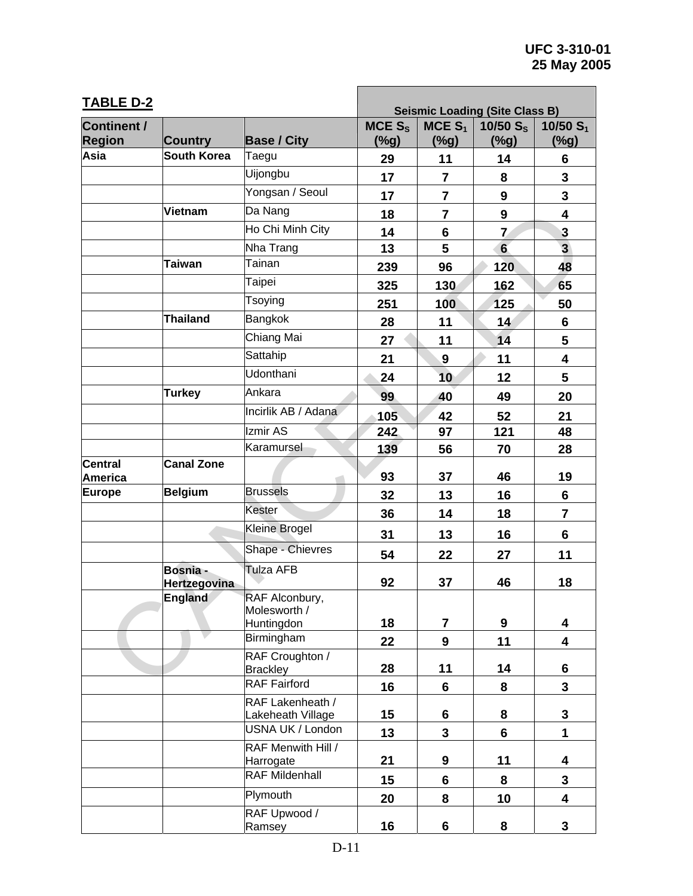**TABLE D-2**

| Continent / Region | Country | Base / City | Seismic Loading (Site Class B) MCE $S_S$ (%g) | MCE $S_1$ (%g) | 10/50 $S_S$ (%g) | 10/50 $S_1$ (%g) |
|---|---|---|---|---|---|---|
| Asia | South Korea | Taegu | 29 | 11 | 14 | 6 |
| | | Uijongbu | 17 | 7 | 8 | 3 |
| | | Yongsan / Seoul | 17 | 7 | 9 | 3 |
| | Vietnam | Da Nang | 18 | 7 | 9 | 4 |
| | | Ho Chi Minh City | 14 | 6 | 7 | 3 |
| | | Nha Trang | 13 | 5 | 6 | 3 |
| | Taiwan | Tainan | 239 | 96 | 120 | 48 |
| | | Taipei | 325 | 130 | 162 | 65 |
| | | Tsoying | 251 | 100 | 125 | 50 |
| | Thailand | Bangkok | 28 | 11 | 14 | 6 |
| | | Chiang Mai | 27 | 11 | 14 | 5 |
| | | Sattahip | 21 | 9 | 11 | 4 |
| | | Udonthani | 24 | 10 | 12 | 5 |
| | Turkey | Ankara | 99 | 40 | 49 | 20 |
| | | Incirlik AB / Adana | 105 | 42 | 52 | 21 |
| | | Izmir AS | 242 | 97 | 121 | 48 |
| | | Karamursel | 139 | 56 | 70 | 28 |
| Central America | Canal Zone | | 93 | 37 | 46 | 19 |
| Europe | Belgium | Brussels | 32 | 13 | 16 | 6 |
| | | Kester | 36 | 14 | 18 | 7 |
| | | Kleine Brogel | 31 | 13 | 16 | 6 |
| | | Shape - Chievres | 54 | 22 | 27 | 11 |
| | Bosnia - Hertzegovina | Tulza AFB | 92 | 37 | 46 | 18 |
| | England | RAF Alconbury, Molesworth / Huntingdon | 18 | 7 | 9 | 4 |
| | | Birmingham | 22 | 9 | 11 | 4 |
| | | RAF Croughton / Brackley | 28 | 11 | 14 | 6 |
| | | RAF Fairford | 16 | 6 | 8 | 3 |
| | | RAF Lakenheath / Lakeheath Village | 15 | 6 | 8 | 3 |
| | | USNA UK / London | 13 | 3 | 6 | 1 |
| | | RAF Menwith Hill / Harrogate | 21 | 9 | 11 | 4 |
| | | RAF Mildenhall | 15 | 6 | 8 | 3 |
| | | Plymouth | 20 | 8 | 10 | 4 |
| | | RAF Upwood / Ramsey | 16 | 6 | 8 | 3 |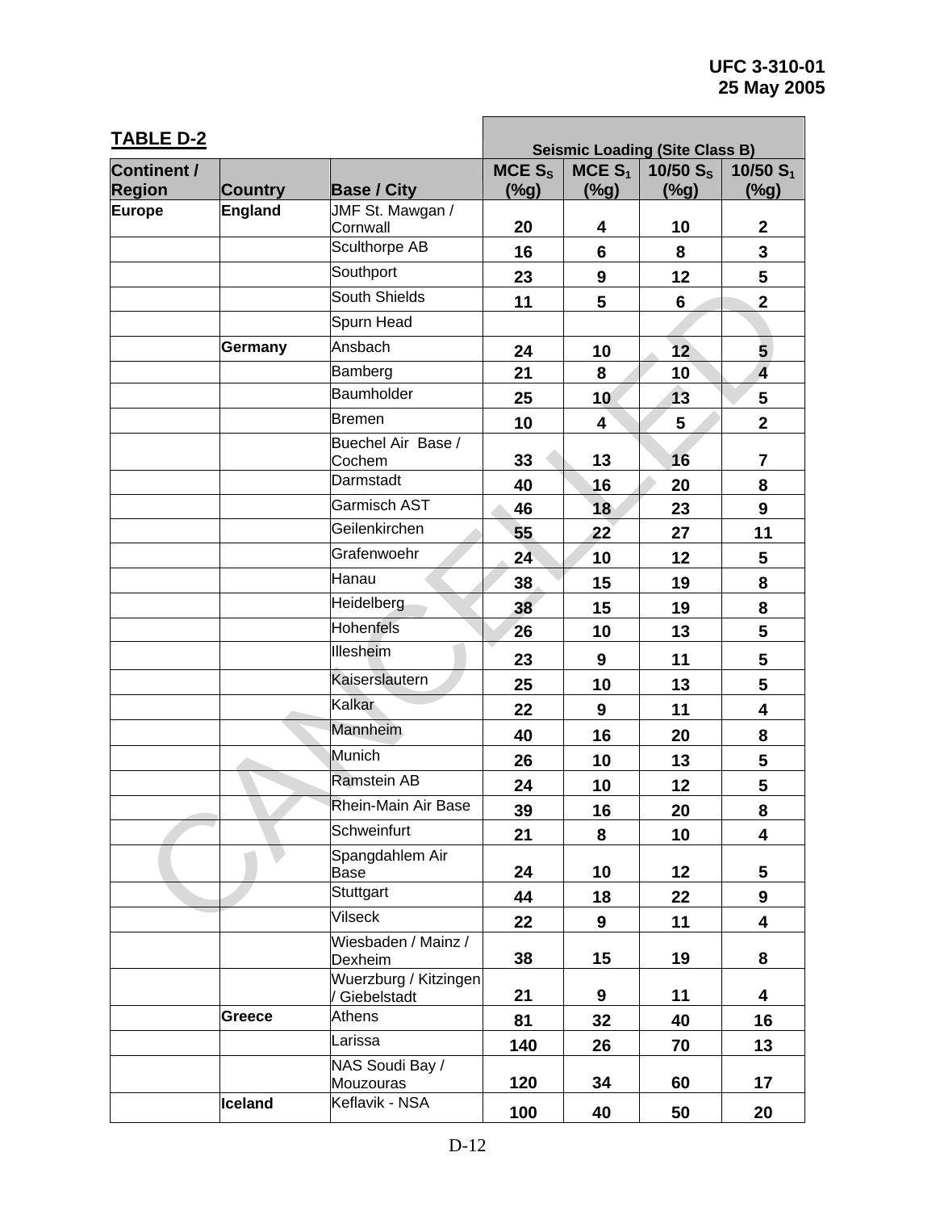## TABLE D-2

| Continent / Region | Country | Base / City | Seismic Loading (Site Class B) | | | |
|---|---|---|---|---|---|---|
| | | | MCE $S_S$ (%g) | MCE $S_1$ (%g) | 10/50 $S_S$ (%g) | 10/50 $S_1$ (%g) |
| **Europe** | **England** | JMF St. Mawgan / Cornwall | 20 | 4 | 10 | 2 |
| | | Sculthorpe AB | 16 | 6 | 8 | 3 |
| | | Southport | 23 | 9 | 12 | 5 |
| | | South Shields | 11 | 5 | 6 | 2 |
| | | Spurn Head | | | | |
| | **Germany** | Ansbach | 24 | 10 | 12 | 5 |
| | | Bamberg | 21 | 8 | 10 | 4 |
| | | Baumholder | 25 | 10 | 13 | 5 |
| | | Bremen | 10 | 4 | 5 | 2 |
| | | Buechel Air Base / Cochem | 33 | 13 | 16 | 7 |
| | | Darmstadt | 40 | 16 | 20 | 8 |
| | | Garmisch AST | 46 | 18 | 23 | 9 |
| | | Geilenkirchen | 55 | 22 | 27 | 11 |
| | | Grafenwoehr | 24 | 10 | 12 | 5 |
| | | Hanau | 38 | 15 | 19 | 8 |
| | | Heidelberg | 38 | 15 | 19 | 8 |
| | | Hohenfels | 26 | 10 | 13 | 5 |
| | | Illesheim | 23 | 9 | 11 | 5 |
| | | Kaiserslautern | 25 | 10 | 13 | 5 |
| | | Kalkar | 22 | 9 | 11 | 4 |
| | | Mannheim | 40 | 16 | 20 | 8 |
| | | Munich | 26 | 10 | 13 | 5 |
| | | Ramstein AB | 24 | 10 | 12 | 5 |
| | | Rhein-Main Air Base | 39 | 16 | 20 | 8 |
| | | Schweinfurt | 21 | 8 | 10 | 4 |
| | | Spangdahlem Air Base | 24 | 10 | 12 | 5 |
| | | Stuttgart | 44 | 18 | 22 | 9 |
| | | Vilseck | 22 | 9 | 11 | 4 |
| | | Wiesbaden / Mainz / Dexheim | 38 | 15 | 19 | 8 |
| | | Wuerzburg / Kitzingen / Giebelstadt | 21 | 9 | 11 | 4 |
| | **Greece** | Athens | 81 | 32 | 40 | 16 |
| | | Larissa | 140 | 26 | 70 | 13 |
| | | NAS Soudi Bay / Mouzouras | 120 | 34 | 60 | 17 |
| | **Iceland** | Keflavik - NSA | 100 | 40 | 50 | 20 |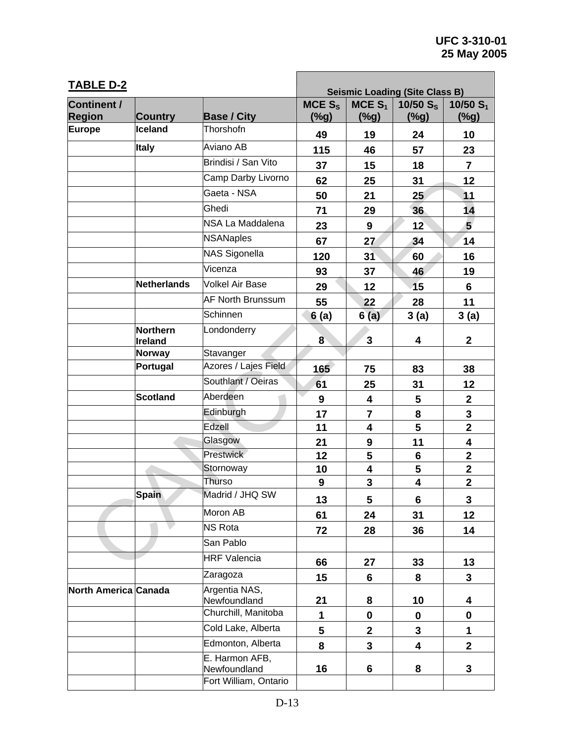**TABLE D-2**

| Continent / Region | Country | Base / City | Seismic Loading (Site Class B) | | | |
|---|---|---|---|---|---|---|
| | | | MCE $S_S$ (%g) | MCE $S_1$ (%g) | 10/50 $S_S$ (%g) | 10/50 $S_1$ (%g) |
| Europe | Iceland | Thorshofn | 49 | 19 | 24 | 10 |
| | Italy | Aviano AB | 115 | 46 | 57 | 23 |
| | | Brindisi / San Vito | 37 | 15 | 18 | 7 |
| | | Camp Darby Livorno | 62 | 25 | 31 | 12 |
| | | Gaeta - NSA | 50 | 21 | 25 | 11 |
| | | Ghedi | 71 | 29 | 36 | 14 |
| | | NSA La Maddalena | 23 | 9 | 12 | 5 |
| | | NSANaples | 67 | 27 | 34 | 14 |
| | | NAS Sigonella | 120 | 31 | 60 | 16 |
| | | Vicenza | 93 | 37 | 46 | 19 |
| | Netherlands | Volkel Air Base | 29 | 12 | 15 | 6 |
| | | AF North Brunssum | 55 | 22 | 28 | 11 |
| | | Schinnen | 6 (a) | 6 (a) | 3 (a) | 3 (a) |
| | Northern Ireland | Londonderry | 8 | 3 | 4 | 2 |
| | Norway | Stavanger | | | | |
| | Portugal | Azores / Lajes Field | 165 | 75 | 83 | 38 |
| | | Southlant / Oeiras | 61 | 25 | 31 | 12 |
| | Scotland | Aberdeen | 9 | 4 | 5 | 2 |
| | | Edinburgh | 17 | 7 | 8 | 3 |
| | | Edzell | 11 | 4 | 5 | 2 |
| | | Glasgow | 21 | 9 | 11 | 4 |
| | | Prestwick | 12 | 5 | 6 | 2 |
| | | Stornoway | 10 | 4 | 5 | 2 |
| | | Thurso | 9 | 3 | 4 | 2 |
| | Spain | Madrid / JHQ SW | 13 | 5 | 6 | 3 |
| | | Moron AB | 61 | 24 | 31 | 12 |
| | | NS Rota | 72 | 28 | 36 | 14 |
| | | San Pablo | | | | |
| | | HRF Valencia | 66 | 27 | 33 | 13 |
| | | Zaragoza | 15 | 6 | 8 | 3 |
| North America | Canada | Argentia NAS, Newfoundland | 21 | 8 | 10 | 4 |
| | | Churchill, Manitoba | 1 | 0 | 0 | 0 |
| | | Cold Lake, Alberta | 5 | 2 | 3 | 1 |
| | | Edmonton, Alberta | 8 | 3 | 4 | 2 |
| | | E. Harmon AFB, Newfoundland | 16 | 6 | 8 | 3 |
| | | Fort William, Ontario | | | | |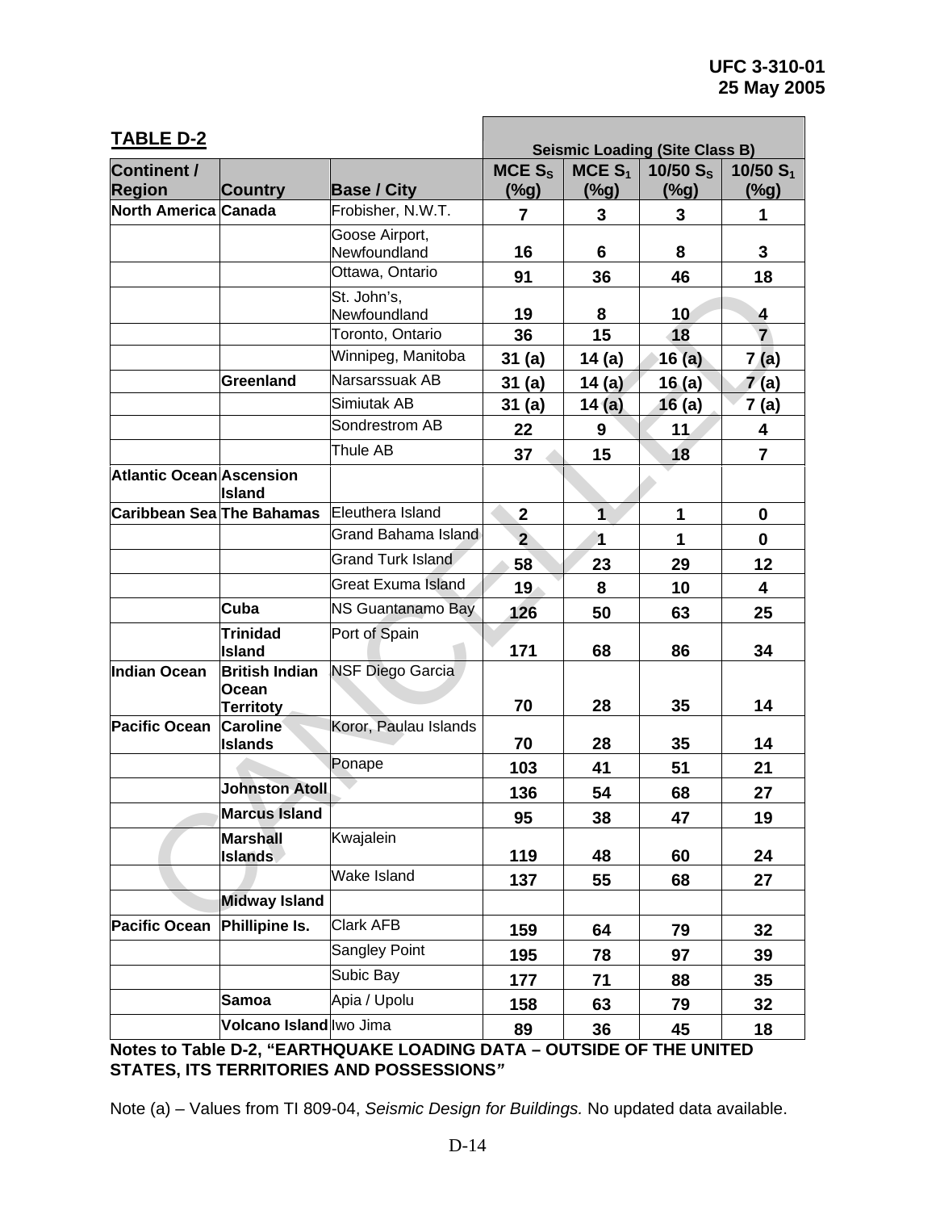## TABLE D-2

| Continent / Region | Country | Base / City | Seismic Loading (Site Class B) MCE $S_S$ (%g) | MCE $S_1$ (%g) | 10/50 $S_S$ (%g) | 10/50 $S_1$ (%g) |
|---|---|---|---|---|---|---|
| North America | Canada | Frobisher, N.W.T. | 7 | 3 | 3 | 1 |
| | | Goose Airport, Newfoundland | 16 | 6 | 8 | 3 |
| | | Ottawa, Ontario | 91 | 36 | 46 | 18 |
| | | St. John's, Newfoundland | 19 | 8 | 10 | 4 |
| | | Toronto, Ontario | 36 | 15 | 18 | 7 |
| | | Winnipeg, Manitoba | 31 (a) | 14 (a) | 16 (a) | 7 (a) |
| | Greenland | Narsarssuak AB | 31 (a) | 14 (a) | 16 (a) | 7 (a) |
| | | Simiutak AB | 31 (a) | 14 (a) | 16 (a) | 7 (a) |
| | | Sondrestrom AB | 22 | 9 | 11 | 4 |
| | | Thule AB | 37 | 15 | 18 | 7 |
| Atlantic Ocean | Ascension Island | | | | | |
| Caribbean Sea | The Bahamas | Eleuthera Island | 2 | 1 | 1 | 0 |
| | | Grand Bahama Island | 2 | 1 | 1 | 0 |
| | | Grand Turk Island | 58 | 23 | 29 | 12 |
| | | Great Exuma Island | 19 | 8 | 10 | 4 |
| | Cuba | NS Guantanamo Bay | 126 | 50 | 63 | 25 |
| | Trinidad Island | Port of Spain | 171 | 68 | 86 | 34 |
| Indian Ocean | British Indian Ocean Territoty | NSF Diego Garcia | 70 | 28 | 35 | 14 |
| Pacific Ocean | Caroline Islands | Koror, Paulau Islands | 70 | 28 | 35 | 14 |
| | | Ponape | 103 | 41 | 51 | 21 |
| | Johnston Atoll | | 136 | 54 | 68 | 27 |
| | Marcus Island | | 95 | 38 | 47 | 19 |
| | Marshall Islands | Kwajalein | 119 | 48 | 60 | 24 |
| | | Wake Island | 137 | 55 | 68 | 27 |
| | Midway Island | | | | | |
| Pacific Ocean | Phillipine Is. | Clark AFB | 159 | 64 | 79 | 32 |
| | | Sangley Point | 195 | 78 | 97 | 39 |
| | | Subic Bay | 177 | 71 | 88 | 35 |
| | Samoa | Apia / Upolu | 158 | 63 | 79 | 32 |
| | Volcano Island | Iwo Jima | 89 | 36 | 45 | 18 |

**Notes to Table D-2, "EARTHQUAKE LOADING DATA – OUTSIDE OF THE UNITED STATES, ITS TERRITORIES AND POSSESSIONS"**

Note (a) – Values from TI 809-04, *Seismic Design for Buildings.* No updated data available.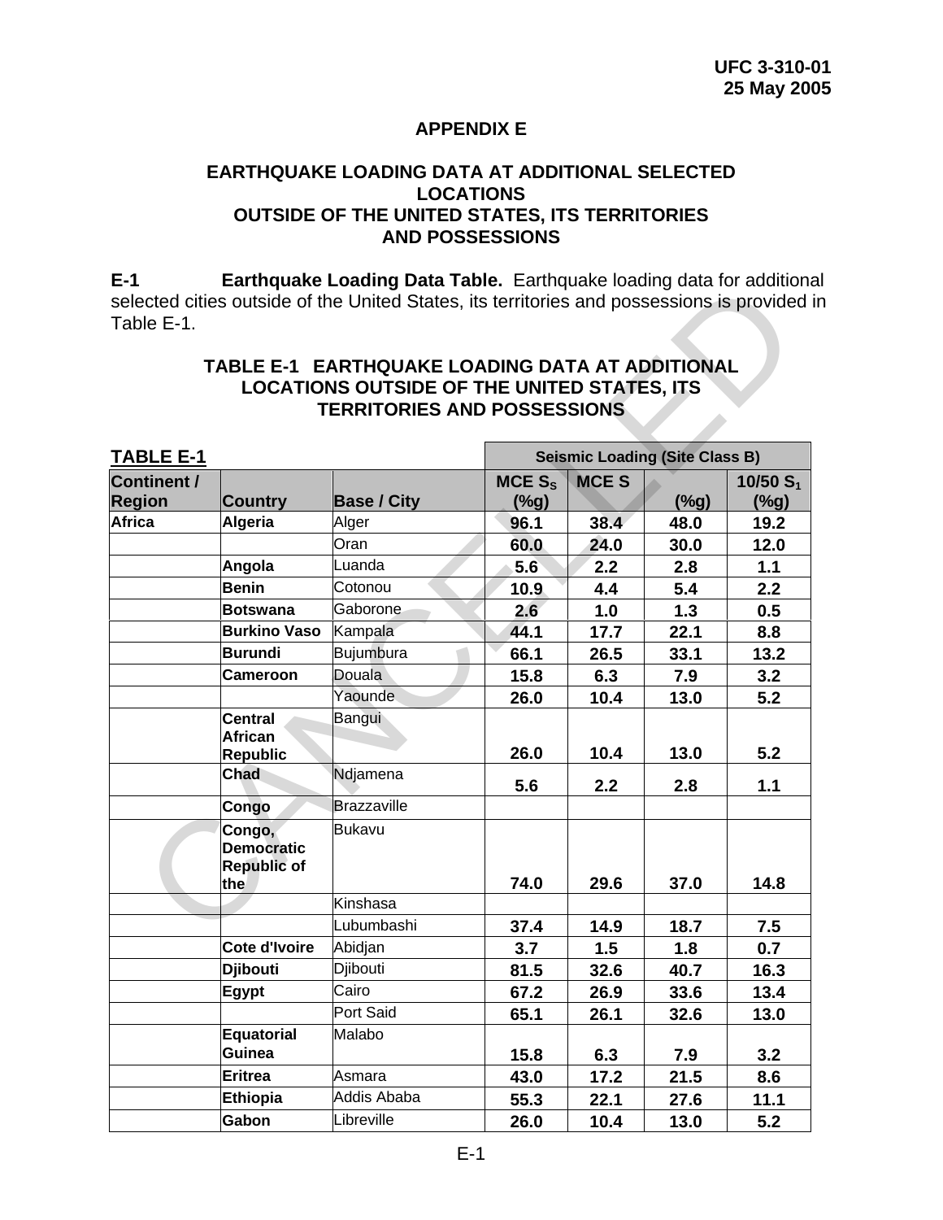## APPENDIX E

## EARTHQUAKE LOADING DATA AT ADDITIONAL SELECTED LOCATIONS OUTSIDE OF THE UNITED STATES, ITS TERRITORIES AND POSSESSIONS

**E-1 Earthquake Loading Data Table.** Earthquake loading data for additional selected cities outside of the United States, its territories and possessions is provided in Table E-1.

### TABLE E-1 EARTHQUAKE LOADING DATA AT ADDITIONAL LOCATIONS OUTSIDE OF THE UNITED STATES, ITS TERRITORIES AND POSSESSIONS

| **TABLE E-1** | | | Seismic Loading (Site Class B) | | | |
|---|---|---|---|---|---|---|
| **Continent / Region** | **Country** | **Base / City** | **MCE $S_S$ (%g)** | **MCE S** | **(%g)** | **10/50 $S_1$ (%g)** |
| **Africa** | **Algeria** | Alger | 96.1 | 38.4 | 48.0 | 19.2 |
| | | Oran | 60.0 | 24.0 | 30.0 | 12.0 |
| | **Angola** | Luanda | 5.6 | 2.2 | 2.8 | 1.1 |
| | **Benin** | Cotonou | 10.9 | 4.4 | 5.4 | 2.2 |
| | **Botswana** | Gaborone | 2.6 | 1.0 | 1.3 | 0.5 |
| | **Burkino Vaso** | Kampala | 44.1 | 17.7 | 22.1 | 8.8 |
| | **Burundi** | Bujumbura | 66.1 | 26.5 | 33.1 | 13.2 |
| | **Cameroon** | Douala | 15.8 | 6.3 | 7.9 | 3.2 |
| | | Yaounde | 26.0 | 10.4 | 13.0 | 5.2 |
| | **Central African Republic** | Bangui | 26.0 | 10.4 | 13.0 | 5.2 |
| | **Chad** | Ndjamena | 5.6 | 2.2 | 2.8 | 1.1 |
| | **Congo** | Brazzaville | | | | |
| | **Congo, Democratic Republic of the** | Bukavu | 74.0 | 29.6 | 37.0 | 14.8 |
| | | Kinshasa | | | | |
| | | Lubumbashi | 37.4 | 14.9 | 18.7 | 7.5 |
| | **Cote d'Ivoire** | Abidjan | 3.7 | 1.5 | 1.8 | 0.7 |
| | **Djibouti** | Djibouti | 81.5 | 32.6 | 40.7 | 16.3 |
| | **Egypt** | Cairo | 67.2 | 26.9 | 33.6 | 13.4 |
| | | Port Said | 65.1 | 26.1 | 32.6 | 13.0 |
| | **Equatorial Guinea** | Malabo | 15.8 | 6.3 | 7.9 | 3.2 |
| | **Eritrea** | Asmara | 43.0 | 17.2 | 21.5 | 8.6 |
| | **Ethiopia** | Addis Ababa | 55.3 | 22.1 | 27.6 | 11.1 |
| | **Gabon** | Libreville | 26.0 | 10.4 | 13.0 | 5.2 |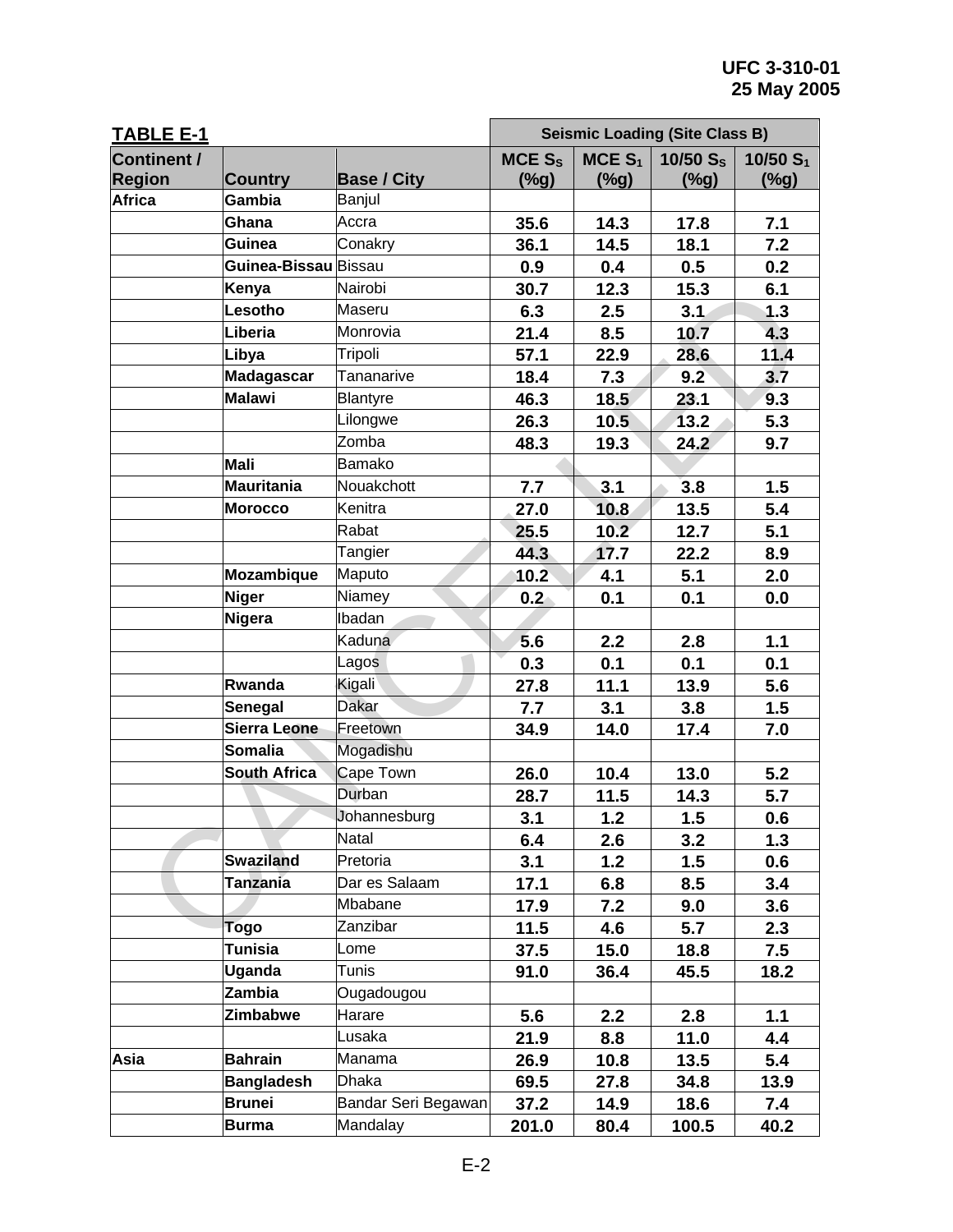**TABLE E-1**

| Continent / Region | Country | Base / City | Seismic Loading (Site Class B) MCE $S_S$ (%g) | MCE $S_1$ (%g) | 10/50 $S_S$ (%g) | 10/50 $S_1$ (%g) |
|---|---|---|---|---|---|---|
| Africa | Gambia | Banjul | | | | |
| | Ghana | Accra | 35.6 | 14.3 | 17.8 | 7.1 |
| | Guinea | Conakry | 36.1 | 14.5 | 18.1 | 7.2 |
| | Guinea-Bissau | Bissau | 0.9 | 0.4 | 0.5 | 0.2 |
| | Kenya | Nairobi | 30.7 | 12.3 | 15.3 | 6.1 |
| | Lesotho | Maseru | 6.3 | 2.5 | 3.1 | 1.3 |
| | Liberia | Monrovia | 21.4 | 8.5 | 10.7 | 4.3 |
| | Libya | Tripoli | 57.1 | 22.9 | 28.6 | 11.4 |
| | Madagascar | Tananarive | 18.4 | 7.3 | 9.2 | 3.7 |
| | Malawi | Blantyre | 46.3 | 18.5 | 23.1 | 9.3 |
| | | Lilongwe | 26.3 | 10.5 | 13.2 | 5.3 |
| | | Zomba | 48.3 | 19.3 | 24.2 | 9.7 |
| | Mali | Bamako | | | | |
| | Mauritania | Nouakchott | 7.7 | 3.1 | 3.8 | 1.5 |
| | Morocco | Kenitra | 27.0 | 10.8 | 13.5 | 5.4 |
| | | Rabat | 25.5 | 10.2 | 12.7 | 5.1 |
| | | Tangier | 44.3 | 17.7 | 22.2 | 8.9 |
| | Mozambique | Maputo | 10.2 | 4.1 | 5.1 | 2.0 |
| | Niger | Niamey | 0.2 | 0.1 | 0.1 | 0.0 |
| | Nigera | Ibadan | | | | |
| | | Kaduna | 5.6 | 2.2 | 2.8 | 1.1 |
| | | Lagos | 0.3 | 0.1 | 0.1 | 0.1 |
| | Rwanda | Kigali | 27.8 | 11.1 | 13.9 | 5.6 |
| | Senegal | Dakar | 7.7 | 3.1 | 3.8 | 1.5 |
| | Sierra Leone | Freetown | 34.9 | 14.0 | 17.4 | 7.0 |
| | Somalia | Mogadishu | | | | |
| | South Africa | Cape Town | 26.0 | 10.4 | 13.0 | 5.2 |
| | | Durban | 28.7 | 11.5 | 14.3 | 5.7 |
| | | Johannesburg | 3.1 | 1.2 | 1.5 | 0.6 |
| | | Natal | 6.4 | 2.6 | 3.2 | 1.3 |
| | Swaziland | Pretoria | 3.1 | 1.2 | 1.5 | 0.6 |
| | Tanzania | Dar es Salaam | 17.1 | 6.8 | 8.5 | 3.4 |
| | | Mbabane | 17.9 | 7.2 | 9.0 | 3.6 |
| | Togo | Zanzibar | 11.5 | 4.6 | 5.7 | 2.3 |
| | Tunisia | Lome | 37.5 | 15.0 | 18.8 | 7.5 |
| | Uganda | Tunis | 91.0 | 36.4 | 45.5 | 18.2 |
| | Zambia | Ougadougou | | | | |
| | Zimbabwe | Harare | 5.6 | 2.2 | 2.8 | 1.1 |
| | | Lusaka | 21.9 | 8.8 | 11.0 | 4.4 |
| Asia | Bahrain | Manama | 26.9 | 10.8 | 13.5 | 5.4 |
| | Bangladesh | Dhaka | 69.5 | 27.8 | 34.8 | 13.9 |
| | Brunei | Bandar Seri Begawan | 37.2 | 14.9 | 18.6 | 7.4 |
| | Burma | Mandalay | 201.0 | 80.4 | 100.5 | 40.2 |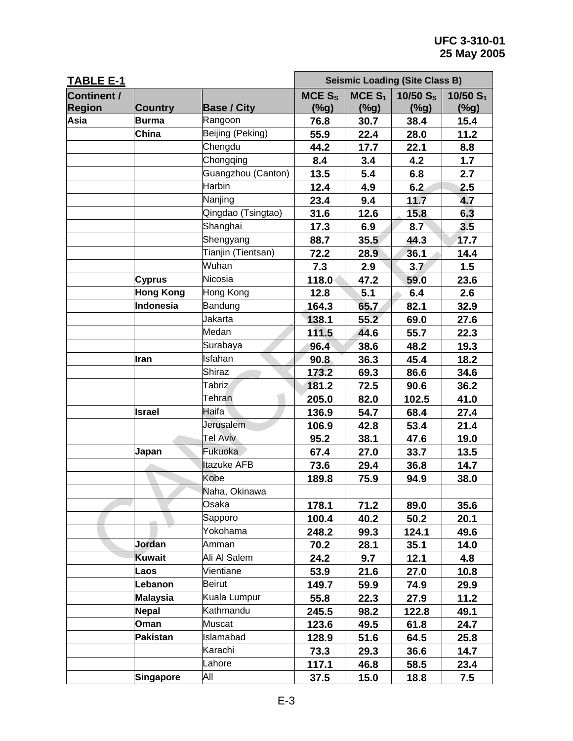**TABLE E-1**

| Continent / Region | Country | Base / City | Seismic Loading (Site Class B) MCE $S_S$ (%g) | MCE $S_1$ (%g) | 10/50 $S_S$ (%g) | 10/50 $S_1$ (%g) |
|---|---|---|---|---|---|---|
| Asia | Burma | Rangoon | 76.8 | 30.7 | 38.4 | 15.4 |
| | China | Beijing (Peking) | 55.9 | 22.4 | 28.0 | 11.2 |
| | | Chengdu | 44.2 | 17.7 | 22.1 | 8.8 |
| | | Chongqing | 8.4 | 3.4 | 4.2 | 1.7 |
| | | Guangzhou (Canton) | 13.5 | 5.4 | 6.8 | 2.7 |
| | | Harbin | 12.4 | 4.9 | 6.2 | 2.5 |
| | | Nanjing | 23.4 | 9.4 | 11.7 | 4.7 |
| | | Qingdao (Tsingtao) | 31.6 | 12.6 | 15.8 | 6.3 |
| | | Shanghai | 17.3 | 6.9 | 8.7 | 3.5 |
| | | Shengyang | 88.7 | 35.5 | 44.3 | 17.7 |
| | | Tianjin (Tientsan) | 72.2 | 28.9 | 36.1 | 14.4 |
| | | Wuhan | 7.3 | 2.9 | 3.7 | 1.5 |
| | Cyprus | Nicosia | 118.0 | 47.2 | 59.0 | 23.6 |
| | Hong Kong | Hong Kong | 12.8 | 5.1 | 6.4 | 2.6 |
| | Indonesia | Bandung | 164.3 | 65.7 | 82.1 | 32.9 |
| | | Jakarta | 138.1 | 55.2 | 69.0 | 27.6 |
| | | Medan | 111.5 | 44.6 | 55.7 | 22.3 |
| | | Surabaya | 96.4 | 38.6 | 48.2 | 19.3 |
| | Iran | Isfahan | 90.8 | 36.3 | 45.4 | 18.2 |
| | | Shiraz | 173.2 | 69.3 | 86.6 | 34.6 |
| | | Tabriz | 181.2 | 72.5 | 90.6 | 36.2 |
| | | Tehran | 205.0 | 82.0 | 102.5 | 41.0 |
| | Israel | Haifa | 136.9 | 54.7 | 68.4 | 27.4 |
| | | Jerusalem | 106.9 | 42.8 | 53.4 | 21.4 |
| | | Tel Aviv | 95.2 | 38.1 | 47.6 | 19.0 |
| | Japan | Fukuoka | 67.4 | 27.0 | 33.7 | 13.5 |
| | | Itazuke AFB | 73.6 | 29.4 | 36.8 | 14.7 |
| | | Kobe | 189.8 | 75.9 | 94.9 | 38.0 |
| | | Naha, Okinawa | | | | |
| | | Osaka | 178.1 | 71.2 | 89.0 | 35.6 |
| | | Sapporo | 100.4 | 40.2 | 50.2 | 20.1 |
| | | Yokohama | 248.2 | 99.3 | 124.1 | 49.6 |
| | Jordan | Amman | 70.2 | 28.1 | 35.1 | 14.0 |
| | Kuwait | Ali Al Salem | 24.2 | 9.7 | 12.1 | 4.8 |
| | Laos | Vientiane | 53.9 | 21.6 | 27.0 | 10.8 |
| | Lebanon | Beirut | 149.7 | 59.9 | 74.9 | 29.9 |
| | Malaysia | Kuala Lumpur | 55.8 | 22.3 | 27.9 | 11.2 |
| | Nepal | Kathmandu | 245.5 | 98.2 | 122.8 | 49.1 |
| | Oman | Muscat | 123.6 | 49.5 | 61.8 | 24.7 |
| | Pakistan | Islamabad | 128.9 | 51.6 | 64.5 | 25.8 |
| | | Karachi | 73.3 | 29.3 | 36.6 | 14.7 |
| | | Lahore | 117.1 | 46.8 | 58.5 | 23.4 |
| | Singapore | All | 37.5 | 15.0 | 18.8 | 7.5 |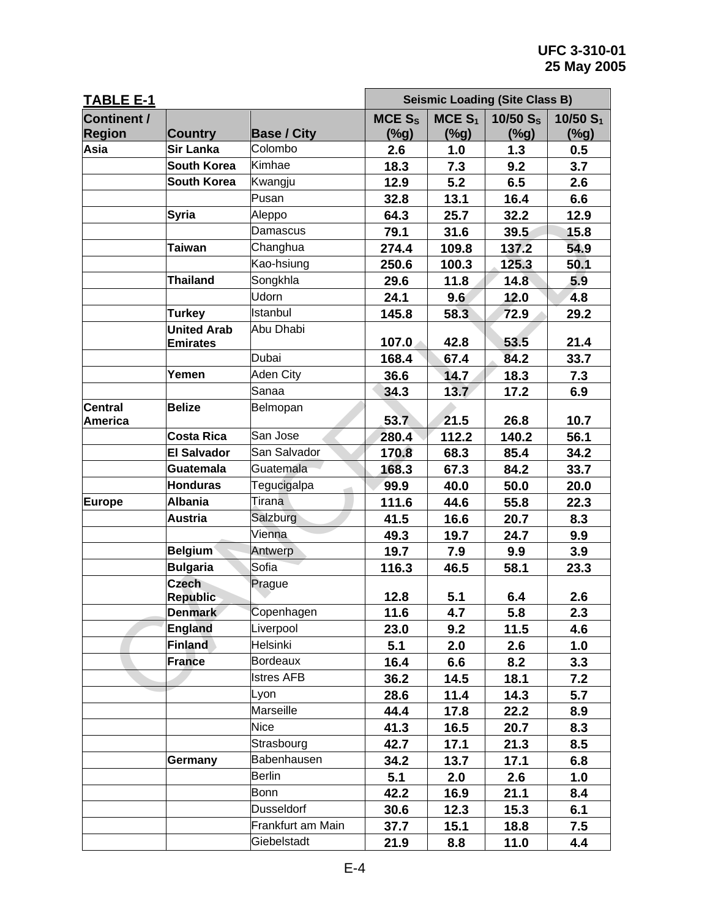**TABLE E-1**

| Continent / Region | Country | Base / City | Seismic Loading (Site Class B) | | | |
|---|---|---|---|---|---|---|
| | | | MCE $S_S$ (%g) | MCE $S_1$ (%g) | 10/50 $S_S$ (%g) | 10/50 $S_1$ (%g) |
| Asia | Sir Lanka | Colombo | 2.6 | 1.0 | 1.3 | 0.5 |
| | South Korea | Kimhae | 18.3 | 7.3 | 9.2 | 3.7 |
| | South Korea | Kwangju | 12.9 | 5.2 | 6.5 | 2.6 |
| | | Pusan | 32.8 | 13.1 | 16.4 | 6.6 |
| | Syria | Aleppo | 64.3 | 25.7 | 32.2 | 12.9 |
| | | Damascus | 79.1 | 31.6 | 39.5 | 15.8 |
| | Taiwan | Changhua | 274.4 | 109.8 | 137.2 | 54.9 |
| | | Kao-hsiung | 250.6 | 100.3 | 125.3 | 50.1 |
| | Thailand | Songkhla | 29.6 | 11.8 | 14.8 | 5.9 |
| | | Udorn | 24.1 | 9.6 | 12.0 | 4.8 |
| | Turkey | Istanbul | 145.8 | 58.3 | 72.9 | 29.2 |
| | United Arab Emirates | Abu Dhabi | 107.0 | 42.8 | 53.5 | 21.4 |
| | | Dubai | 168.4 | 67.4 | 84.2 | 33.7 |
| | Yemen | Aden City | 36.6 | 14.7 | 18.3 | 7.3 |
| | | Sanaa | 34.3 | 13.7 | 17.2 | 6.9 |
| Central America | Belize | Belmopan | 53.7 | 21.5 | 26.8 | 10.7 |
| | Costa Rica | San Jose | 280.4 | 112.2 | 140.2 | 56.1 |
| | El Salvador | San Salvador | 170.8 | 68.3 | 85.4 | 34.2 |
| | Guatemala | Guatemala | 168.3 | 67.3 | 84.2 | 33.7 |
| | Honduras | Tegucigalpa | 99.9 | 40.0 | 50.0 | 20.0 |
| Europe | Albania | Tirana | 111.6 | 44.6 | 55.8 | 22.3 |
| | Austria | Salzburg | 41.5 | 16.6 | 20.7 | 8.3 |
| | | Vienna | 49.3 | 19.7 | 24.7 | 9.9 |
| | Belgium | Antwerp | 19.7 | 7.9 | 9.9 | 3.9 |
| | Bulgaria | Sofia | 116.3 | 46.5 | 58.1 | 23.3 |
| | Czech Republic | Prague | 12.8 | 5.1 | 6.4 | 2.6 |
| | Denmark | Copenhagen | 11.6 | 4.7 | 5.8 | 2.3 |
| | England | Liverpool | 23.0 | 9.2 | 11.5 | 4.6 |
| | Finland | Helsinki | 5.1 | 2.0 | 2.6 | 1.0 |
| | France | Bordeaux | 16.4 | 6.6 | 8.2 | 3.3 |
| | | Istres AFB | 36.2 | 14.5 | 18.1 | 7.2 |
| | | Lyon | 28.6 | 11.4 | 14.3 | 5.7 |
| | | Marseille | 44.4 | 17.8 | 22.2 | 8.9 |
| | | Nice | 41.3 | 16.5 | 20.7 | 8.3 |
| | | Strasbourg | 42.7 | 17.1 | 21.3 | 8.5 |
| | Germany | Babenhausen | 34.2 | 13.7 | 17.1 | 6.8 |
| | | Berlin | 5.1 | 2.0 | 2.6 | 1.0 |
| | | Bonn | 42.2 | 16.9 | 21.1 | 8.4 |
| | | Dusseldorf | 30.6 | 12.3 | 15.3 | 6.1 |
| | | Frankfurt am Main | 37.7 | 15.1 | 18.8 | 7.5 |
| | | Giebelstadt | 21.9 | 8.8 | 11.0 | 4.4 |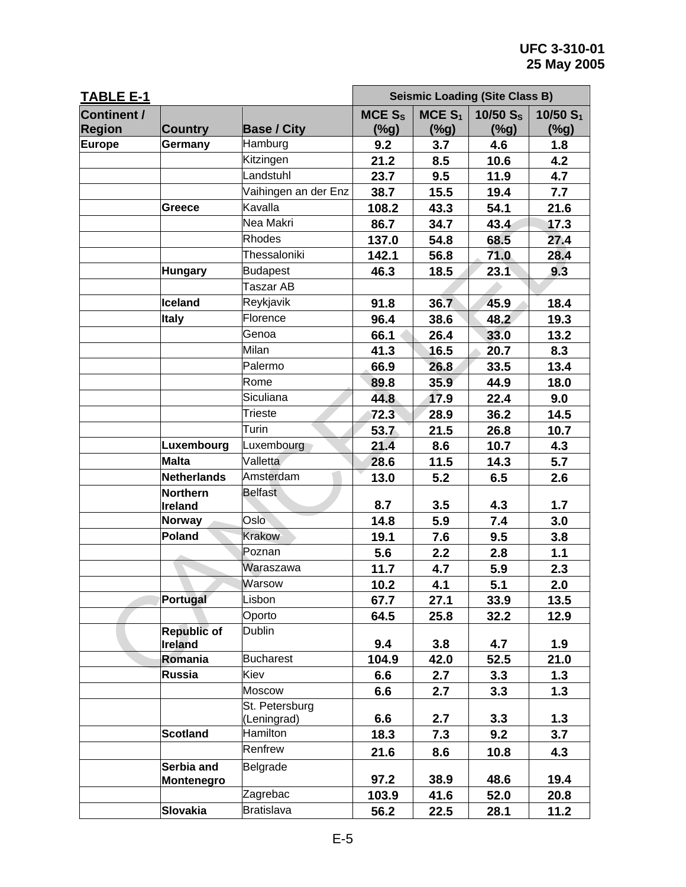**TABLE E-1**

| Continent / Region | Country | Base / City | Seismic Loading (Site Class B) | | | |
|---|---|---|---|---|---|---|
| | | | MCE $S_S$ (%g) | MCE $S_1$ (%g) | 10/50 $S_S$ (%g) | 10/50 $S_1$ (%g) |
| **Europe** | **Germany** | Hamburg | **9.2** | **3.7** | **4.6** | **1.8** |
| | | Kitzingen | **21.2** | **8.5** | **10.6** | **4.2** |
| | | Landstuhl | **23.7** | **9.5** | **11.9** | **4.7** |
| | | Vaihingen an der Enz | **38.7** | **15.5** | **19.4** | **7.7** |
| | **Greece** | Kavalla | **108.2** | **43.3** | **54.1** | **21.6** |
| | | Nea Makri | **86.7** | **34.7** | **43.4** | **17.3** |
| | | Rhodes | **137.0** | **54.8** | **68.5** | **27.4** |
| | | Thessaloniki | **142.1** | **56.8** | **71.0** | **28.4** |
| | **Hungary** | Budapest | **46.3** | **18.5** | **23.1** | **9.3** |
| | | Taszar AB | | | | |
| | **Iceland** | Reykjavik | **91.8** | **36.7** | **45.9** | **18.4** |
| | **Italy** | Florence | **96.4** | **38.6** | **48.2** | **19.3** |
| | | Genoa | **66.1** | **26.4** | **33.0** | **13.2** |
| | | Milan | **41.3** | **16.5** | **20.7** | **8.3** |
| | | Palermo | **66.9** | **26.8** | **33.5** | **13.4** |
| | | Rome | **89.8** | **35.9** | **44.9** | **18.0** |
| | | Siculiana | **44.8** | **17.9** | **22.4** | **9.0** |
| | | Trieste | **72.3** | **28.9** | **36.2** | **14.5** |
| | | Turin | **53.7** | **21.5** | **26.8** | **10.7** |
| | **Luxembourg** | Luxembourg | **21.4** | **8.6** | **10.7** | **4.3** |
| | **Malta** | Valletta | **28.6** | **11.5** | **14.3** | **5.7** |
| | **Netherlands** | Amsterdam | **13.0** | **5.2** | **6.5** | **2.6** |
| | **Northern Ireland** | Belfast | **8.7** | **3.5** | **4.3** | **1.7** |
| | **Norway** | Oslo | **14.8** | **5.9** | **7.4** | **3.0** |
| | **Poland** | Krakow | **19.1** | **7.6** | **9.5** | **3.8** |
| | | Poznan | **5.6** | **2.2** | **2.8** | **1.1** |
| | | Waraszawa | **11.7** | **4.7** | **5.9** | **2.3** |
| | | Warsow | **10.2** | **4.1** | **5.1** | **2.0** |
| | **Portugal** | Lisbon | **67.7** | **27.1** | **33.9** | **13.5** |
| | | Oporto | **64.5** | **25.8** | **32.2** | **12.9** |
| | **Republic of Ireland** | Dublin | **9.4** | **3.8** | **4.7** | **1.9** |
| | **Romania** | Bucharest | **104.9** | **42.0** | **52.5** | **21.0** |
| | **Russia** | Kiev | **6.6** | **2.7** | **3.3** | **1.3** |
| | | Moscow | **6.6** | **2.7** | **3.3** | **1.3** |
| | | St. Petersburg (Leningrad) | **6.6** | **2.7** | **3.3** | **1.3** |
| | **Scotland** | Hamilton | **18.3** | **7.3** | **9.2** | **3.7** |
| | | Renfrew | **21.6** | **8.6** | **10.8** | **4.3** |
| | **Serbia and Montenegro** | Belgrade | **97.2** | **38.9** | **48.6** | **19.4** |
| | | Zagrebac | **103.9** | **41.6** | **52.0** | **20.8** |
| | **Slovakia** | Bratislava | **56.2** | **22.5** | **28.1** | **11.2** |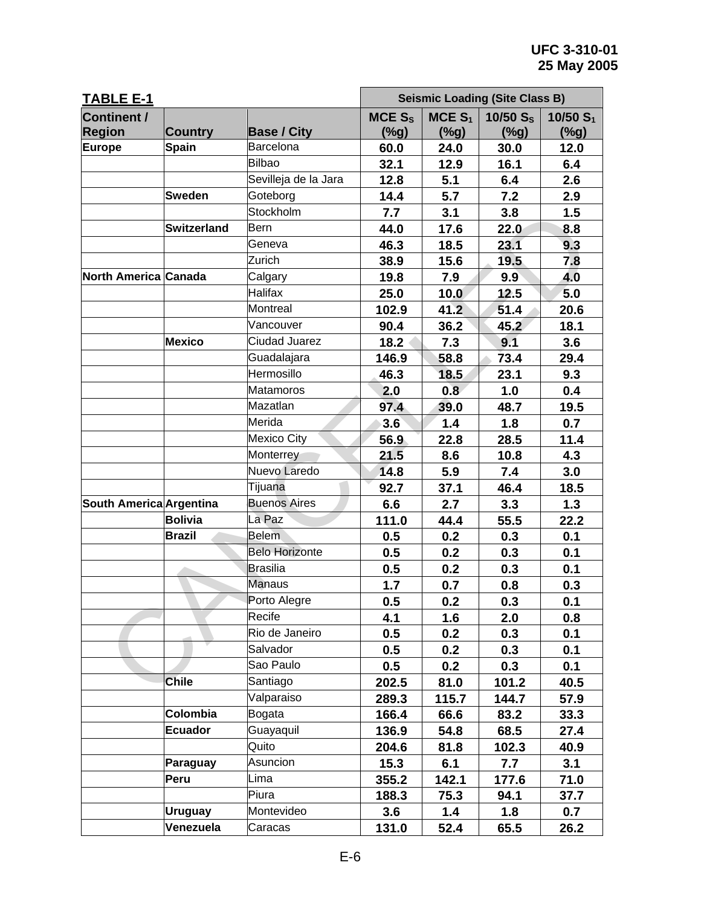**TABLE E-1**

| Continent / Region | Country | Base / City | Seismic Loading (Site Class B) MCE $S_S$ (%g) | MCE $S_1$ (%g) | 10/50 $S_S$ (%g) | 10/50 $S_1$ (%g) |
|---|---|---|---|---|---|---|
| **Europe** | **Spain** | Barcelona | 60.0 | 24.0 | 30.0 | 12.0 |
| | | Bilbao | 32.1 | 12.9 | 16.1 | 6.4 |
| | | Sevilleja de la Jara | 12.8 | 5.1 | 6.4 | 2.6 |
| | **Sweden** | Goteborg | 14.4 | 5.7 | 7.2 | 2.9 |
| | | Stockholm | 7.7 | 3.1 | 3.8 | 1.5 |
| | **Switzerland** | Bern | 44.0 | 17.6 | 22.0 | 8.8 |
| | | Geneva | 46.3 | 18.5 | 23.1 | 9.3 |
| | | Zurich | 38.9 | 15.6 | 19.5 | 7.8 |
| **North America** | **Canada** | Calgary | 19.8 | 7.9 | 9.9 | 4.0 |
| | | Halifax | 25.0 | 10.0 | 12.5 | 5.0 |
| | | Montreal | 102.9 | 41.2 | 51.4 | 20.6 |
| | | Vancouver | 90.4 | 36.2 | 45.2 | 18.1 |
| | **Mexico** | Ciudad Juarez | 18.2 | 7.3 | 9.1 | 3.6 |
| | | Guadalajara | 146.9 | 58.8 | 73.4 | 29.4 |
| | | Hermosillo | 46.3 | 18.5 | 23.1 | 9.3 |
| | | Matamoros | 2.0 | 0.8 | 1.0 | 0.4 |
| | | Mazatlan | 97.4 | 39.0 | 48.7 | 19.5 |
| | | Merida | 3.6 | 1.4 | 1.8 | 0.7 |
| | | Mexico City | 56.9 | 22.8 | 28.5 | 11.4 |
| | | Monterrey | 21.5 | 8.6 | 10.8 | 4.3 |
| | | Nuevo Laredo | 14.8 | 5.9 | 7.4 | 3.0 |
| | | Tijuana | 92.7 | 37.1 | 46.4 | 18.5 |
| **South America** | **Argentina** | Buenos Aires | 6.6 | 2.7 | 3.3 | 1.3 |
| | **Bolivia** | La Paz | 111.0 | 44.4 | 55.5 | 22.2 |
| | **Brazil** | Belem | 0.5 | 0.2 | 0.3 | 0.1 |
| | | Belo Horizonte | 0.5 | 0.2 | 0.3 | 0.1 |
| | | Brasilia | 0.5 | 0.2 | 0.3 | 0.1 |
| | | Manaus | 1.7 | 0.7 | 0.8 | 0.3 |
| | | Porto Alegre | 0.5 | 0.2 | 0.3 | 0.1 |
| | | Recife | 4.1 | 1.6 | 2.0 | 0.8 |
| | | Rio de Janeiro | 0.5 | 0.2 | 0.3 | 0.1 |
| | | Salvador | 0.5 | 0.2 | 0.3 | 0.1 |
| | | Sao Paulo | 0.5 | 0.2 | 0.3 | 0.1 |
| | **Chile** | Santiago | 202.5 | 81.0 | 101.2 | 40.5 |
| | | Valparaiso | 289.3 | 115.7 | 144.7 | 57.9 |
| | **Colombia** | Bogata | 166.4 | 66.6 | 83.2 | 33.3 |
| | **Ecuador** | Guayaquil | 136.9 | 54.8 | 68.5 | 27.4 |
| | | Quito | 204.6 | 81.8 | 102.3 | 40.9 |
| | **Paraguay** | Asuncion | 15.3 | 6.1 | 7.7 | 3.1 |
| | **Peru** | Lima | 355.2 | 142.1 | 177.6 | 71.0 |
| | | Piura | 188.3 | 75.3 | 94.1 | 37.7 |
| | **Uruguay** | Montevideo | 3.6 | 1.4 | 1.8 | 0.7 |
| | **Venezuela** | Caracas | 131.0 | 52.4 | 65.5 | 26.2 |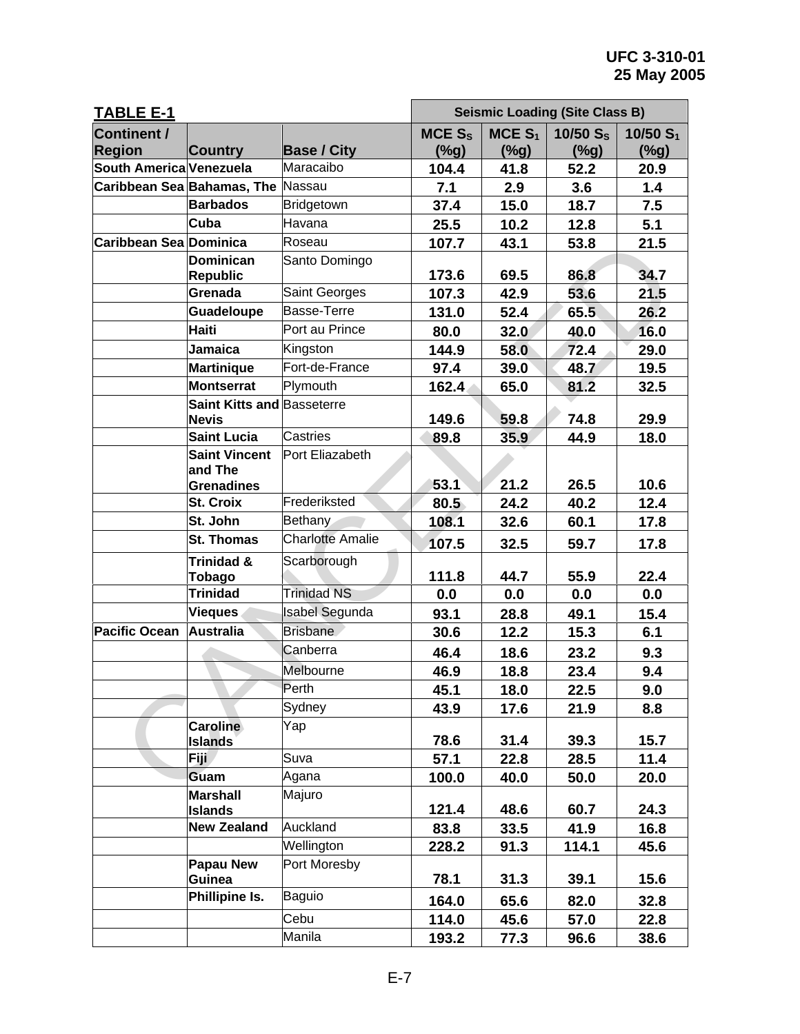**TABLE E-1**

| Continent / Region | Country | Base / City | Seismic Loading (Site Class B) | | | |
|---|---|---|---|---|---|---|
| | | | MCE $S_S$ (%g) | MCE $S_1$ (%g) | 10/50 $S_S$ (%g) | 10/50 $S_1$ (%g) |
| South America | Venezuela | Maracaibo | 104.4 | 41.8 | 52.2 | 20.9 |
| Caribbean Sea | Bahamas, The | Nassau | 7.1 | 2.9 | 3.6 | 1.4 |
| | Barbados | Bridgetown | 37.4 | 15.0 | 18.7 | 7.5 |
| | Cuba | Havana | 25.5 | 10.2 | 12.8 | 5.1 |
| Caribbean Sea | Dominica | Roseau | 107.7 | 43.1 | 53.8 | 21.5 |
| | Dominican Republic | Santo Domingo | 173.6 | 69.5 | 86.8 | 34.7 |
| | Grenada | Saint Georges | 107.3 | 42.9 | 53.6 | 21.5 |
| | Guadeloupe | Basse-Terre | 131.0 | 52.4 | 65.5 | 26.2 |
| | Haiti | Port au Prince | 80.0 | 32.0 | 40.0 | 16.0 |
| | Jamaica | Kingston | 144.9 | 58.0 | 72.4 | 29.0 |
| | Martinique | Fort-de-France | 97.4 | 39.0 | 48.7 | 19.5 |
| | Montserrat | Plymouth | 162.4 | 65.0 | 81.2 | 32.5 |
| | Saint Kitts and Nevis | Basseterre | 149.6 | 59.8 | 74.8 | 29.9 |
| | Saint Lucia | Castries | 89.8 | 35.9 | 44.9 | 18.0 |
| | Saint Vincent and The Grenadines | Port Eliazabeth | 53.1 | 21.2 | 26.5 | 10.6 |
| | St. Croix | Frederiksted | 80.5 | 24.2 | 40.2 | 12.4 |
| | St. John | Bethany | 108.1 | 32.6 | 60.1 | 17.8 |
| | St. Thomas | Charlotte Amalie | 107.5 | 32.5 | 59.7 | 17.8 |
| | Trinidad & Tobago | Scarborough | 111.8 | 44.7 | 55.9 | 22.4 |
| | Trinidad | Trinidad NS | 0.0 | 0.0 | 0.0 | 0.0 |
| | Vieques | Isabel Segunda | 93.1 | 28.8 | 49.1 | 15.4 |
| Pacific Ocean | Australia | Brisbane | 30.6 | 12.2 | 15.3 | 6.1 |
| | | Canberra | 46.4 | 18.6 | 23.2 | 9.3 |
| | | Melbourne | 46.9 | 18.8 | 23.4 | 9.4 |
| | | Perth | 45.1 | 18.0 | 22.5 | 9.0 |
| | | Sydney | 43.9 | 17.6 | 21.9 | 8.8 |
| | Caroline Islands | Yap | 78.6 | 31.4 | 39.3 | 15.7 |
| | Fiji | Suva | 57.1 | 22.8 | 28.5 | 11.4 |
| | Guam | Agana | 100.0 | 40.0 | 50.0 | 20.0 |
| | Marshall Islands | Majuro | 121.4 | 48.6 | 60.7 | 24.3 |
| | New Zealand | Auckland | 83.8 | 33.5 | 41.9 | 16.8 |
| | | Wellington | 228.2 | 91.3 | 114.1 | 45.6 |
| | Papau New Guinea | Port Moresby | 78.1 | 31.3 | 39.1 | 15.6 |
| | Phillipine Is. | Baguio | 164.0 | 65.6 | 82.0 | 32.8 |
| | | Cebu | 114.0 | 45.6 | 57.0 | 22.8 |
| | | Manila | 193.2 | 77.3 | 96.6 | 38.6 |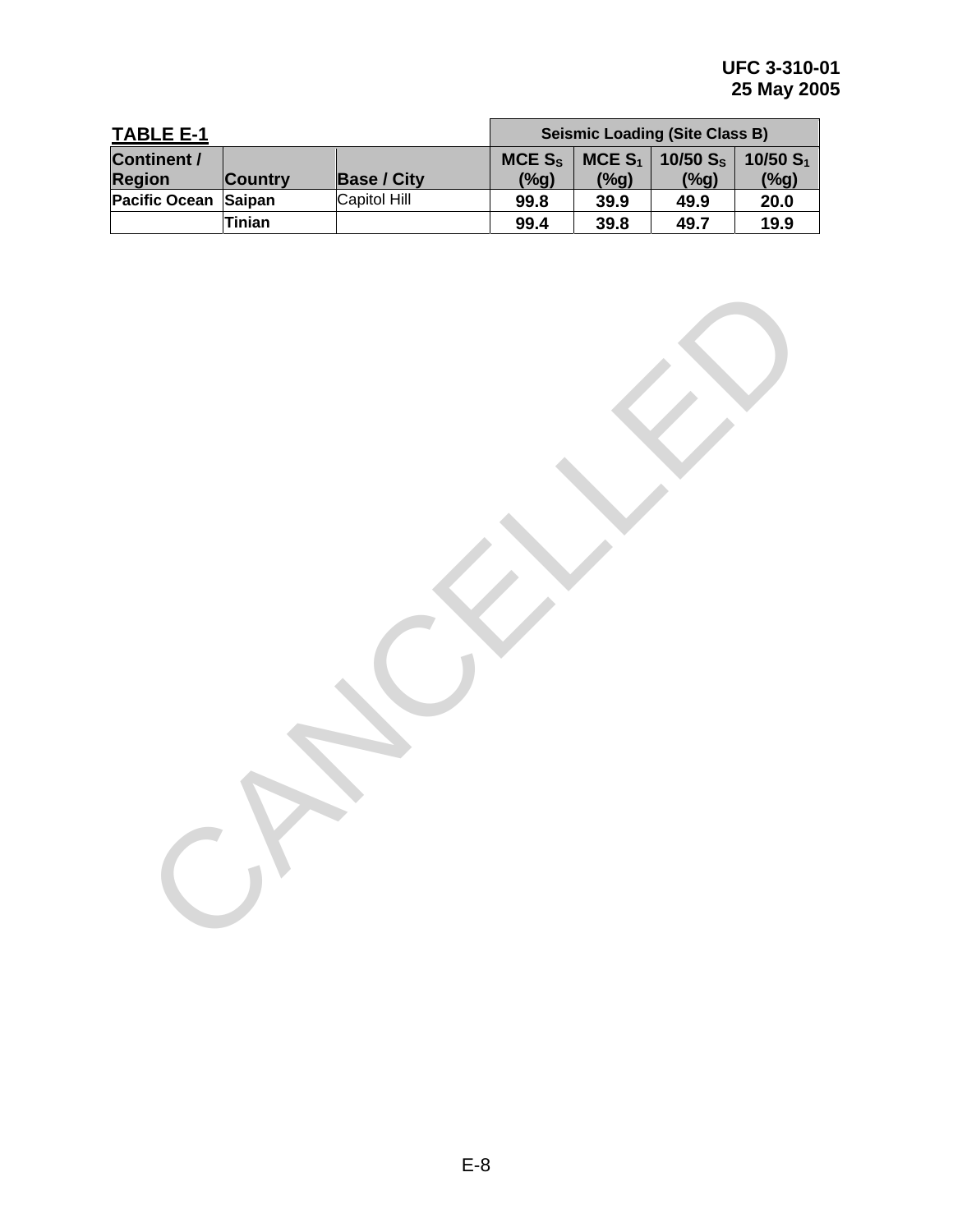**TABLE E-1**

| Continent / Region | Country | Base / City | Seismic Loading (Site Class B) MCE $S_S$ (%g) | MCE $S_1$ (%g) | 10/50 $S_S$ (%g) | 10/50 $S_1$ (%g) |
|---|---|---|---|---|---|---|
| Pacific Ocean | Saipan | Capitol Hill | 99.8 | 39.9 | 49.9 | 20.0 |
| | Tinian | | 99.4 | 39.8 | 49.7 | 19.9 |

CANCELLED